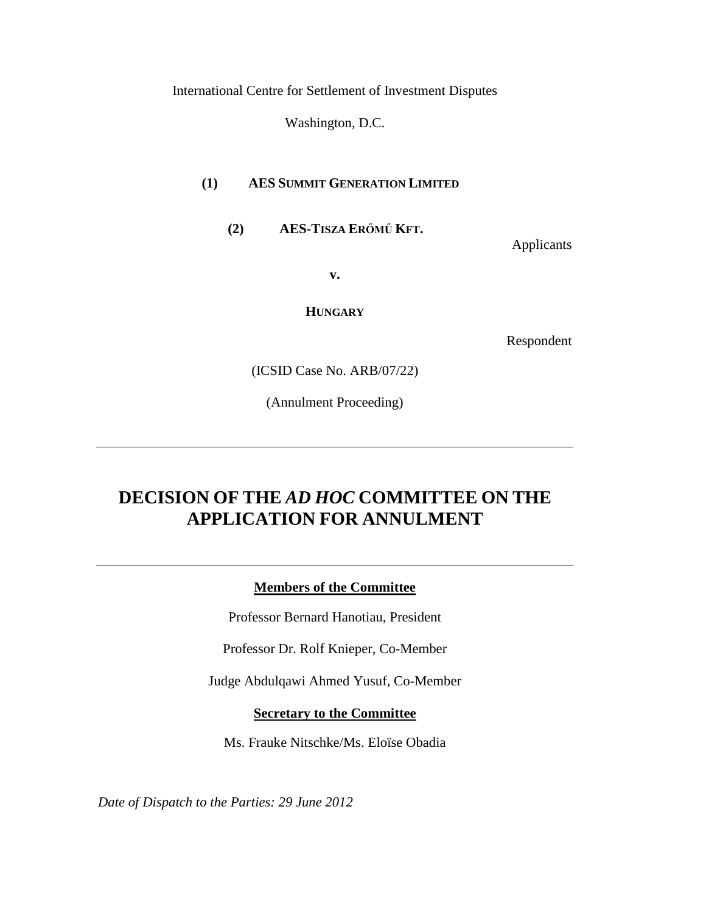International Centre for Settlement of Investment Disputes

Washington, D.C.

**(1) AES SUMMIT GENERATION LIMITED**

**(2) AES-TISZA ERŐMŰ KFT.**

Applicants

**v.**

**HUNGARY**

Respondent

(ICSID Case No. ARB/07/22)

(Annulment Proceeding)

---

# DECISION OF THE *AD HOC* COMMITTEE ON THE APPLICATION FOR ANNULMENT

---

**Members of the Committee**

Professor Bernard Hanotiau, President

Professor Dr. Rolf Knieper, Co-Member

Judge Abdulqawi Ahmed Yusuf, Co-Member

**Secretary to the Committee**

Ms. Frauke Nitschke/Ms. Eloïse Obadia

*Date of Dispatch to the Parties: 29 June 2012*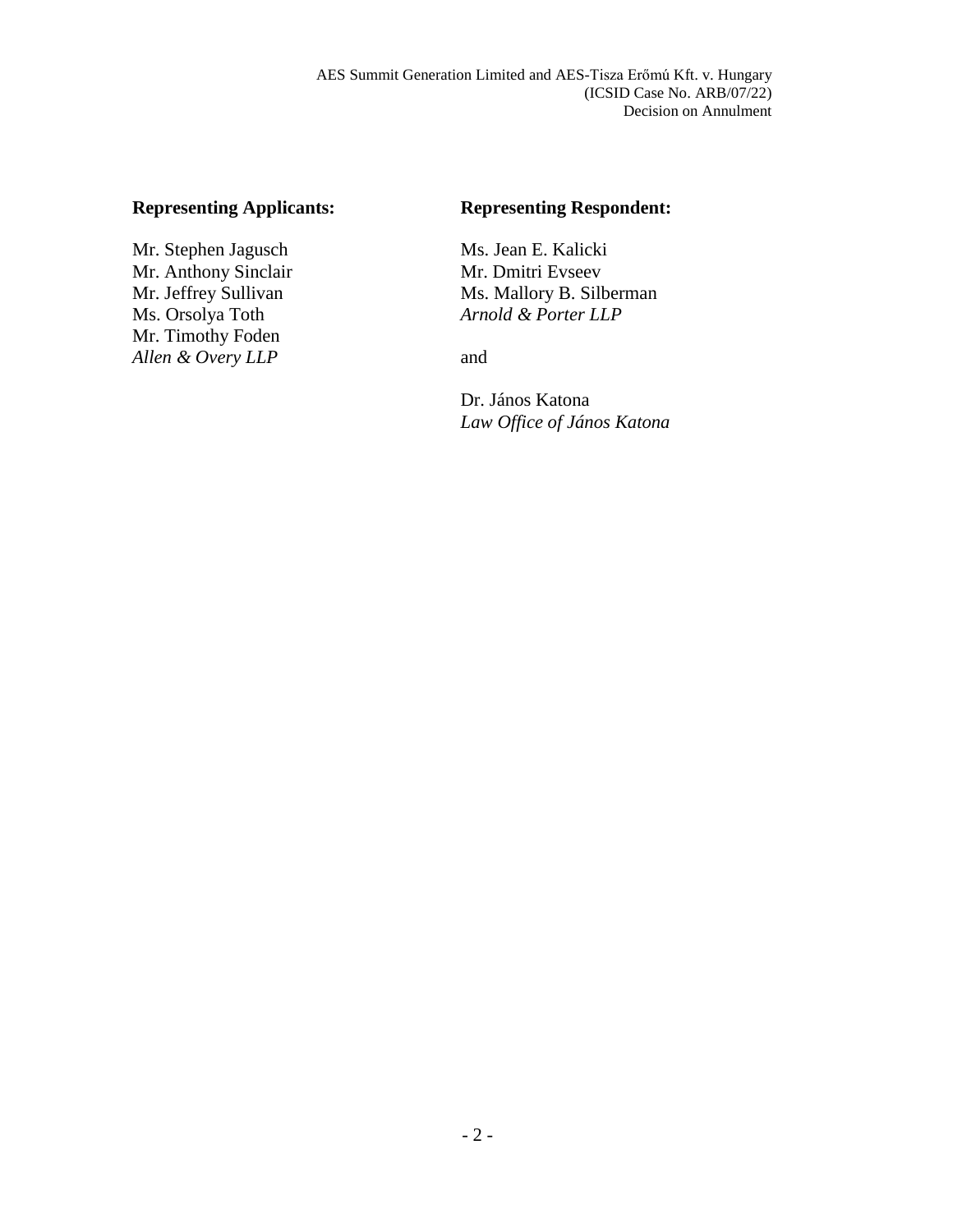**Representing Applicants:**

Mr. Stephen Jagusch
Mr. Anthony Sinclair
Mr. Jeffrey Sullivan
Ms. Orsolya Toth
Mr. Timothy Foden
*Allen & Overy LLP*

**Representing Respondent:**

Ms. Jean E. Kalicki
Mr. Dmitri Evseev
Ms. Mallory B. Silberman
*Arnold & Porter LLP*

and

Dr. János Katona
*Law Office of János Katona*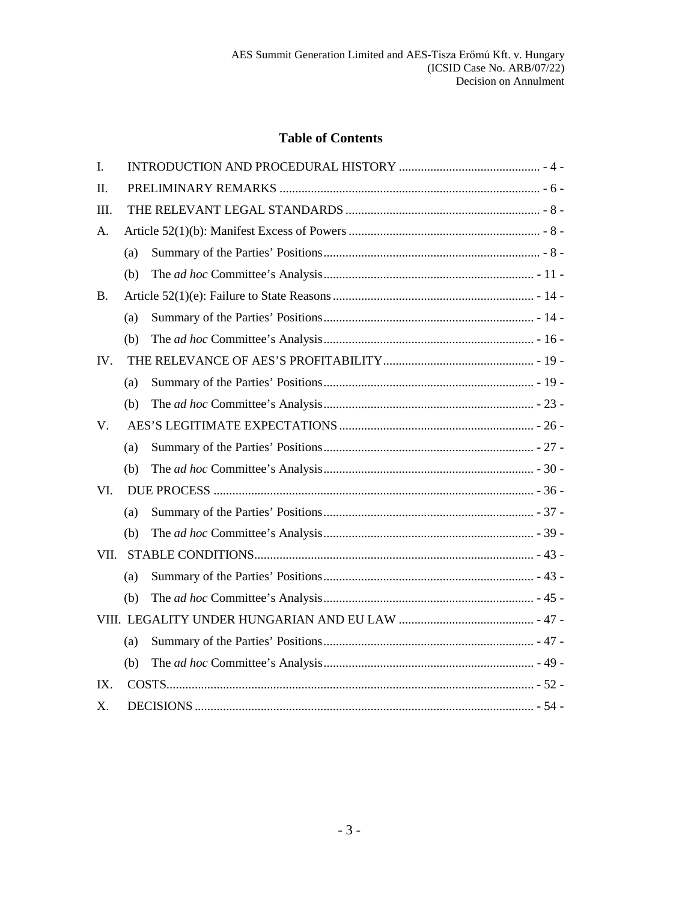## Table of Contents

I. INTRODUCTION AND PROCEDURAL HISTORY ............................................ - 4 -

II. PRELIMINARY REMARKS .................................................................................. - 6 -

III. THE RELEVANT LEGAL STANDARDS ............................................................. - 8 -

A. Article 52(1)(b): Manifest Excess of Powers ............................................................ - 8 -

(a) Summary of the Parties' Positions .................................................................... - 8 -

(b) The *ad hoc* Committee's Analysis .................................................................. - 11 -

B. Article 52(1)(e): Failure to State Reasons ............................................................... - 14 -

(a) Summary of the Parties' Positions .................................................................. - 14 -

(b) The *ad hoc* Committee's Analysis .................................................................. - 16 -

IV. THE RELEVANCE OF AES'S PROFITABILITY ............................................... - 19 -

(a) Summary of the Parties' Positions .................................................................. - 19 -

(b) The *ad hoc* Committee's Analysis .................................................................. - 23 -

V. AES'S LEGITIMATE EXPECTATIONS ............................................................. - 26 -

(a) Summary of the Parties' Positions .................................................................. - 27 -

(b) The *ad hoc* Committee's Analysis .................................................................. - 30 -

VI. DUE PROCESS ..................................................................................................... - 36 -

(a) Summary of the Parties' Positions .................................................................. - 37 -

(b) The *ad hoc* Committee's Analysis .................................................................. - 39 -

VII. STABLE CONDITIONS ........................................................................................ - 43 -

(a) Summary of the Parties' Positions .................................................................. - 43 -

(b) The *ad hoc* Committee's Analysis .................................................................. - 45 -

VIII. LEGALITY UNDER HUNGARIAN AND EU LAW .......................................... - 47 -

(a) Summary of the Parties' Positions .................................................................. - 47 -

(b) The *ad hoc* Committee's Analysis .................................................................. - 49 -

IX. COSTS .................................................................................................................... - 52 -

X. DECISIONS ........................................................................................................... - 54 -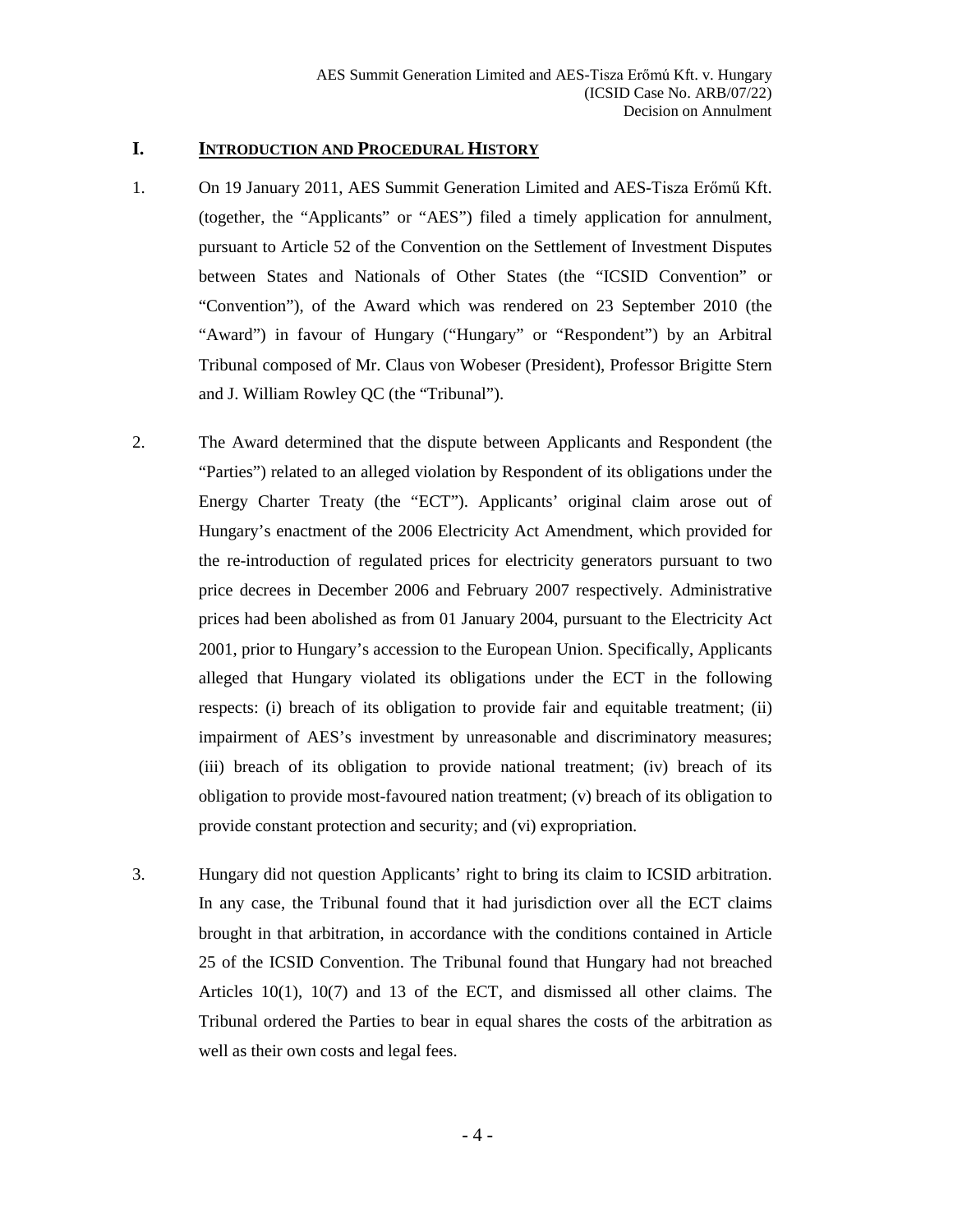## I. INTRODUCTION AND PROCEDURAL HISTORY

1. On 19 January 2011, AES Summit Generation Limited and AES-Tisza Erőmű Kft. (together, the "Applicants" or "AES") filed a timely application for annulment, pursuant to Article 52 of the Convention on the Settlement of Investment Disputes between States and Nationals of Other States (the "ICSID Convention" or "Convention"), of the Award which was rendered on 23 September 2010 (the "Award") in favour of Hungary ("Hungary" or "Respondent") by an Arbitral Tribunal composed of Mr. Claus von Wobeser (President), Professor Brigitte Stern and J. William Rowley QC (the "Tribunal").

2. The Award determined that the dispute between Applicants and Respondent (the "Parties") related to an alleged violation by Respondent of its obligations under the Energy Charter Treaty (the "ECT"). Applicants' original claim arose out of Hungary's enactment of the 2006 Electricity Act Amendment, which provided for the re-introduction of regulated prices for electricity generators pursuant to two price decrees in December 2006 and February 2007 respectively. Administrative prices had been abolished as from 01 January 2004, pursuant to the Electricity Act 2001, prior to Hungary's accession to the European Union. Specifically, Applicants alleged that Hungary violated its obligations under the ECT in the following respects: (i) breach of its obligation to provide fair and equitable treatment; (ii) impairment of AES's investment by unreasonable and discriminatory measures; (iii) breach of its obligation to provide national treatment; (iv) breach of its obligation to provide most-favoured nation treatment; (v) breach of its obligation to provide constant protection and security; and (vi) expropriation.

3. Hungary did not question Applicants' right to bring its claim to ICSID arbitration. In any case, the Tribunal found that it had jurisdiction over all the ECT claims brought in that arbitration, in accordance with the conditions contained in Article 25 of the ICSID Convention. The Tribunal found that Hungary had not breached Articles 10(1), 10(7) and 13 of the ECT, and dismissed all other claims. The Tribunal ordered the Parties to bear in equal shares the costs of the arbitration as well as their own costs and legal fees.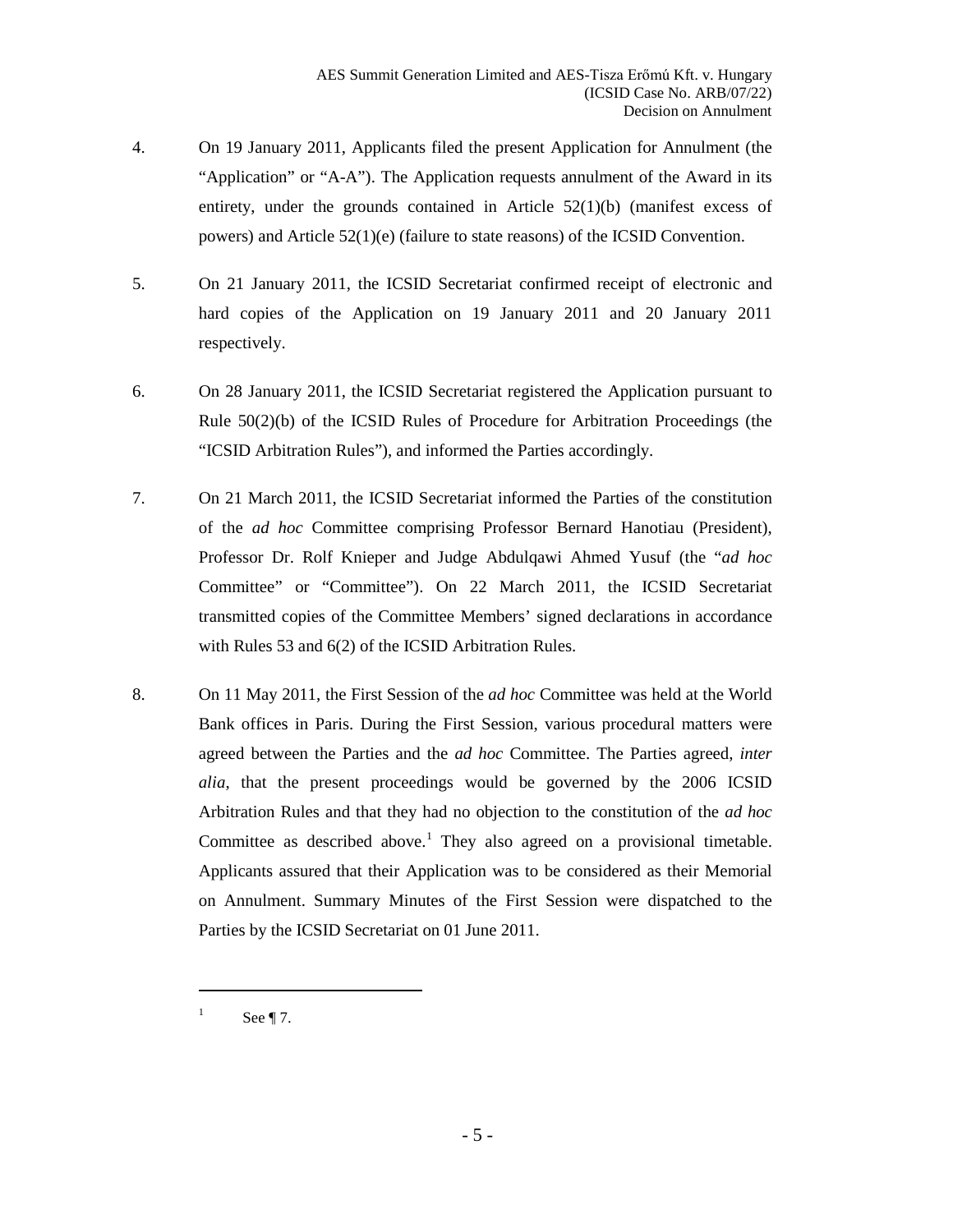4. On 19 January 2011, Applicants filed the present Application for Annulment (the "Application" or "A-A"). The Application requests annulment of the Award in its entirety, under the grounds contained in Article 52(1)(b) (manifest excess of powers) and Article 52(1)(e) (failure to state reasons) of the ICSID Convention.

5. On 21 January 2011, the ICSID Secretariat confirmed receipt of electronic and hard copies of the Application on 19 January 2011 and 20 January 2011 respectively.

6. On 28 January 2011, the ICSID Secretariat registered the Application pursuant to Rule 50(2)(b) of the ICSID Rules of Procedure for Arbitration Proceedings (the "ICSID Arbitration Rules"), and informed the Parties accordingly.

7. On 21 March 2011, the ICSID Secretariat informed the Parties of the constitution of the *ad hoc* Committee comprising Professor Bernard Hanotiau (President), Professor Dr. Rolf Knieper and Judge Abdulqawi Ahmed Yusuf (the "*ad hoc* Committee" or "Committee"). On 22 March 2011, the ICSID Secretariat transmitted copies of the Committee Members' signed declarations in accordance with Rules 53 and 6(2) of the ICSID Arbitration Rules.

8. On 11 May 2011, the First Session of the *ad hoc* Committee was held at the World Bank offices in Paris. During the First Session, various procedural matters were agreed between the Parties and the *ad hoc* Committee. The Parties agreed, *inter alia*, that the present proceedings would be governed by the 2006 ICSID Arbitration Rules and that they had no objection to the constitution of the *ad hoc* Committee as described above.[1] They also agreed on a provisional timetable. Applicants assured that their Application was to be considered as their Memorial on Annulment. Summary Minutes of the First Session were dispatched to the Parties by the ICSID Secretariat on 01 June 2011.

---

[1] See ¶ 7.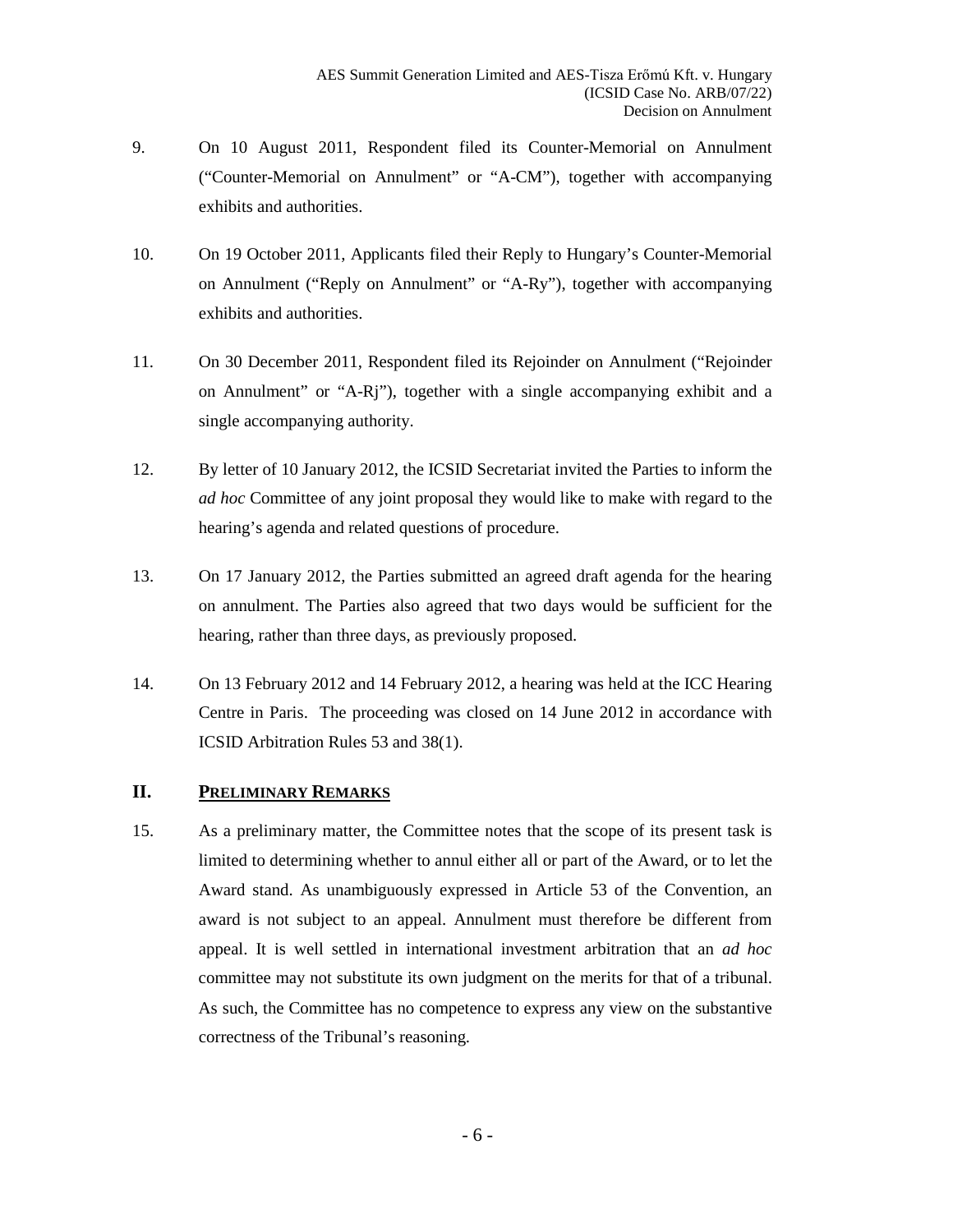9. On 10 August 2011, Respondent filed its Counter-Memorial on Annulment ("Counter-Memorial on Annulment" or "A-CM"), together with accompanying exhibits and authorities.

10. On 19 October 2011, Applicants filed their Reply to Hungary's Counter-Memorial on Annulment ("Reply on Annulment" or "A-Ry"), together with accompanying exhibits and authorities.

11. On 30 December 2011, Respondent filed its Rejoinder on Annulment ("Rejoinder on Annulment" or "A-Rj"), together with a single accompanying exhibit and a single accompanying authority.

12. By letter of 10 January 2012, the ICSID Secretariat invited the Parties to inform the *ad hoc* Committee of any joint proposal they would like to make with regard to the hearing's agenda and related questions of procedure.

13. On 17 January 2012, the Parties submitted an agreed draft agenda for the hearing on annulment. The Parties also agreed that two days would be sufficient for the hearing, rather than three days, as previously proposed.

14. On 13 February 2012 and 14 February 2012, a hearing was held at the ICC Hearing Centre in Paris. The proceeding was closed on 14 June 2012 in accordance with ICSID Arbitration Rules 53 and 38(1).

## II. PRELIMINARY REMARKS

15. As a preliminary matter, the Committee notes that the scope of its present task is limited to determining whether to annul either all or part of the Award, or to let the Award stand. As unambiguously expressed in Article 53 of the Convention, an award is not subject to an appeal. Annulment must therefore be different from appeal. It is well settled in international investment arbitration that an *ad hoc* committee may not substitute its own judgment on the merits for that of a tribunal. As such, the Committee has no competence to express any view on the substantive correctness of the Tribunal's reasoning.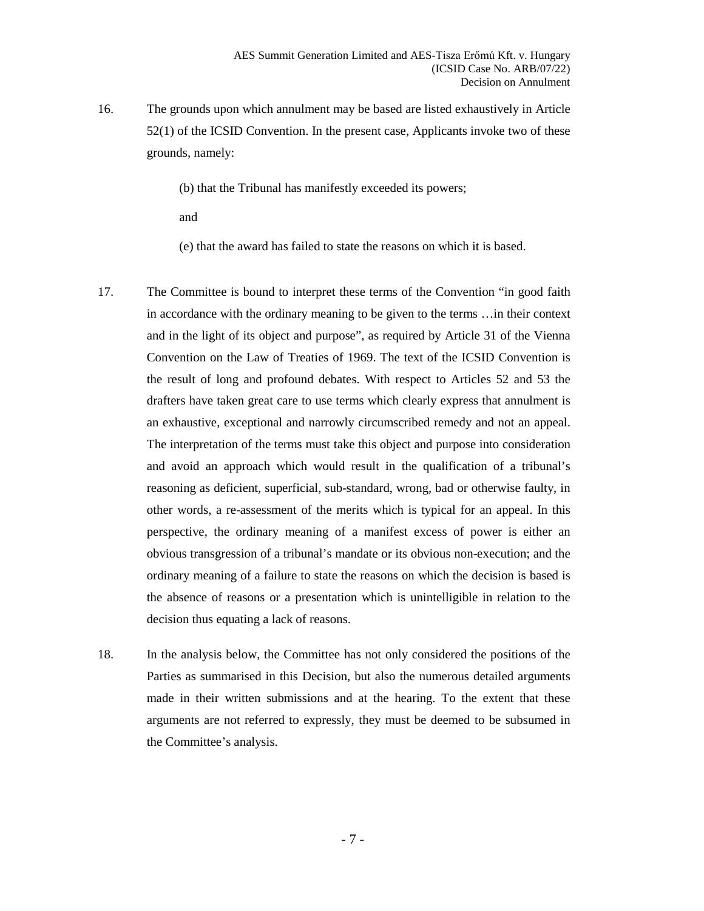16. The grounds upon which annulment may be based are listed exhaustively in Article 52(1) of the ICSID Convention. In the present case, Applicants invoke two of these grounds, namely:

    (b) that the Tribunal has manifestly exceeded its powers;

    and

    (e) that the award has failed to state the reasons on which it is based.

17. The Committee is bound to interpret these terms of the Convention "in good faith in accordance with the ordinary meaning to be given to the terms …in their context and in the light of its object and purpose", as required by Article 31 of the Vienna Convention on the Law of Treaties of 1969. The text of the ICSID Convention is the result of long and profound debates. With respect to Articles 52 and 53 the drafters have taken great care to use terms which clearly express that annulment is an exhaustive, exceptional and narrowly circumscribed remedy and not an appeal. The interpretation of the terms must take this object and purpose into consideration and avoid an approach which would result in the qualification of a tribunal's reasoning as deficient, superficial, sub-standard, wrong, bad or otherwise faulty, in other words, a re-assessment of the merits which is typical for an appeal. In this perspective, the ordinary meaning of a manifest excess of power is either an obvious transgression of a tribunal's mandate or its obvious non-execution; and the ordinary meaning of a failure to state the reasons on which the decision is based is the absence of reasons or a presentation which is unintelligible in relation to the decision thus equating a lack of reasons.

18. In the analysis below, the Committee has not only considered the positions of the Parties as summarised in this Decision, but also the numerous detailed arguments made in their written submissions and at the hearing. To the extent that these arguments are not referred to expressly, they must be deemed to be subsumed in the Committee's analysis.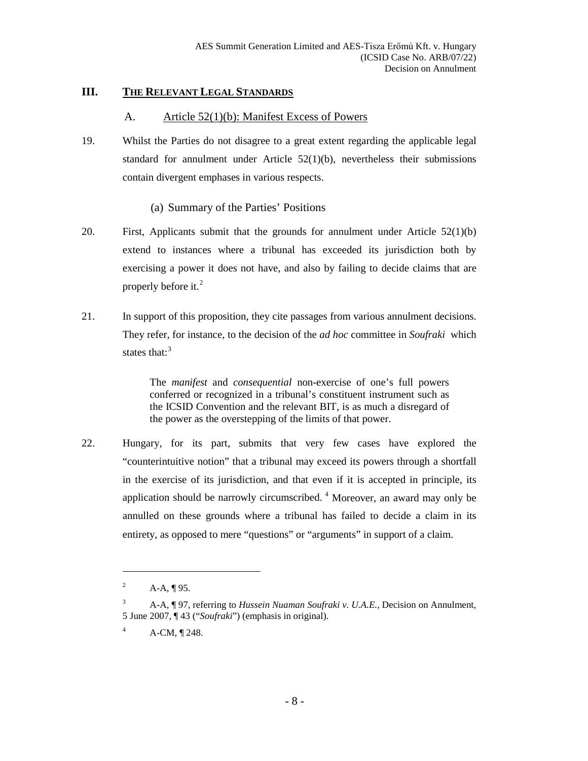## III. THE RELEVANT LEGAL STANDARDS

### A. Article 52(1)(b): Manifest Excess of Powers

19. Whilst the Parties do not disagree to a great extent regarding the applicable legal standard for annulment under Article 52(1)(b), nevertheless their submissions contain divergent emphases in various respects.

#### (a) Summary of the Parties' Positions

20. First, Applicants submit that the grounds for annulment under Article 52(1)(b) extend to instances where a tribunal has exceeded its jurisdiction both by exercising a power it does not have, and also by failing to decide claims that are properly before it.[2]

21. In support of this proposition, they cite passages from various annulment decisions. They refer, for instance, to the decision of the *ad hoc* committee in *Soufraki* which states that:[3]

> The *manifest* and *consequential* non-exercise of one's full powers conferred or recognized in a tribunal's constituent instrument such as the ICSID Convention and the relevant BIT, is as much a disregard of the power as the overstepping of the limits of that power.

22. Hungary, for its part, submits that very few cases have explored the "counterintuitive notion" that a tribunal may exceed its powers through a shortfall in the exercise of its jurisdiction, and that even if it is accepted in principle, its application should be narrowly circumscribed.[4] Moreover, an award may only be annulled on these grounds where a tribunal has failed to decide a claim in its entirety, as opposed to mere "questions" or "arguments" in support of a claim.

---

[2] A-A, ¶ 95.

[3] A-A, ¶ 97, referring to *Hussein Nuaman Soufraki v. U.A.E.*, Decision on Annulment, 5 June 2007, ¶ 43 ("*Soufraki*") (emphasis in original).

[4] A-CM, ¶ 248.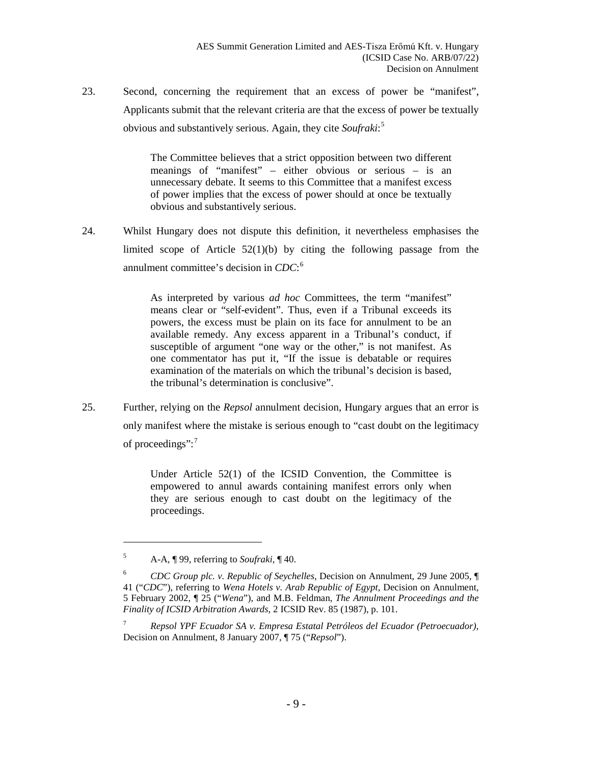23. Second, concerning the requirement that an excess of power be "manifest", Applicants submit that the relevant criteria are that the excess of power be textually obvious and substantively serious. Again, they cite *Soufraki*:[5]

> The Committee believes that a strict opposition between two different meanings of "manifest" – either obvious or serious – is an unnecessary debate. It seems to this Committee that a manifest excess of power implies that the excess of power should at once be textually obvious and substantively serious.

24. Whilst Hungary does not dispute this definition, it nevertheless emphasises the limited scope of Article 52(1)(b) by citing the following passage from the annulment committee's decision in *CDC*:[6]

> As interpreted by various *ad hoc* Committees, the term "manifest" means clear or "self-evident". Thus, even if a Tribunal exceeds its powers, the excess must be plain on its face for annulment to be an available remedy. Any excess apparent in a Tribunal's conduct, if susceptible of argument "one way or the other," is not manifest. As one commentator has put it, "If the issue is debatable or requires examination of the materials on which the tribunal's decision is based, the tribunal's determination is conclusive".

25. Further, relying on the *Repsol* annulment decision, Hungary argues that an error is only manifest where the mistake is serious enough to "cast doubt on the legitimacy of proceedings":[7]

> Under Article 52(1) of the ICSID Convention, the Committee is empowered to annul awards containing manifest errors only when they are serious enough to cast doubt on the legitimacy of the proceedings.

---

[5] A-A, ¶ 99, referring to *Soufraki*, ¶ 40.

[6] *CDC Group plc. v. Republic of Seychelles*, Decision on Annulment, 29 June 2005, ¶ 41 ("*CDC*"), referring to *Wena Hotels v. Arab Republic of Egypt*, Decision on Annulment, 5 February 2002, ¶ 25 ("*Wena*"), and M.B. Feldman, *The Annulment Proceedings and the Finality of ICSID Arbitration Awards*, 2 ICSID Rev. 85 (1987), p. 101.

[7] *Repsol YPF Ecuador SA v. Empresa Estatal Petróleos del Ecuador (Petroecuador)*, Decision on Annulment, 8 January 2007, ¶ 75 ("*Repsol*").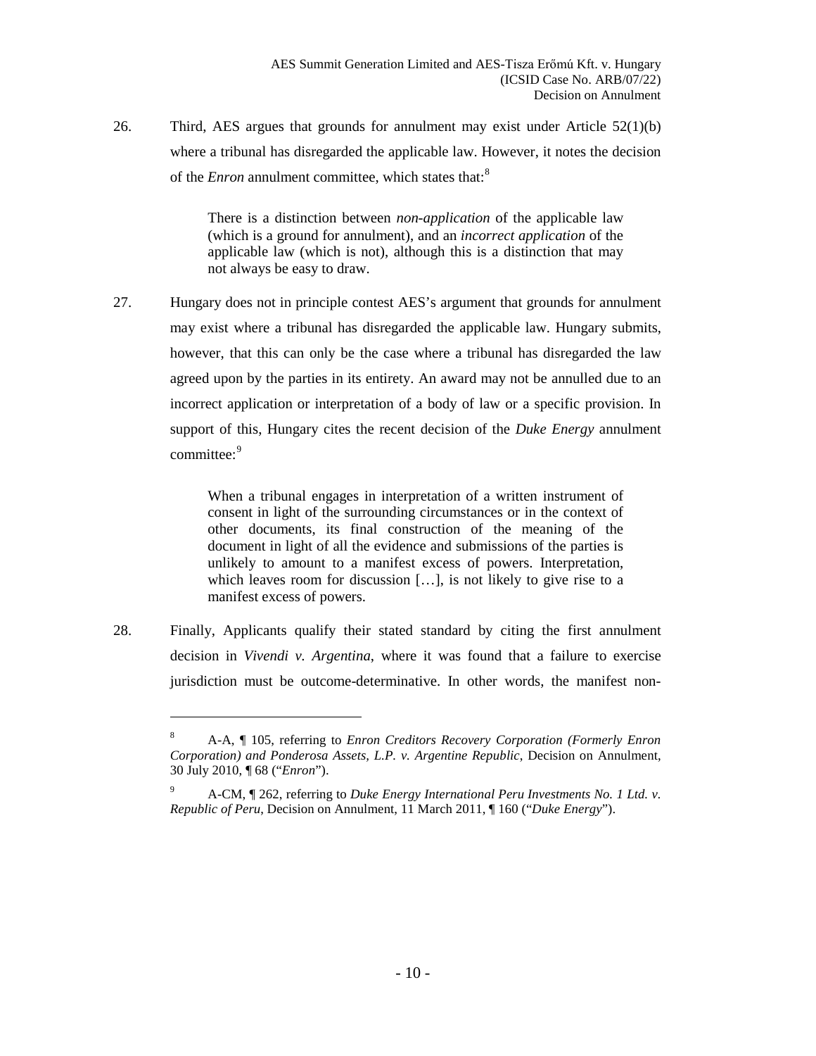26. Third, AES argues that grounds for annulment may exist under Article 52(1)(b) where a tribunal has disregarded the applicable law. However, it notes the decision of the *Enron* annulment committee, which states that:[8]

> There is a distinction between *non-application* of the applicable law (which is a ground for annulment), and an *incorrect application* of the applicable law (which is not), although this is a distinction that may not always be easy to draw.

27. Hungary does not in principle contest AES's argument that grounds for annulment may exist where a tribunal has disregarded the applicable law. Hungary submits, however, that this can only be the case where a tribunal has disregarded the law agreed upon by the parties in its entirety. An award may not be annulled due to an incorrect application or interpretation of a body of law or a specific provision. In support of this, Hungary cites the recent decision of the *Duke Energy* annulment committee:[9]

> When a tribunal engages in interpretation of a written instrument of consent in light of the surrounding circumstances or in the context of other documents, its final construction of the meaning of the document in light of all the evidence and submissions of the parties is unlikely to amount to a manifest excess of powers. Interpretation, which leaves room for discussion […], is not likely to give rise to a manifest excess of powers.

28. Finally, Applicants qualify their stated standard by citing the first annulment decision in *Vivendi v. Argentina*, where it was found that a failure to exercise jurisdiction must be outcome-determinative. In other words, the manifest non-

---

[8] A-A, ¶ 105, referring to *Enron Creditors Recovery Corporation (Formerly Enron Corporation) and Ponderosa Assets, L.P. v. Argentine Republic*, Decision on Annulment, 30 July 2010, ¶ 68 ("*Enron*").

[9] A-CM, ¶ 262, referring to *Duke Energy International Peru Investments No. 1 Ltd. v. Republic of Peru*, Decision on Annulment, 11 March 2011, ¶ 160 ("*Duke Energy*").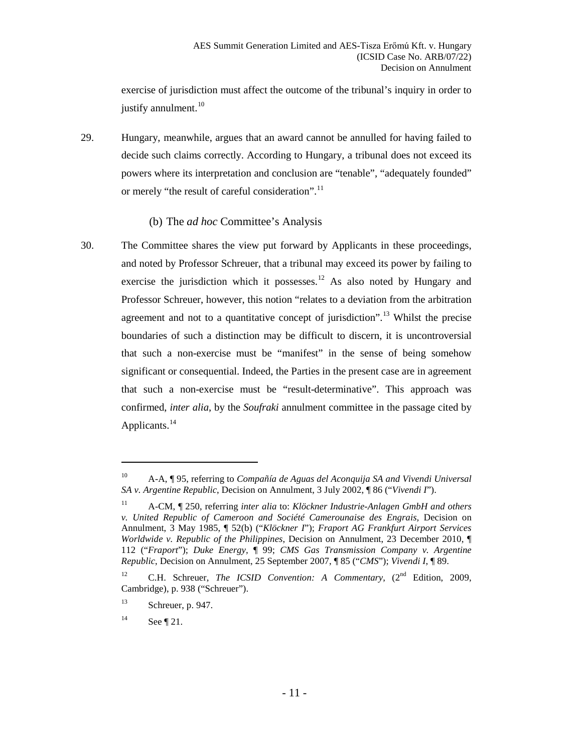exercise of jurisdiction must affect the outcome of the tribunal's inquiry in order to justify annulment.[10]

29. Hungary, meanwhile, argues that an award cannot be annulled for having failed to decide such claims correctly. According to Hungary, a tribunal does not exceed its powers where its interpretation and conclusion are "tenable", "adequately founded" or merely "the result of careful consideration".[11]

### (b) The *ad hoc* Committee's Analysis

30. The Committee shares the view put forward by Applicants in these proceedings, and noted by Professor Schreuer, that a tribunal may exceed its power by failing to exercise the jurisdiction which it possesses.[12] As also noted by Hungary and Professor Schreuer, however, this notion "relates to a deviation from the arbitration agreement and not to a quantitative concept of jurisdiction".[13] Whilst the precise boundaries of such a distinction may be difficult to discern, it is uncontroversial that such a non-exercise must be "manifest" in the sense of being somehow significant or consequential. Indeed, the Parties in the present case are in agreement that such a non-exercise must be "result-determinative". This approach was confirmed, *inter alia*, by the *Soufraki* annulment committee in the passage cited by Applicants.[14]

---

[10] A-A, ¶ 95, referring to *Compañía de Aguas del Aconquija SA and Vivendi Universal SA v. Argentine Republic*, Decision on Annulment, 3 July 2002, ¶ 86 ("*Vivendi I*").

[11] A-CM, ¶ 250, referring *inter alia* to: *Klöckner Industrie-Anlagen GmbH and others v. United Republic of Cameroon and Société Camerounaise des Engrais*, Decision on Annulment, 3 May 1985, ¶ 52(b) ("*Klöckner I*"); *Fraport AG Frankfurt Airport Services Worldwide v. Republic of the Philippines*, Decision on Annulment, 23 December 2010, ¶ 112 ("*Fraport*"); *Duke Energy*, ¶ 99; *CMS Gas Transmission Company v. Argentine Republic*, Decision on Annulment, 25 September 2007, ¶ 85 ("*CMS*"); *Vivendi I*, ¶ 89.

[12] C.H. Schreuer, *The ICSID Convention: A Commentary*, (2nd Edition, 2009, Cambridge), p. 938 ("Schreuer").

[13] Schreuer, p. 947.

[14] See ¶ 21.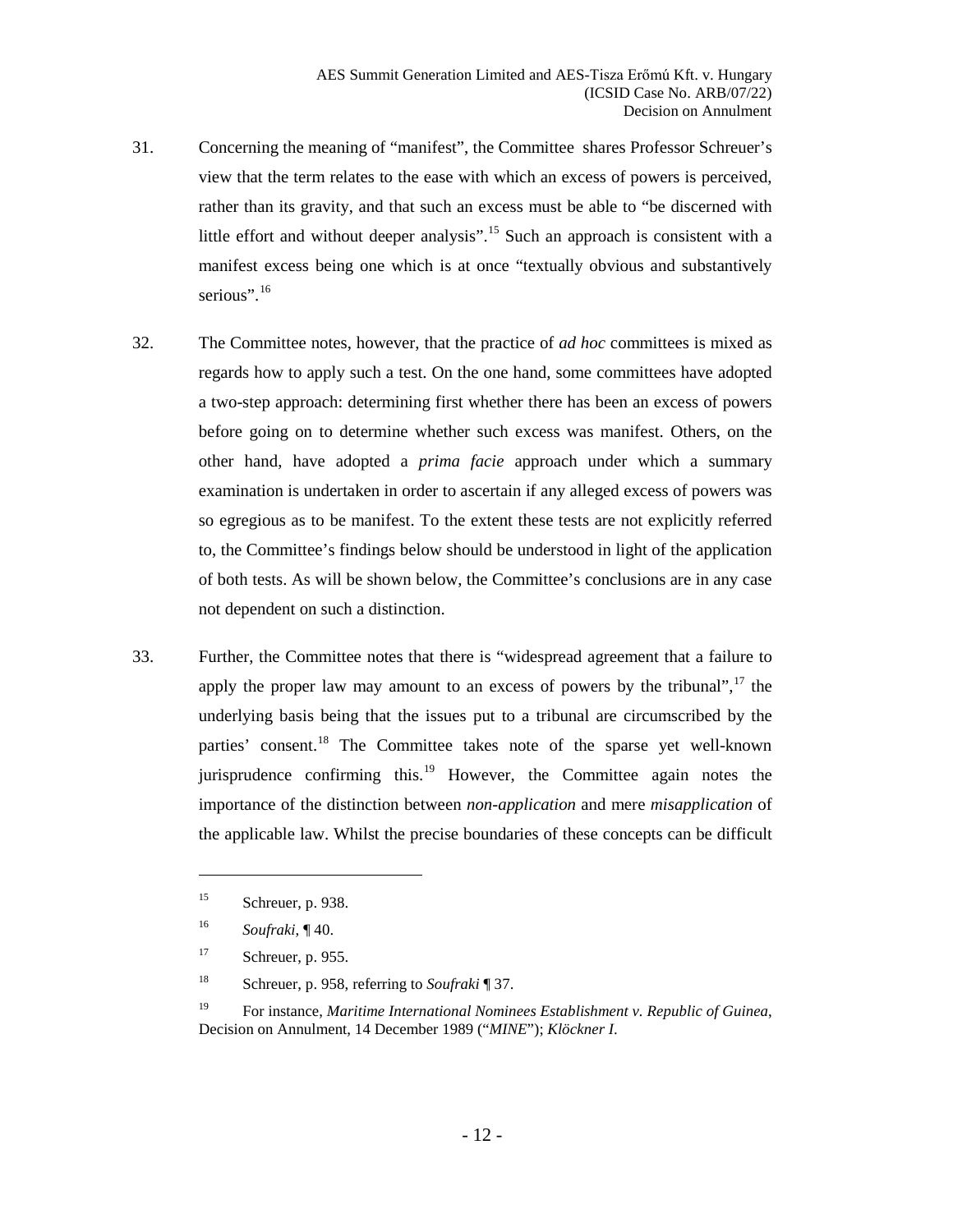31. Concerning the meaning of "manifest", the Committee shares Professor Schreuer's view that the term relates to the ease with which an excess of powers is perceived, rather than its gravity, and that such an excess must be able to "be discerned with little effort and without deeper analysis".[15] Such an approach is consistent with a manifest excess being one which is at once "textually obvious and substantively serious".[16]

32. The Committee notes, however, that the practice of *ad hoc* committees is mixed as regards how to apply such a test. On the one hand, some committees have adopted a two-step approach: determining first whether there has been an excess of powers before going on to determine whether such excess was manifest. Others, on the other hand, have adopted a *prima facie* approach under which a summary examination is undertaken in order to ascertain if any alleged excess of powers was so egregious as to be manifest. To the extent these tests are not explicitly referred to, the Committee's findings below should be understood in light of the application of both tests. As will be shown below, the Committee's conclusions are in any case not dependent on such a distinction.

33. Further, the Committee notes that there is "widespread agreement that a failure to apply the proper law may amount to an excess of powers by the tribunal",[17] the underlying basis being that the issues put to a tribunal are circumscribed by the parties' consent.[18] The Committee takes note of the sparse yet well-known jurisprudence confirming this.[19] However, the Committee again notes the importance of the distinction between *non-application* and mere *misapplication* of the applicable law. Whilst the precise boundaries of these concepts can be difficult

---

[15] Schreuer, p. 938.

[16] *Soufraki*, ¶ 40.

[17] Schreuer, p. 955.

[18] Schreuer, p. 958, referring to *Soufraki* ¶ 37.

[19] For instance, *Maritime International Nominees Establishment v. Republic of Guinea*, Decision on Annulment, 14 December 1989 ("*MINE*"); *Klöckner I*.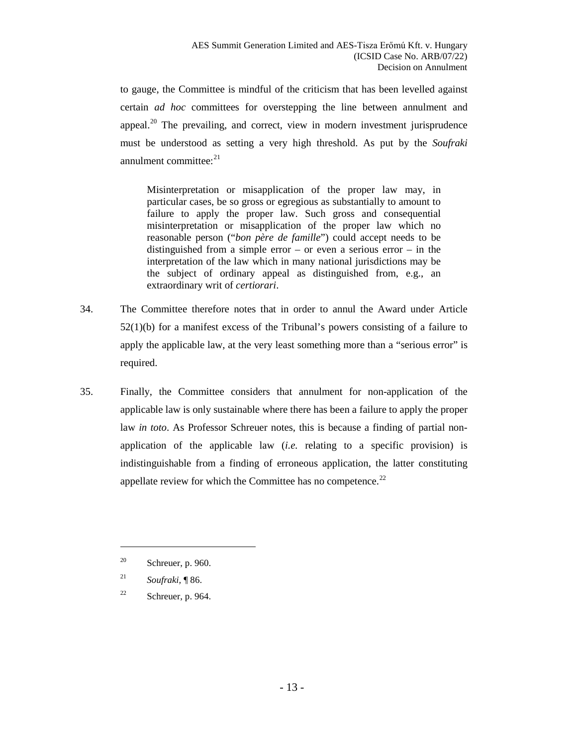to gauge, the Committee is mindful of the criticism that has been levelled against certain *ad hoc* committees for overstepping the line between annulment and appeal.[20] The prevailing, and correct, view in modern investment jurisprudence must be understood as setting a very high threshold. As put by the *Soufraki* annulment committee:[21]

> Misinterpretation or misapplication of the proper law may, in particular cases, be so gross or egregious as substantially to amount to failure to apply the proper law. Such gross and consequential misinterpretation or misapplication of the proper law which no reasonable person ("*bon père de famille*") could accept needs to be distinguished from a simple error – or even a serious error – in the interpretation of the law which in many national jurisdictions may be the subject of ordinary appeal as distinguished from, e.g., an extraordinary writ of *certiorari*.

34. The Committee therefore notes that in order to annul the Award under Article 52(1)(b) for a manifest excess of the Tribunal's powers consisting of a failure to apply the applicable law, at the very least something more than a "serious error" is required.

35. Finally, the Committee considers that annulment for non-application of the applicable law is only sustainable where there has been a failure to apply the proper law *in toto*. As Professor Schreuer notes, this is because a finding of partial non-application of the applicable law (*i.e.* relating to a specific provision) is indistinguishable from a finding of erroneous application, the latter constituting appellate review for which the Committee has no competence.[22]

---

[20] Schreuer, p. 960.

[21] *Soufraki*, ¶ 86.

[22] Schreuer, p. 964.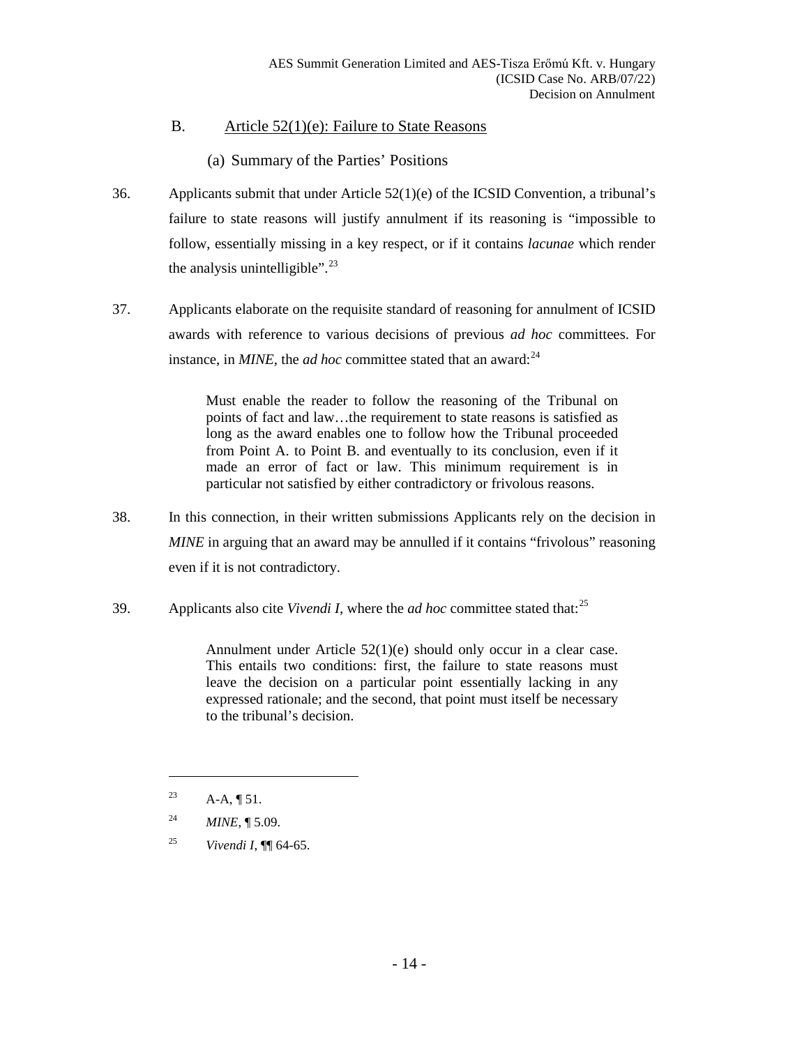## B. Article 52(1)(e): Failure to State Reasons

### (a) Summary of the Parties' Positions

36. Applicants submit that under Article 52(1)(e) of the ICSID Convention, a tribunal's failure to state reasons will justify annulment if its reasoning is "impossible to follow, essentially missing in a key respect, or if it contains *lacunae* which render the analysis unintelligible".[23]

37. Applicants elaborate on the requisite standard of reasoning for annulment of ICSID awards with reference to various decisions of previous *ad hoc* committees. For instance, in *MINE*, the *ad hoc* committee stated that an award:[24]

> Must enable the reader to follow the reasoning of the Tribunal on points of fact and law…the requirement to state reasons is satisfied as long as the award enables one to follow how the Tribunal proceeded from Point A. to Point B. and eventually to its conclusion, even if it made an error of fact or law. This minimum requirement is in particular not satisfied by either contradictory or frivolous reasons.

38. In this connection, in their written submissions Applicants rely on the decision in *MINE* in arguing that an award may be annulled if it contains "frivolous" reasoning even if it is not contradictory.

39. Applicants also cite *Vivendi I*, where the *ad hoc* committee stated that:[25]

> Annulment under Article 52(1)(e) should only occur in a clear case. This entails two conditions: first, the failure to state reasons must leave the decision on a particular point essentially lacking in any expressed rationale; and the second, that point must itself be necessary to the tribunal's decision.

---

[23] A-A, ¶ 51.

[24] *MINE*, ¶ 5.09.

[25] *Vivendi I*, ¶¶ 64-65.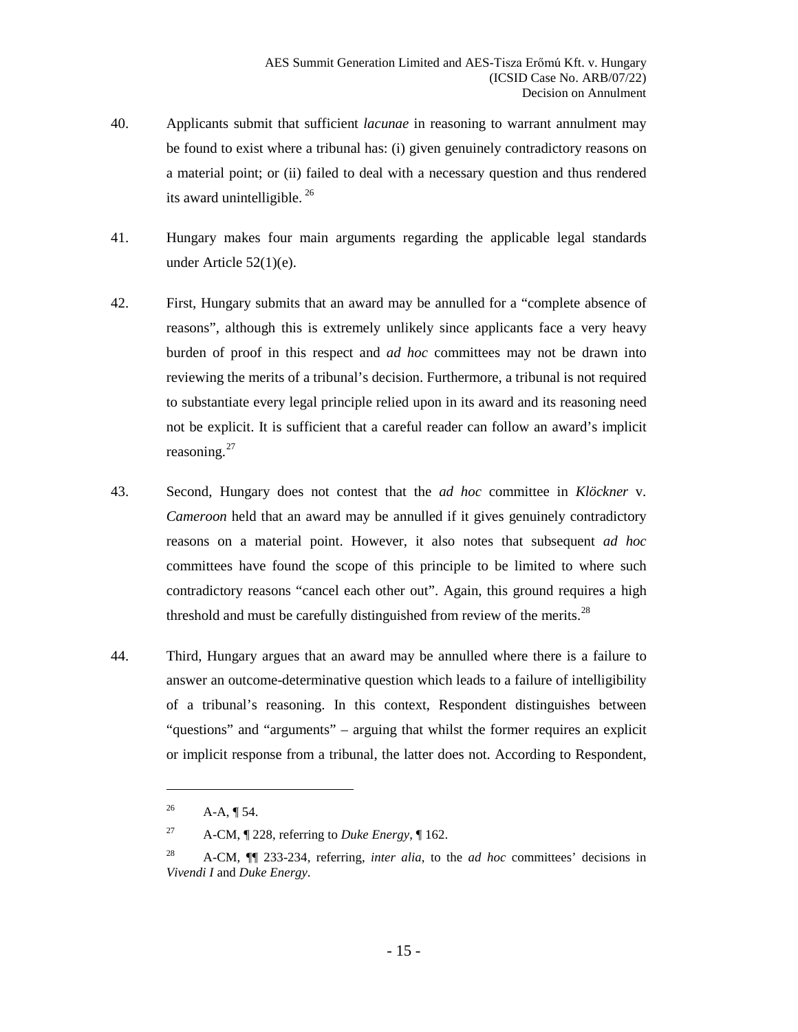40. Applicants submit that sufficient *lacunae* in reasoning to warrant annulment may be found to exist where a tribunal has: (i) given genuinely contradictory reasons on a material point; or (ii) failed to deal with a necessary question and thus rendered its award unintelligible. [26]

41. Hungary makes four main arguments regarding the applicable legal standards under Article 52(1)(e).

42. First, Hungary submits that an award may be annulled for a "complete absence of reasons", although this is extremely unlikely since applicants face a very heavy burden of proof in this respect and *ad hoc* committees may not be drawn into reviewing the merits of a tribunal's decision. Furthermore, a tribunal is not required to substantiate every legal principle relied upon in its award and its reasoning need not be explicit. It is sufficient that a careful reader can follow an award's implicit reasoning.[27]

43. Second, Hungary does not contest that the *ad hoc* committee in *Klöckner* v. *Cameroon* held that an award may be annulled if it gives genuinely contradictory reasons on a material point. However, it also notes that subsequent *ad hoc* committees have found the scope of this principle to be limited to where such contradictory reasons "cancel each other out". Again, this ground requires a high threshold and must be carefully distinguished from review of the merits.[28]

44. Third, Hungary argues that an award may be annulled where there is a failure to answer an outcome-determinative question which leads to a failure of intelligibility of a tribunal's reasoning. In this context, Respondent distinguishes between "questions" and "arguments" – arguing that whilst the former requires an explicit or implicit response from a tribunal, the latter does not. According to Respondent,

---

[26] A-A, ¶ 54.

[27] A-CM, ¶ 228, referring to *Duke Energy*, ¶ 162.

[28] A-CM, ¶¶ 233-234, referring, *inter alia*, to the *ad hoc* committees' decisions in *Vivendi I* and *Duke Energy*.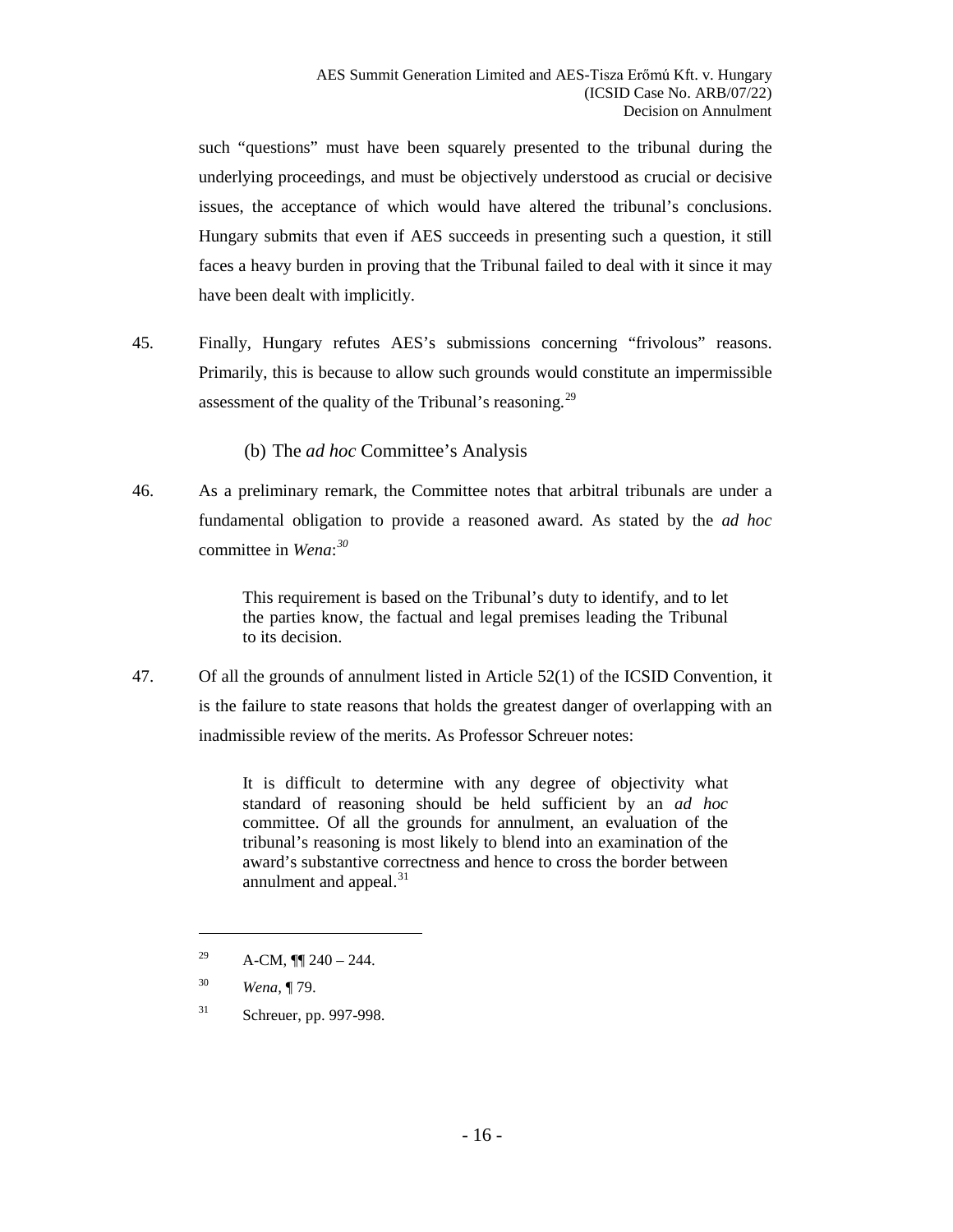such "questions" must have been squarely presented to the tribunal during the underlying proceedings, and must be objectively understood as crucial or decisive issues, the acceptance of which would have altered the tribunal's conclusions. Hungary submits that even if AES succeeds in presenting such a question, it still faces a heavy burden in proving that the Tribunal failed to deal with it since it may have been dealt with implicitly.

45. Finally, Hungary refutes AES's submissions concerning "frivolous" reasons. Primarily, this is because to allow such grounds would constitute an impermissible assessment of the quality of the Tribunal's reasoning.[29]

### (b) The *ad hoc* Committee's Analysis

46. As a preliminary remark, the Committee notes that arbitral tribunals are under a fundamental obligation to provide a reasoned award. As stated by the *ad hoc* committee in *Wena*:[30]

> This requirement is based on the Tribunal's duty to identify, and to let the parties know, the factual and legal premises leading the Tribunal to its decision.

47. Of all the grounds of annulment listed in Article 52(1) of the ICSID Convention, it is the failure to state reasons that holds the greatest danger of overlapping with an inadmissible review of the merits. As Professor Schreuer notes:

> It is difficult to determine with any degree of objectivity what standard of reasoning should be held sufficient by an *ad hoc* committee. Of all the grounds for annulment, an evaluation of the tribunal's reasoning is most likely to blend into an examination of the award's substantive correctness and hence to cross the border between annulment and appeal.[31]

---

[29] A-CM, ¶¶ 240 – 244.

[30] *Wena*, ¶ 79.

[31] Schreuer, pp. 997-998.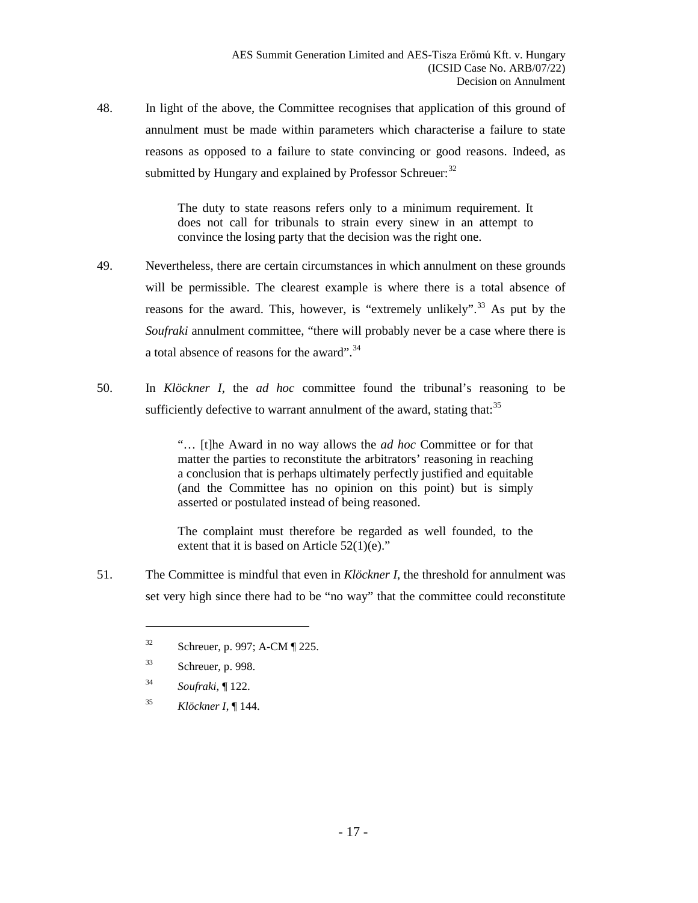48. In light of the above, the Committee recognises that application of this ground of annulment must be made within parameters which characterise a failure to state reasons as opposed to a failure to state convincing or good reasons. Indeed, as submitted by Hungary and explained by Professor Schreuer:[32]

> The duty to state reasons refers only to a minimum requirement. It does not call for tribunals to strain every sinew in an attempt to convince the losing party that the decision was the right one.

49. Nevertheless, there are certain circumstances in which annulment on these grounds will be permissible. The clearest example is where there is a total absence of reasons for the award. This, however, is "extremely unlikely".[33] As put by the *Soufraki* annulment committee, "there will probably never be a case where there is a total absence of reasons for the award".[34]

50. In *Klöckner I*, the *ad hoc* committee found the tribunal's reasoning to be sufficiently defective to warrant annulment of the award, stating that:[35]

> "… [t]he Award in no way allows the *ad hoc* Committee or for that matter the parties to reconstitute the arbitrators' reasoning in reaching a conclusion that is perhaps ultimately perfectly justified and equitable (and the Committee has no opinion on this point) but is simply asserted or postulated instead of being reasoned.
>
> The complaint must therefore be regarded as well founded, to the extent that it is based on Article 52(1)(e)."

51. The Committee is mindful that even in *Klöckner I*, the threshold for annulment was set very high since there had to be "no way" that the committee could reconstitute

---

[32] Schreuer, p. 997; A-CM ¶ 225.

[33] Schreuer, p. 998.

[34] *Soufraki*, ¶ 122.

[35] *Klöckner I*, ¶ 144.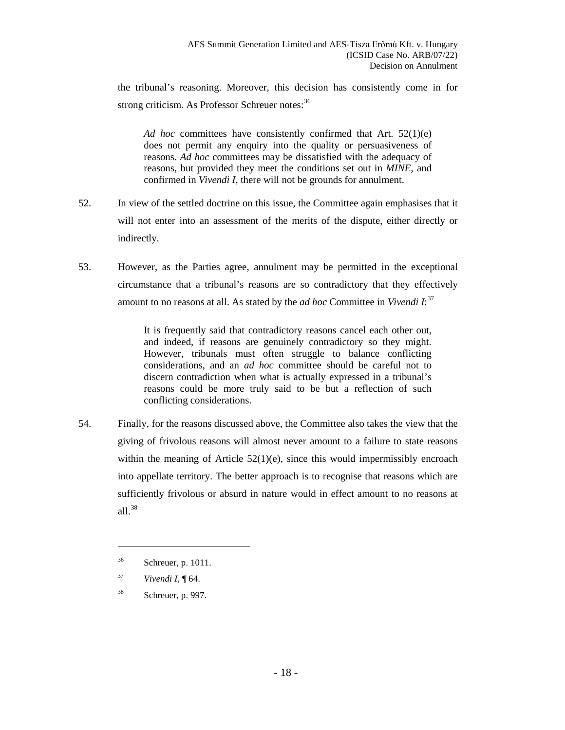the tribunal's reasoning. Moreover, this decision has consistently come in for strong criticism. As Professor Schreuer notes:[36]

> *Ad hoc* committees have consistently confirmed that Art. 52(1)(e) does not permit any enquiry into the quality or persuasiveness of reasons. *Ad hoc* committees may be dissatisfied with the adequacy of reasons, but provided they meet the conditions set out in *MINE*, and confirmed in *Vivendi I*, there will not be grounds for annulment.

52. In view of the settled doctrine on this issue, the Committee again emphasises that it will not enter into an assessment of the merits of the dispute, either directly or indirectly.

53. However, as the Parties agree, annulment may be permitted in the exceptional circumstance that a tribunal's reasons are so contradictory that they effectively amount to no reasons at all. As stated by the *ad hoc* Committee in *Vivendi I*:[37]

> It is frequently said that contradictory reasons cancel each other out, and indeed, if reasons are genuinely contradictory so they might. However, tribunals must often struggle to balance conflicting considerations, and an *ad hoc* committee should be careful not to discern contradiction when what is actually expressed in a tribunal's reasons could be more truly said to be but a reflection of such conflicting considerations.

54. Finally, for the reasons discussed above, the Committee also takes the view that the giving of frivolous reasons will almost never amount to a failure to state reasons within the meaning of Article 52(1)(e), since this would impermissibly encroach into appellate territory. The better approach is to recognise that reasons which are sufficiently frivolous or absurd in nature would in effect amount to no reasons at all.[38]

---

[36] Schreuer, p. 1011.

[37] *Vivendi I*, ¶ 64.

[38] Schreuer, p. 997.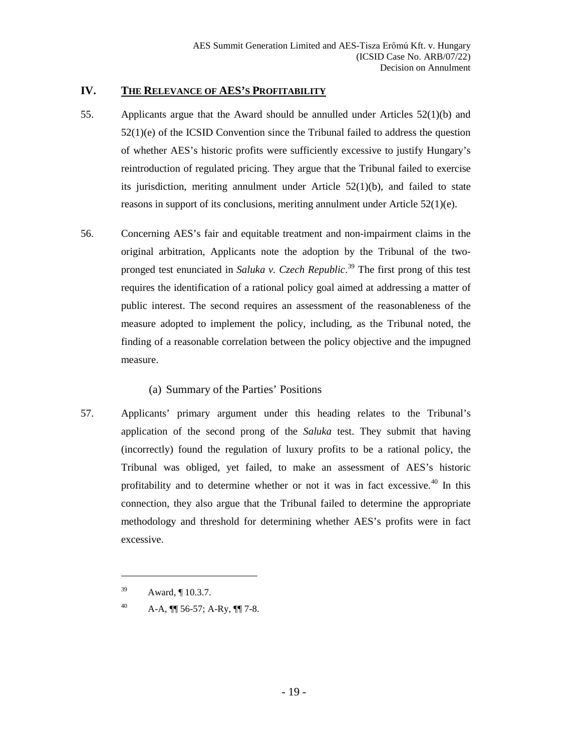## IV. THE RELEVANCE OF AES'S PROFITABILITY

55. Applicants argue that the Award should be annulled under Articles 52(1)(b) and 52(1)(e) of the ICSID Convention since the Tribunal failed to address the question of whether AES's historic profits were sufficiently excessive to justify Hungary's reintroduction of regulated pricing. They argue that the Tribunal failed to exercise its jurisdiction, meriting annulment under Article 52(1)(b), and failed to state reasons in support of its conclusions, meriting annulment under Article 52(1)(e).

56. Concerning AES's fair and equitable treatment and non-impairment claims in the original arbitration, Applicants note the adoption by the Tribunal of the two-pronged test enunciated in *Saluka v. Czech Republic*.[39] The first prong of this test requires the identification of a rational policy goal aimed at addressing a matter of public interest. The second requires an assessment of the reasonableness of the measure adopted to implement the policy, including, as the Tribunal noted, the finding of a reasonable correlation between the policy objective and the impugned measure.

### (a) Summary of the Parties' Positions

57. Applicants' primary argument under this heading relates to the Tribunal's application of the second prong of the *Saluka* test. They submit that having (incorrectly) found the regulation of luxury profits to be a rational policy, the Tribunal was obliged, yet failed, to make an assessment of AES's historic profitability and to determine whether or not it was in fact excessive.[40] In this connection, they also argue that the Tribunal failed to determine the appropriate methodology and threshold for determining whether AES's profits were in fact excessive.

---

[39] Award, ¶ 10.3.7.

[40] A-A, ¶¶ 56-57; A-Ry, ¶¶ 7-8.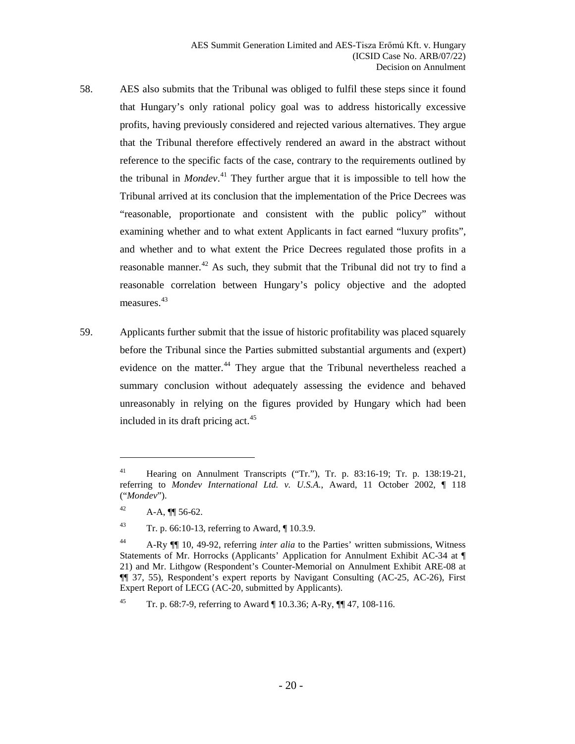58. AES also submits that the Tribunal was obliged to fulfil these steps since it found that Hungary's only rational policy goal was to address historically excessive profits, having previously considered and rejected various alternatives. They argue that the Tribunal therefore effectively rendered an award in the abstract without reference to the specific facts of the case, contrary to the requirements outlined by the tribunal in *Mondev*.[41] They further argue that it is impossible to tell how the Tribunal arrived at its conclusion that the implementation of the Price Decrees was "reasonable, proportionate and consistent with the public policy" without examining whether and to what extent Applicants in fact earned "luxury profits", and whether and to what extent the Price Decrees regulated those profits in a reasonable manner.[42] As such, they submit that the Tribunal did not try to find a reasonable correlation between Hungary's policy objective and the adopted measures.[43]

59. Applicants further submit that the issue of historic profitability was placed squarely before the Tribunal since the Parties submitted substantial arguments and (expert) evidence on the matter.[44] They argue that the Tribunal nevertheless reached a summary conclusion without adequately assessing the evidence and behaved unreasonably in relying on the figures provided by Hungary which had been included in its draft pricing act.[45]

---

[41] Hearing on Annulment Transcripts ("Tr."), Tr. p. 83:16-19; Tr. p. 138:19-21, referring to *Mondev International Ltd. v. U.S.A.*, Award, 11 October 2002, ¶ 118 ("*Mondev*").

[42] A-A, ¶¶ 56-62.

[43] Tr. p. 66:10-13, referring to Award, ¶ 10.3.9.

[44] A-Ry ¶¶ 10, 49-92, referring *inter alia* to the Parties' written submissions, Witness Statements of Mr. Horrocks (Applicants' Application for Annulment Exhibit AC-34 at ¶ 21) and Mr. Lithgow (Respondent's Counter-Memorial on Annulment Exhibit ARE-08 at ¶¶ 37, 55), Respondent's expert reports by Navigant Consulting (AC-25, AC-26), First Expert Report of LECG (AC-20, submitted by Applicants).

[45] Tr. p. 68:7-9, referring to Award ¶ 10.3.36; A-Ry, ¶¶ 47, 108-116.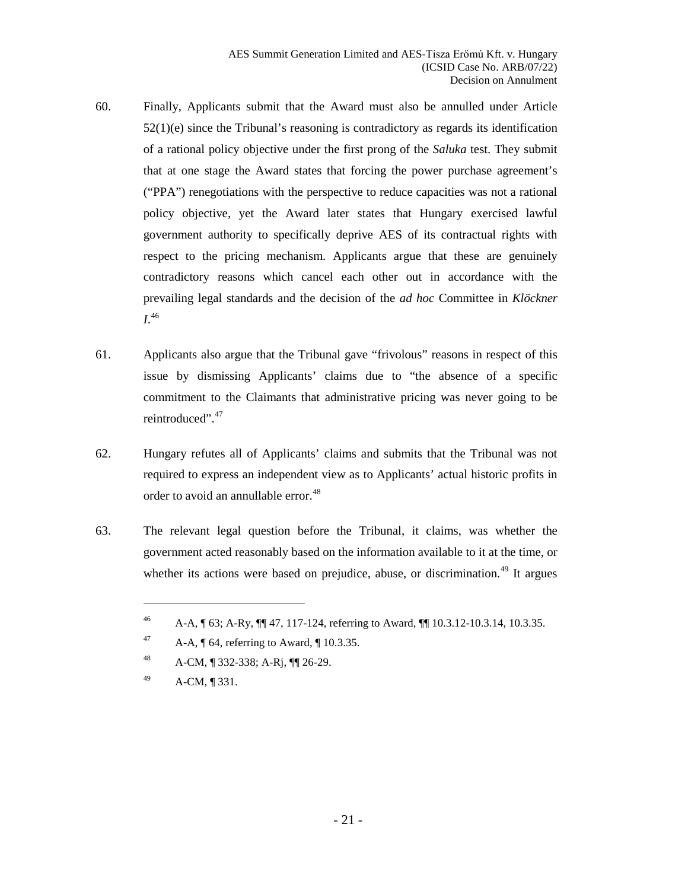60. Finally, Applicants submit that the Award must also be annulled under Article 52(1)(e) since the Tribunal's reasoning is contradictory as regards its identification of a rational policy objective under the first prong of the *Saluka* test. They submit that at one stage the Award states that forcing the power purchase agreement's ("PPA") renegotiations with the perspective to reduce capacities was not a rational policy objective, yet the Award later states that Hungary exercised lawful government authority to specifically deprive AES of its contractual rights with respect to the pricing mechanism. Applicants argue that these are genuinely contradictory reasons which cancel each other out in accordance with the prevailing legal standards and the decision of the *ad hoc* Committee in *Klöckner I*.[46]

61. Applicants also argue that the Tribunal gave "frivolous" reasons in respect of this issue by dismissing Applicants' claims due to "the absence of a specific commitment to the Claimants that administrative pricing was never going to be reintroduced".[47]

62. Hungary refutes all of Applicants' claims and submits that the Tribunal was not required to express an independent view as to Applicants' actual historic profits in order to avoid an annullable error.[48]

63. The relevant legal question before the Tribunal, it claims, was whether the government acted reasonably based on the information available to it at the time, or whether its actions were based on prejudice, abuse, or discrimination.[49] It argues

---

[46] A-A, ¶ 63; A-Ry, ¶¶ 47, 117-124, referring to Award, ¶¶ 10.3.12-10.3.14, 10.3.35.

[47] A-A, ¶ 64, referring to Award, ¶ 10.3.35.

[48] A-CM, ¶ 332-338; A-Rj, ¶¶ 26-29.

[49] A-CM, ¶ 331.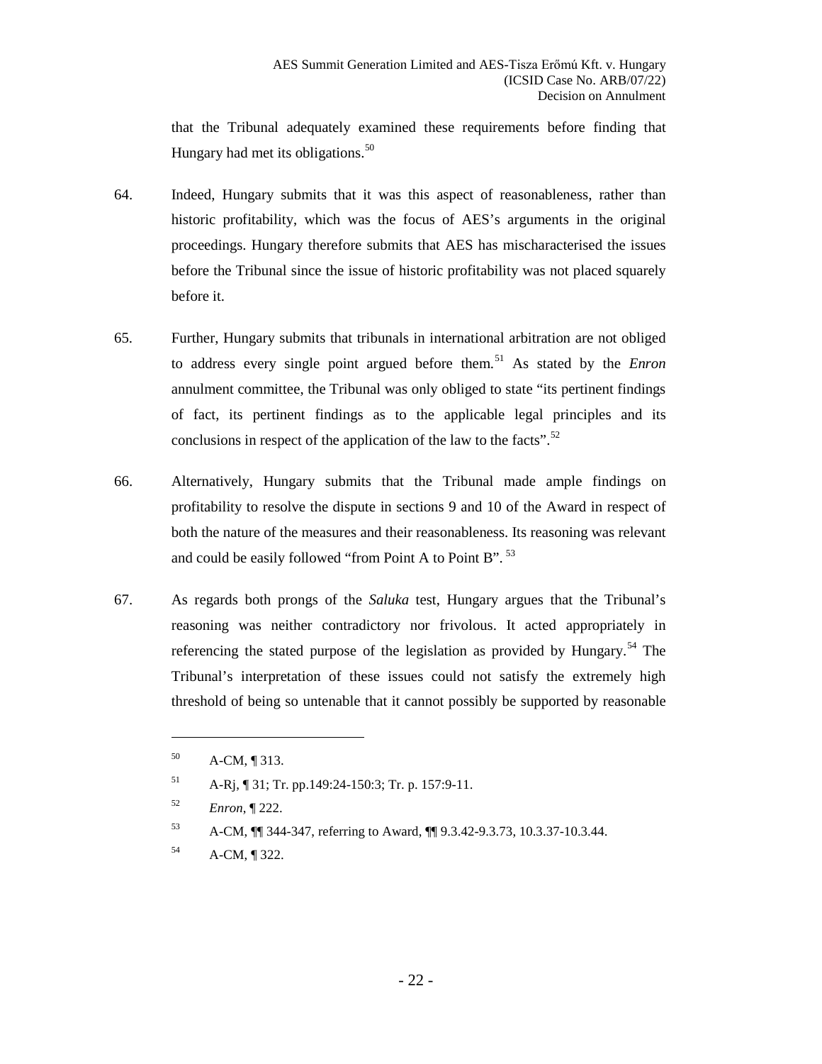that the Tribunal adequately examined these requirements before finding that Hungary had met its obligations.[50]

64. Indeed, Hungary submits that it was this aspect of reasonableness, rather than historic profitability, which was the focus of AES's arguments in the original proceedings. Hungary therefore submits that AES has mischaracterised the issues before the Tribunal since the issue of historic profitability was not placed squarely before it.

65. Further, Hungary submits that tribunals in international arbitration are not obliged to address every single point argued before them.[51] As stated by the *Enron* annulment committee, the Tribunal was only obliged to state "its pertinent findings of fact, its pertinent findings as to the applicable legal principles and its conclusions in respect of the application of the law to the facts".[52]

66. Alternatively, Hungary submits that the Tribunal made ample findings on profitability to resolve the dispute in sections 9 and 10 of the Award in respect of both the nature of the measures and their reasonableness. Its reasoning was relevant and could be easily followed "from Point A to Point B".[53]

67. As regards both prongs of the *Saluka* test, Hungary argues that the Tribunal's reasoning was neither contradictory nor frivolous. It acted appropriately in referencing the stated purpose of the legislation as provided by Hungary.[54] The Tribunal's interpretation of these issues could not satisfy the extremely high threshold of being so untenable that it cannot possibly be supported by reasonable

---

[50] A-CM, ¶ 313.

[51] A-Rj, ¶ 31; Tr. pp.149:24-150:3; Tr. p. 157:9-11.

[52] *Enron*, ¶ 222.

[53] A-CM, ¶¶ 344-347, referring to Award, ¶¶ 9.3.42-9.3.73, 10.3.37-10.3.44.

[54] A-CM, ¶ 322.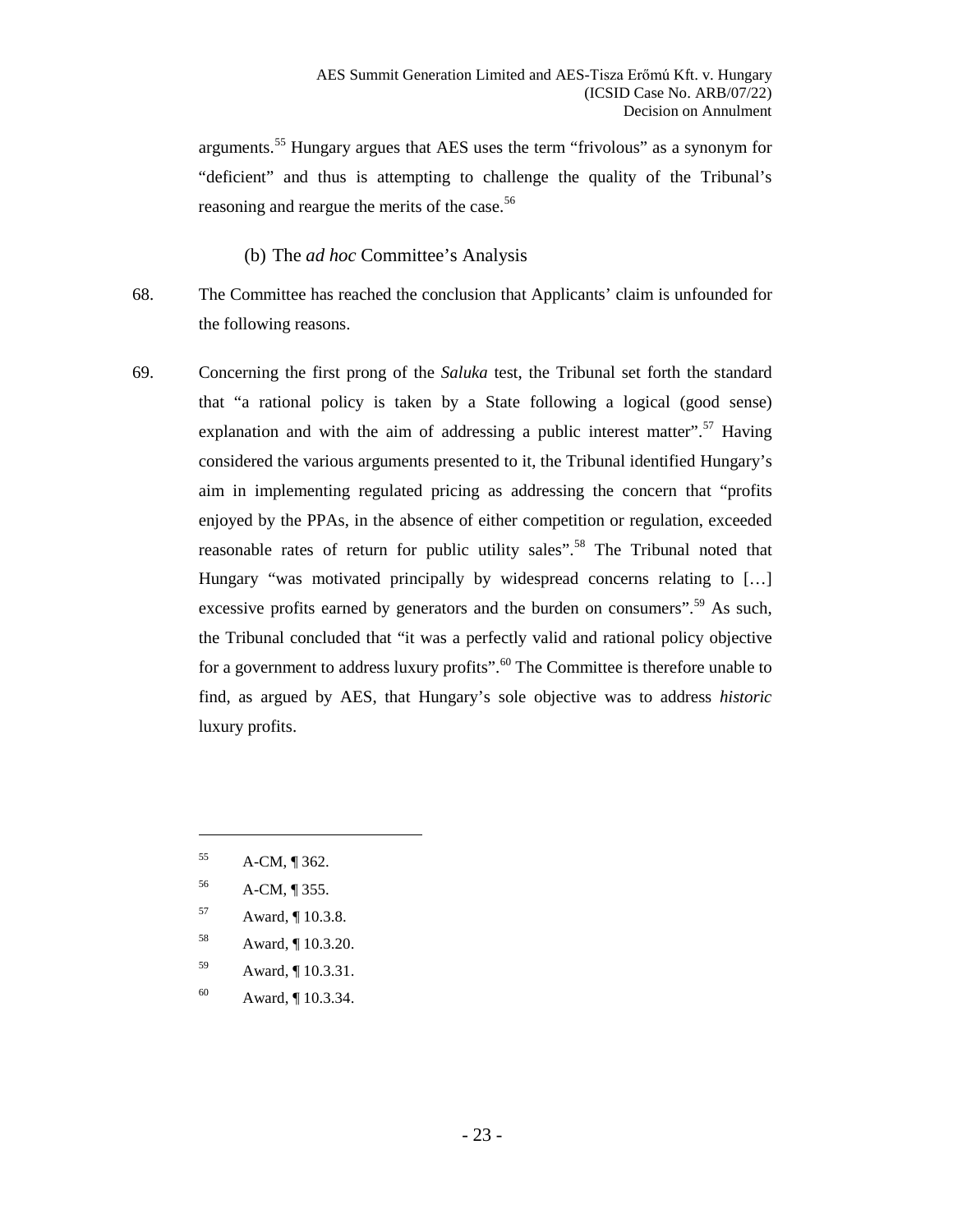arguments.[55] Hungary argues that AES uses the term "frivolous" as a synonym for "deficient" and thus is attempting to challenge the quality of the Tribunal's reasoning and reargue the merits of the case.[56]

(b) The *ad hoc* Committee's Analysis

68. The Committee has reached the conclusion that Applicants' claim is unfounded for the following reasons.

69. Concerning the first prong of the *Saluka* test, the Tribunal set forth the standard that "a rational policy is taken by a State following a logical (good sense) explanation and with the aim of addressing a public interest matter".[57] Having considered the various arguments presented to it, the Tribunal identified Hungary's aim in implementing regulated pricing as addressing the concern that "profits enjoyed by the PPAs, in the absence of either competition or regulation, exceeded reasonable rates of return for public utility sales".[58] The Tribunal noted that Hungary "was motivated principally by widespread concerns relating to […] excessive profits earned by generators and the burden on consumers".[59] As such, the Tribunal concluded that "it was a perfectly valid and rational policy objective for a government to address luxury profits".[60] The Committee is therefore unable to find, as argued by AES, that Hungary's sole objective was to address *historic* luxury profits.

---

[55] A-CM, ¶ 362.

[56] A-CM, ¶ 355.

[57] Award, ¶ 10.3.8.

[58] Award, ¶ 10.3.20.

[59] Award, ¶ 10.3.31.

[60] Award, ¶ 10.3.34.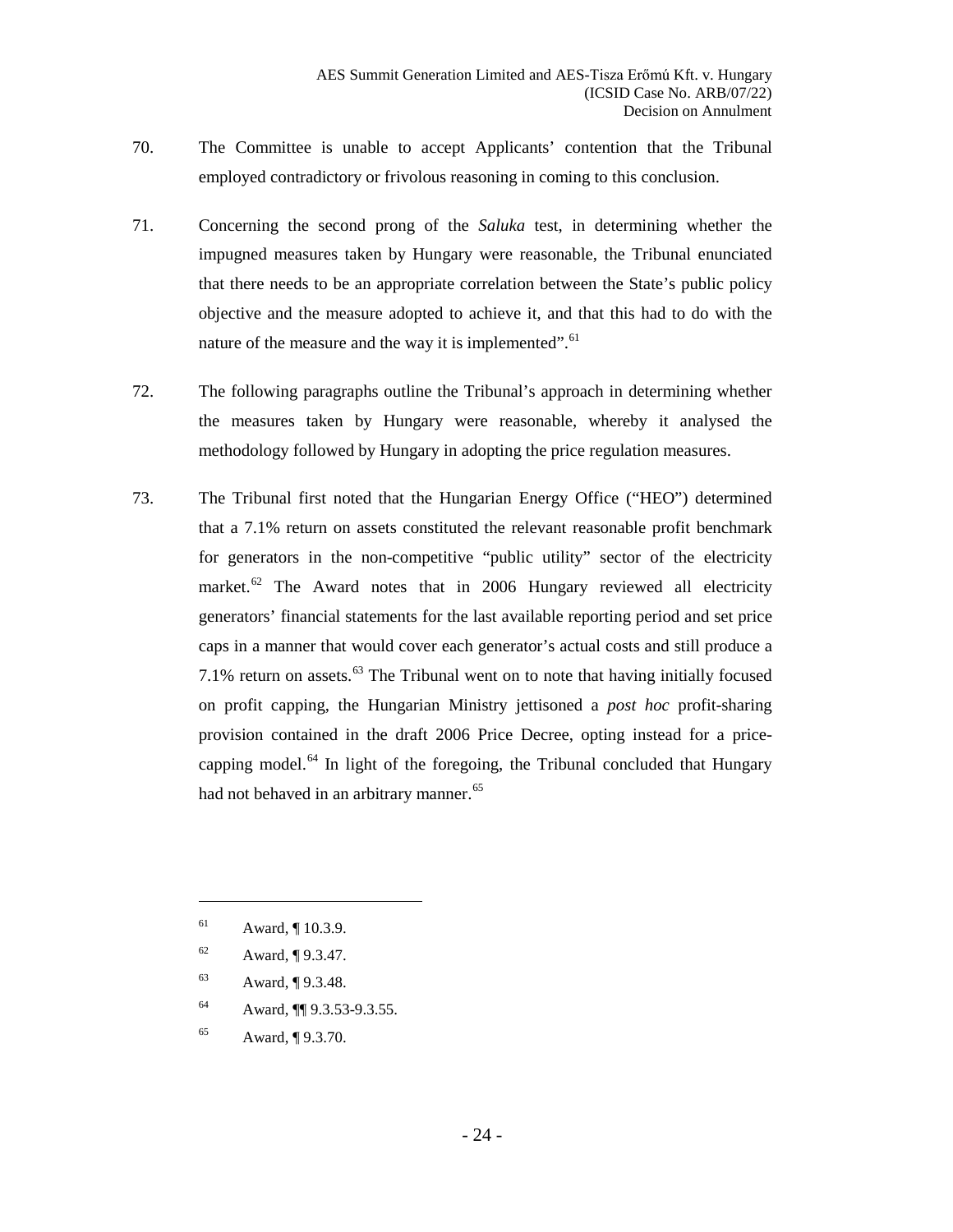70. The Committee is unable to accept Applicants' contention that the Tribunal employed contradictory or frivolous reasoning in coming to this conclusion.

71. Concerning the second prong of the *Saluka* test, in determining whether the impugned measures taken by Hungary were reasonable, the Tribunal enunciated that there needs to be an appropriate correlation between the State's public policy objective and the measure adopted to achieve it, and that this had to do with the nature of the measure and the way it is implemented".[61]

72. The following paragraphs outline the Tribunal's approach in determining whether the measures taken by Hungary were reasonable, whereby it analysed the methodology followed by Hungary in adopting the price regulation measures.

73. The Tribunal first noted that the Hungarian Energy Office ("HEO") determined that a 7.1% return on assets constituted the relevant reasonable profit benchmark for generators in the non-competitive "public utility" sector of the electricity market.[62] The Award notes that in 2006 Hungary reviewed all electricity generators' financial statements for the last available reporting period and set price caps in a manner that would cover each generator's actual costs and still produce a 7.1% return on assets.[63] The Tribunal went on to note that having initially focused on profit capping, the Hungarian Ministry jettisoned a *post hoc* profit-sharing provision contained in the draft 2006 Price Decree, opting instead for a price-capping model.[64] In light of the foregoing, the Tribunal concluded that Hungary had not behaved in an arbitrary manner.[65]

---

[61] Award, ¶ 10.3.9.

[62] Award, ¶ 9.3.47.

[63] Award, ¶ 9.3.48.

[64] Award, ¶¶ 9.3.53-9.3.55.

[65] Award, ¶ 9.3.70.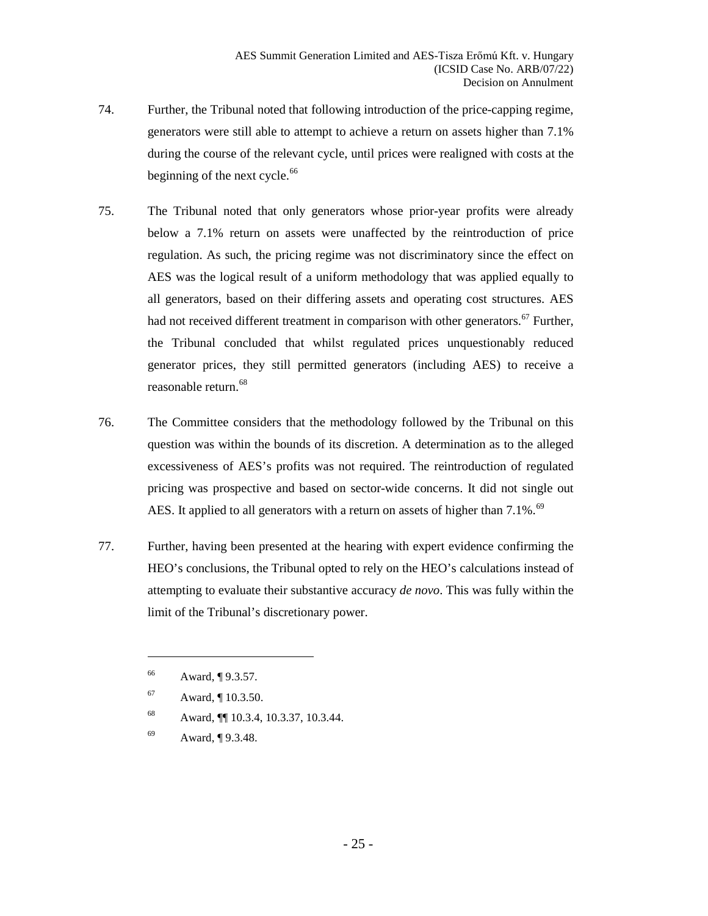74. Further, the Tribunal noted that following introduction of the price-capping regime, generators were still able to attempt to achieve a return on assets higher than 7.1% during the course of the relevant cycle, until prices were realigned with costs at the beginning of the next cycle.[66]

75. The Tribunal noted that only generators whose prior-year profits were already below a 7.1% return on assets were unaffected by the reintroduction of price regulation. As such, the pricing regime was not discriminatory since the effect on AES was the logical result of a uniform methodology that was applied equally to all generators, based on their differing assets and operating cost structures. AES had not received different treatment in comparison with other generators.[67] Further, the Tribunal concluded that whilst regulated prices unquestionably reduced generator prices, they still permitted generators (including AES) to receive a reasonable return.[68]

76. The Committee considers that the methodology followed by the Tribunal on this question was within the bounds of its discretion. A determination as to the alleged excessiveness of AES's profits was not required. The reintroduction of regulated pricing was prospective and based on sector-wide concerns. It did not single out AES. It applied to all generators with a return on assets of higher than 7.1%.[69]

77. Further, having been presented at the hearing with expert evidence confirming the HEO's conclusions, the Tribunal opted to rely on the HEO's calculations instead of attempting to evaluate their substantive accuracy *de novo*. This was fully within the limit of the Tribunal's discretionary power.

---

[66] Award, ¶ 9.3.57.

[67] Award, ¶ 10.3.50.

[68] Award, ¶¶ 10.3.4, 10.3.37, 10.3.44.

[69] Award, ¶ 9.3.48.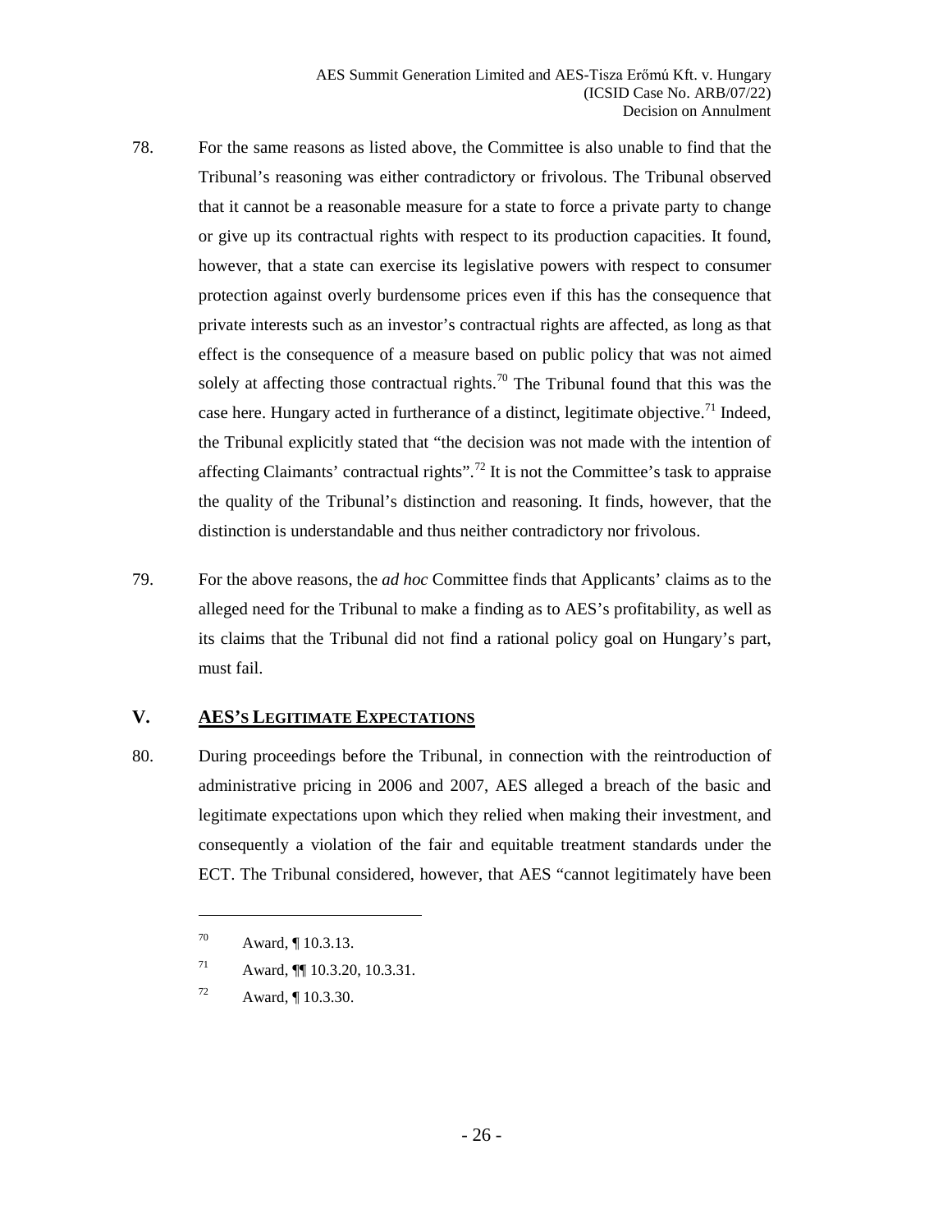78. For the same reasons as listed above, the Committee is also unable to find that the Tribunal's reasoning was either contradictory or frivolous. The Tribunal observed that it cannot be a reasonable measure for a state to force a private party to change or give up its contractual rights with respect to its production capacities. It found, however, that a state can exercise its legislative powers with respect to consumer protection against overly burdensome prices even if this has the consequence that private interests such as an investor's contractual rights are affected, as long as that effect is the consequence of a measure based on public policy that was not aimed solely at affecting those contractual rights.[70] The Tribunal found that this was the case here. Hungary acted in furtherance of a distinct, legitimate objective.[71] Indeed, the Tribunal explicitly stated that "the decision was not made with the intention of affecting Claimants' contractual rights".[72] It is not the Committee's task to appraise the quality of the Tribunal's distinction and reasoning. It finds, however, that the distinction is understandable and thus neither contradictory nor frivolous.

79. For the above reasons, the *ad hoc* Committee finds that Applicants' claims as to the alleged need for the Tribunal to make a finding as to AES's profitability, as well as its claims that the Tribunal did not find a rational policy goal on Hungary's part, must fail.

## V. AES'S LEGITIMATE EXPECTATIONS

80. During proceedings before the Tribunal, in connection with the reintroduction of administrative pricing in 2006 and 2007, AES alleged a breach of the basic and legitimate expectations upon which they relied when making their investment, and consequently a violation of the fair and equitable treatment standards under the ECT. The Tribunal considered, however, that AES "cannot legitimately have been

---

[70] Award, ¶ 10.3.13.

[71] Award, ¶¶ 10.3.20, 10.3.31.

[72] Award, ¶ 10.3.30.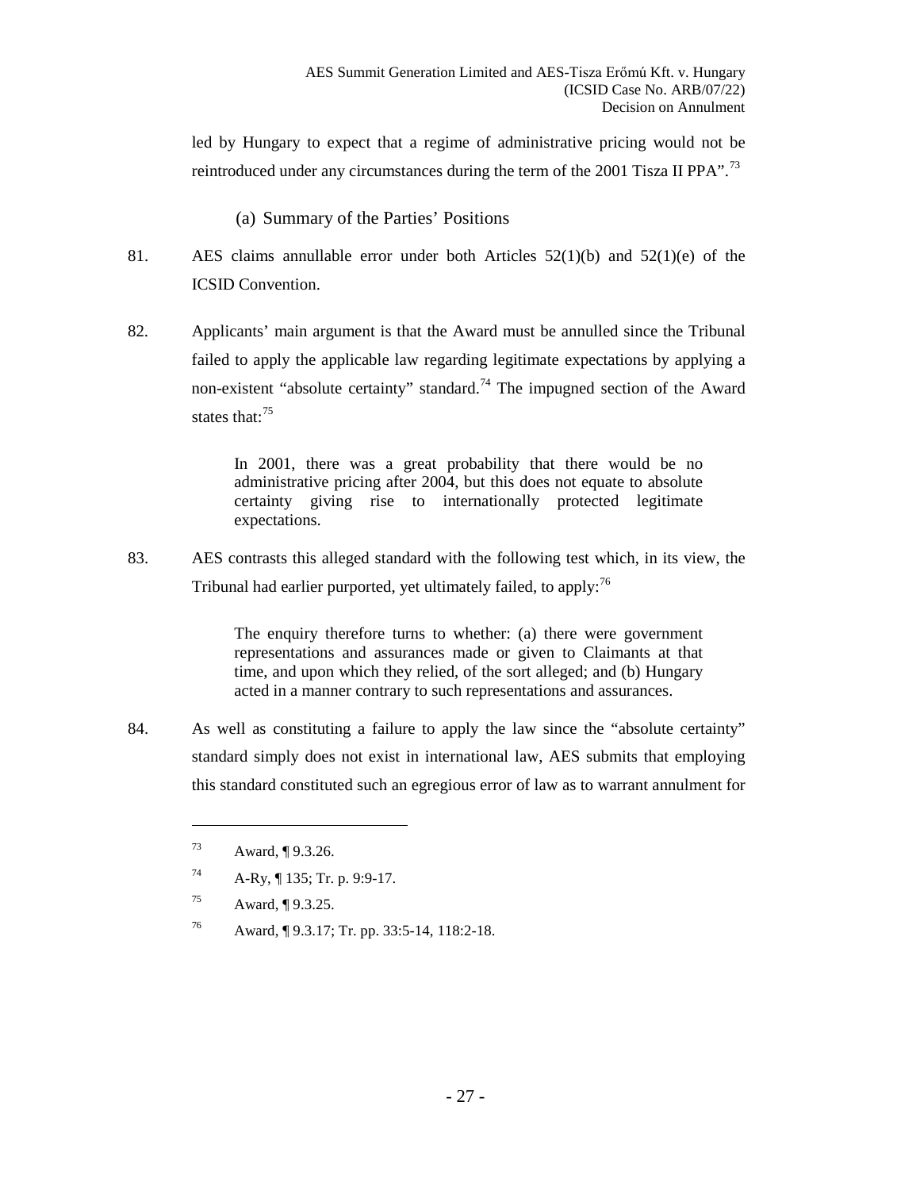led by Hungary to expect that a regime of administrative pricing would not be reintroduced under any circumstances during the term of the 2001 Tisza II PPA".[73]

#### (a) Summary of the Parties' Positions

81. AES claims annullable error under both Articles 52(1)(b) and 52(1)(e) of the ICSID Convention.

82. Applicants' main argument is that the Award must be annulled since the Tribunal failed to apply the applicable law regarding legitimate expectations by applying a non-existent "absolute certainty" standard.[74] The impugned section of the Award states that:[75]

> In 2001, there was a great probability that there would be no administrative pricing after 2004, but this does not equate to absolute certainty giving rise to internationally protected legitimate expectations.

83. AES contrasts this alleged standard with the following test which, in its view, the Tribunal had earlier purported, yet ultimately failed, to apply:[76]

> The enquiry therefore turns to whether: (a) there were government representations and assurances made or given to Claimants at that time, and upon which they relied, of the sort alleged; and (b) Hungary acted in a manner contrary to such representations and assurances.

84. As well as constituting a failure to apply the law since the "absolute certainty" standard simply does not exist in international law, AES submits that employing this standard constituted such an egregious error of law as to warrant annulment for

---

[73] Award, ¶ 9.3.26.

[74] A-Ry, ¶ 135; Tr. p. 9:9-17.

[75] Award, ¶ 9.3.25.

[76] Award, ¶ 9.3.17; Tr. pp. 33:5-14, 118:2-18.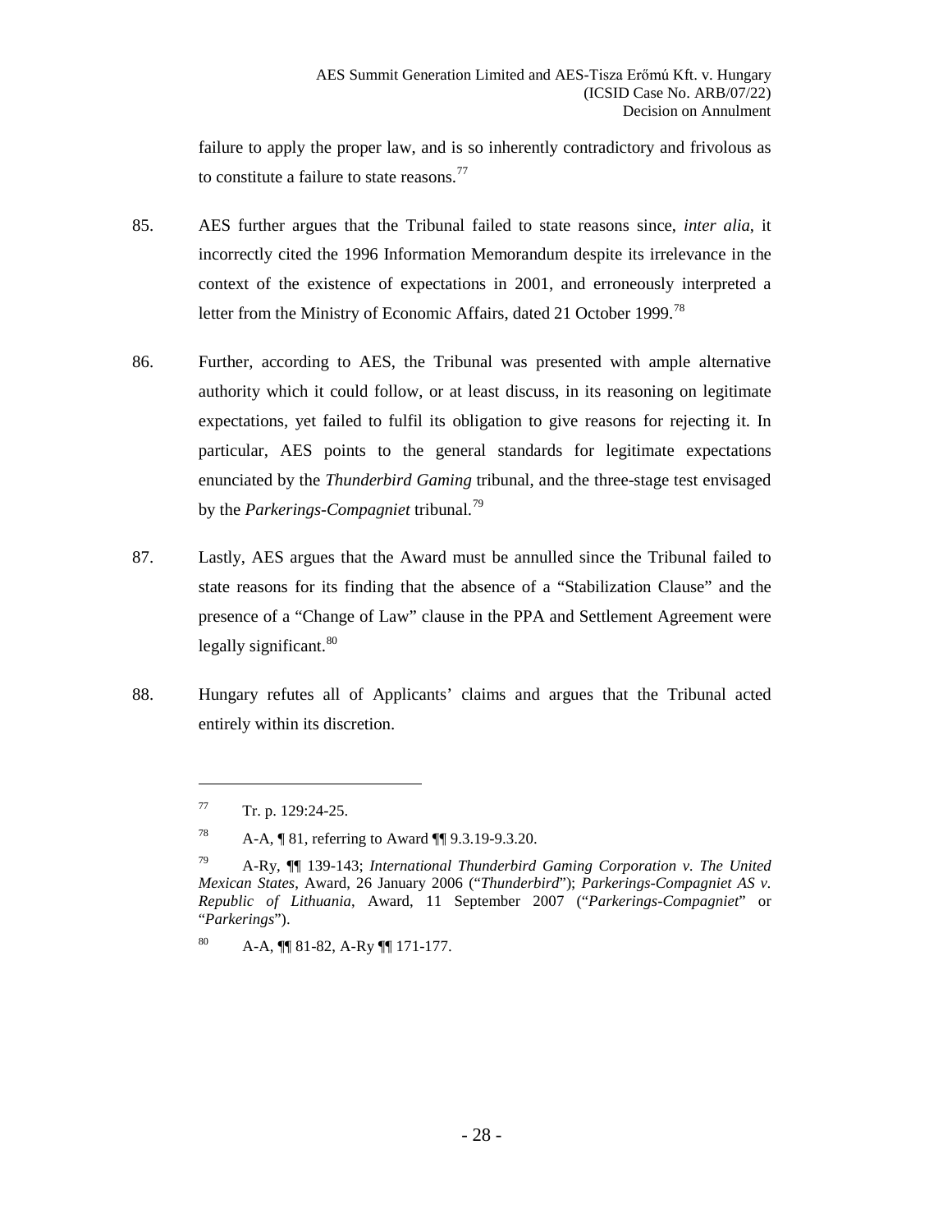failure to apply the proper law, and is so inherently contradictory and frivolous as to constitute a failure to state reasons.[77]

85. AES further argues that the Tribunal failed to state reasons since, *inter alia*, it incorrectly cited the 1996 Information Memorandum despite its irrelevance in the context of the existence of expectations in 2001, and erroneously interpreted a letter from the Ministry of Economic Affairs, dated 21 October 1999.[78]

86. Further, according to AES, the Tribunal was presented with ample alternative authority which it could follow, or at least discuss, in its reasoning on legitimate expectations, yet failed to fulfil its obligation to give reasons for rejecting it. In particular, AES points to the general standards for legitimate expectations enunciated by the *Thunderbird Gaming* tribunal, and the three-stage test envisaged by the *Parkerings-Compagniet* tribunal.[79]

87. Lastly, AES argues that the Award must be annulled since the Tribunal failed to state reasons for its finding that the absence of a "Stabilization Clause" and the presence of a "Change of Law" clause in the PPA and Settlement Agreement were legally significant.[80]

88. Hungary refutes all of Applicants' claims and argues that the Tribunal acted entirely within its discretion.

---

[77] Tr. p. 129:24-25.

[78] A-A, ¶ 81, referring to Award ¶¶ 9.3.19-9.3.20.

[79] A-Ry, ¶¶ 139-143; *International Thunderbird Gaming Corporation v. The United Mexican States*, Award, 26 January 2006 ("*Thunderbird*"); *Parkerings-Compagniet AS v. Republic of Lithuania*, Award, 11 September 2007 ("*Parkerings-Compagniet*" or "*Parkerings*").

[80] A-A, ¶¶ 81-82, A-Ry ¶¶ 171-177.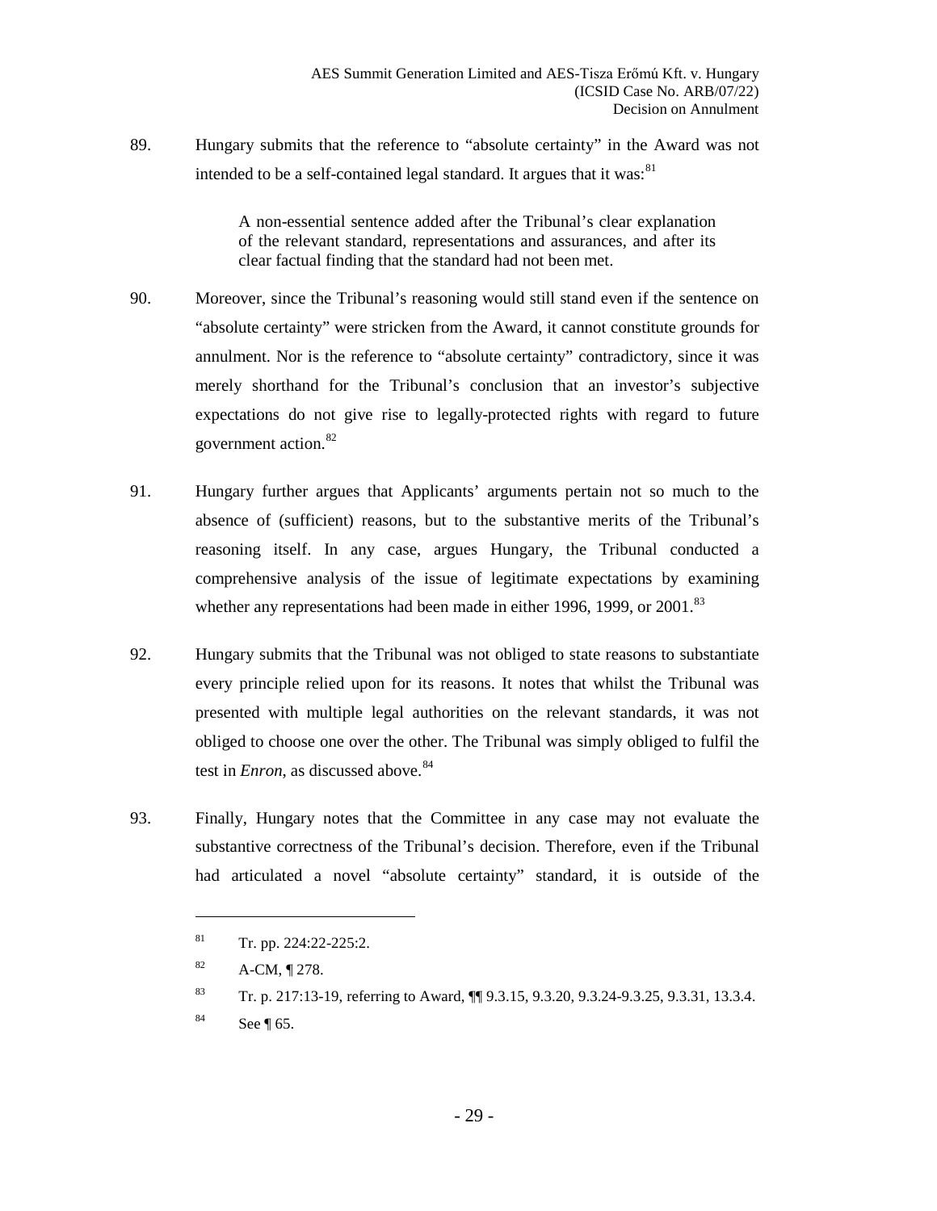89. Hungary submits that the reference to "absolute certainty" in the Award was not intended to be a self-contained legal standard. It argues that it was:[81]

> A non-essential sentence added after the Tribunal's clear explanation of the relevant standard, representations and assurances, and after its clear factual finding that the standard had not been met.

90. Moreover, since the Tribunal's reasoning would still stand even if the sentence on "absolute certainty" were stricken from the Award, it cannot constitute grounds for annulment. Nor is the reference to "absolute certainty" contradictory, since it was merely shorthand for the Tribunal's conclusion that an investor's subjective expectations do not give rise to legally-protected rights with regard to future government action.[82]

91. Hungary further argues that Applicants' arguments pertain not so much to the absence of (sufficient) reasons, but to the substantive merits of the Tribunal's reasoning itself. In any case, argues Hungary, the Tribunal conducted a comprehensive analysis of the issue of legitimate expectations by examining whether any representations had been made in either 1996, 1999, or 2001.[83]

92. Hungary submits that the Tribunal was not obliged to state reasons to substantiate every principle relied upon for its reasons. It notes that whilst the Tribunal was presented with multiple legal authorities on the relevant standards, it was not obliged to choose one over the other. The Tribunal was simply obliged to fulfil the test in *Enron*, as discussed above.[84]

93. Finally, Hungary notes that the Committee in any case may not evaluate the substantive correctness of the Tribunal's decision. Therefore, even if the Tribunal had articulated a novel "absolute certainty" standard, it is outside of the

---

[81] Tr. pp. 224:22-225:2.

[82] A-CM, ¶ 278.

[83] Tr. p. 217:13-19, referring to Award, ¶¶ 9.3.15, 9.3.20, 9.3.24-9.3.25, 9.3.31, 13.3.4.

[84] See ¶ 65.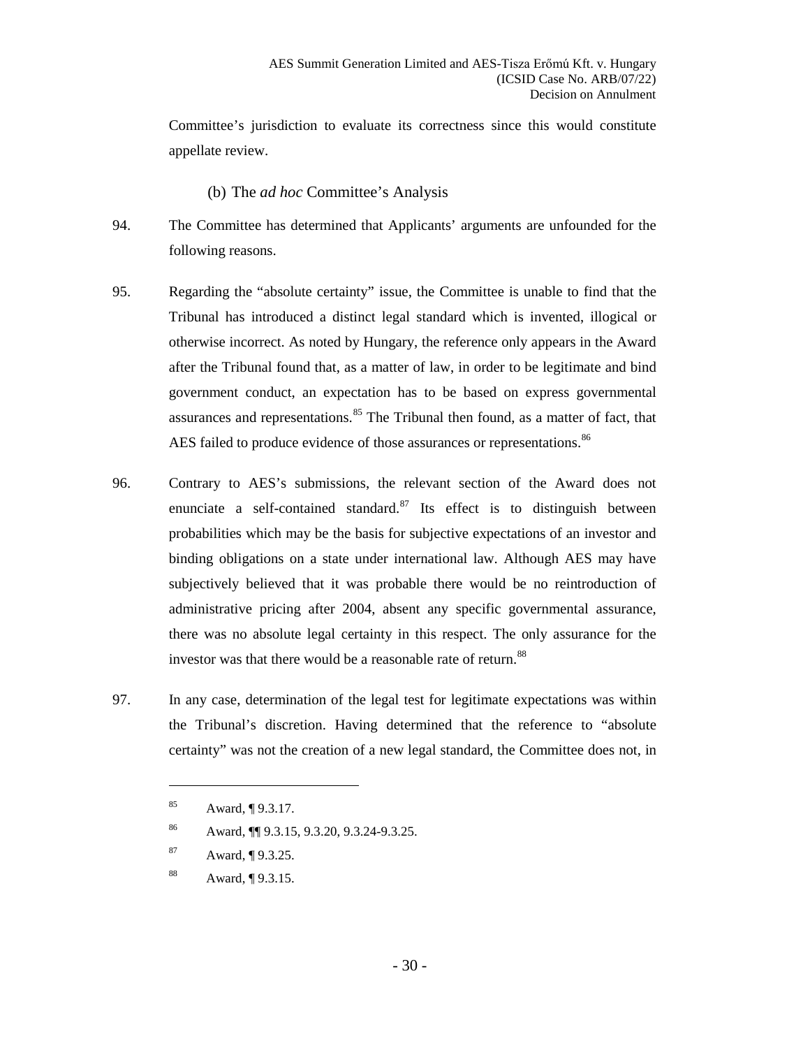Committee's jurisdiction to evaluate its correctness since this would constitute appellate review.

### (b) The *ad hoc* Committee's Analysis

94. The Committee has determined that Applicants' arguments are unfounded for the following reasons.

95. Regarding the "absolute certainty" issue, the Committee is unable to find that the Tribunal has introduced a distinct legal standard which is invented, illogical or otherwise incorrect. As noted by Hungary, the reference only appears in the Award after the Tribunal found that, as a matter of law, in order to be legitimate and bind government conduct, an expectation has to be based on express governmental assurances and representations.[85] The Tribunal then found, as a matter of fact, that AES failed to produce evidence of those assurances or representations.[86]

96. Contrary to AES's submissions, the relevant section of the Award does not enunciate a self-contained standard.[87] Its effect is to distinguish between probabilities which may be the basis for subjective expectations of an investor and binding obligations on a state under international law. Although AES may have subjectively believed that it was probable there would be no reintroduction of administrative pricing after 2004, absent any specific governmental assurance, there was no absolute legal certainty in this respect. The only assurance for the investor was that there would be a reasonable rate of return.[88]

97. In any case, determination of the legal test for legitimate expectations was within the Tribunal's discretion. Having determined that the reference to "absolute certainty" was not the creation of a new legal standard, the Committee does not, in

---

[85] Award, ¶ 9.3.17.

[86] Award, ¶¶ 9.3.15, 9.3.20, 9.3.24-9.3.25.

[87] Award, ¶ 9.3.25.

[88] Award, ¶ 9.3.15.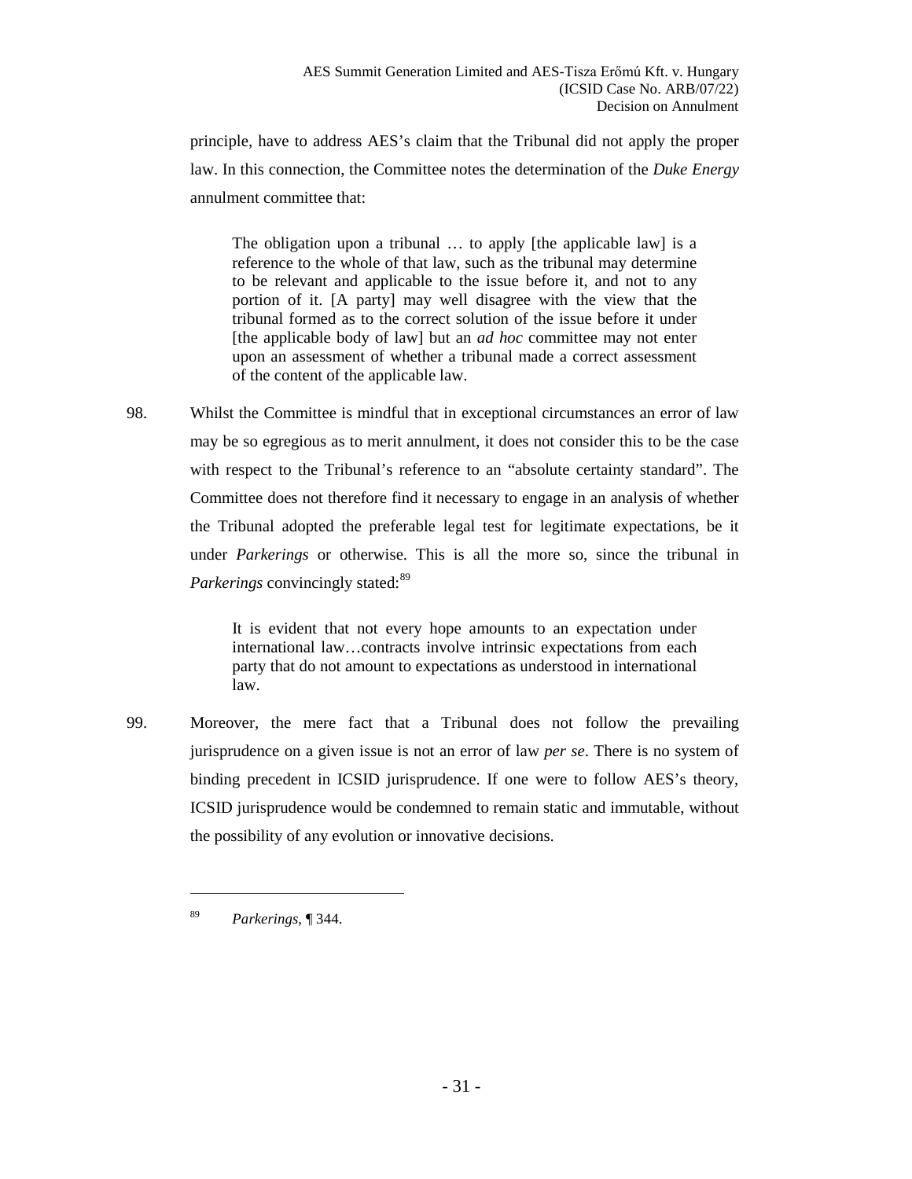principle, have to address AES's claim that the Tribunal did not apply the proper law. In this connection, the Committee notes the determination of the *Duke Energy* annulment committee that:

> The obligation upon a tribunal … to apply [the applicable law] is a reference to the whole of that law, such as the tribunal may determine to be relevant and applicable to the issue before it, and not to any portion of it. [A party] may well disagree with the view that the tribunal formed as to the correct solution of the issue before it under [the applicable body of law] but an *ad hoc* committee may not enter upon an assessment of whether a tribunal made a correct assessment of the content of the applicable law.

98. Whilst the Committee is mindful that in exceptional circumstances an error of law may be so egregious as to merit annulment, it does not consider this to be the case with respect to the Tribunal's reference to an "absolute certainty standard". The Committee does not therefore find it necessary to engage in an analysis of whether the Tribunal adopted the preferable legal test for legitimate expectations, be it under *Parkerings* or otherwise. This is all the more so, since the tribunal in *Parkerings* convincingly stated:[89]

> It is evident that not every hope amounts to an expectation under international law…contracts involve intrinsic expectations from each party that do not amount to expectations as understood in international law.

99. Moreover, the mere fact that a Tribunal does not follow the prevailing jurisprudence on a given issue is not an error of law *per se*. There is no system of binding precedent in ICSID jurisprudence. If one were to follow AES's theory, ICSID jurisprudence would be condemned to remain static and immutable, without the possibility of any evolution or innovative decisions.

---

[89] *Parkerings*, ¶ 344.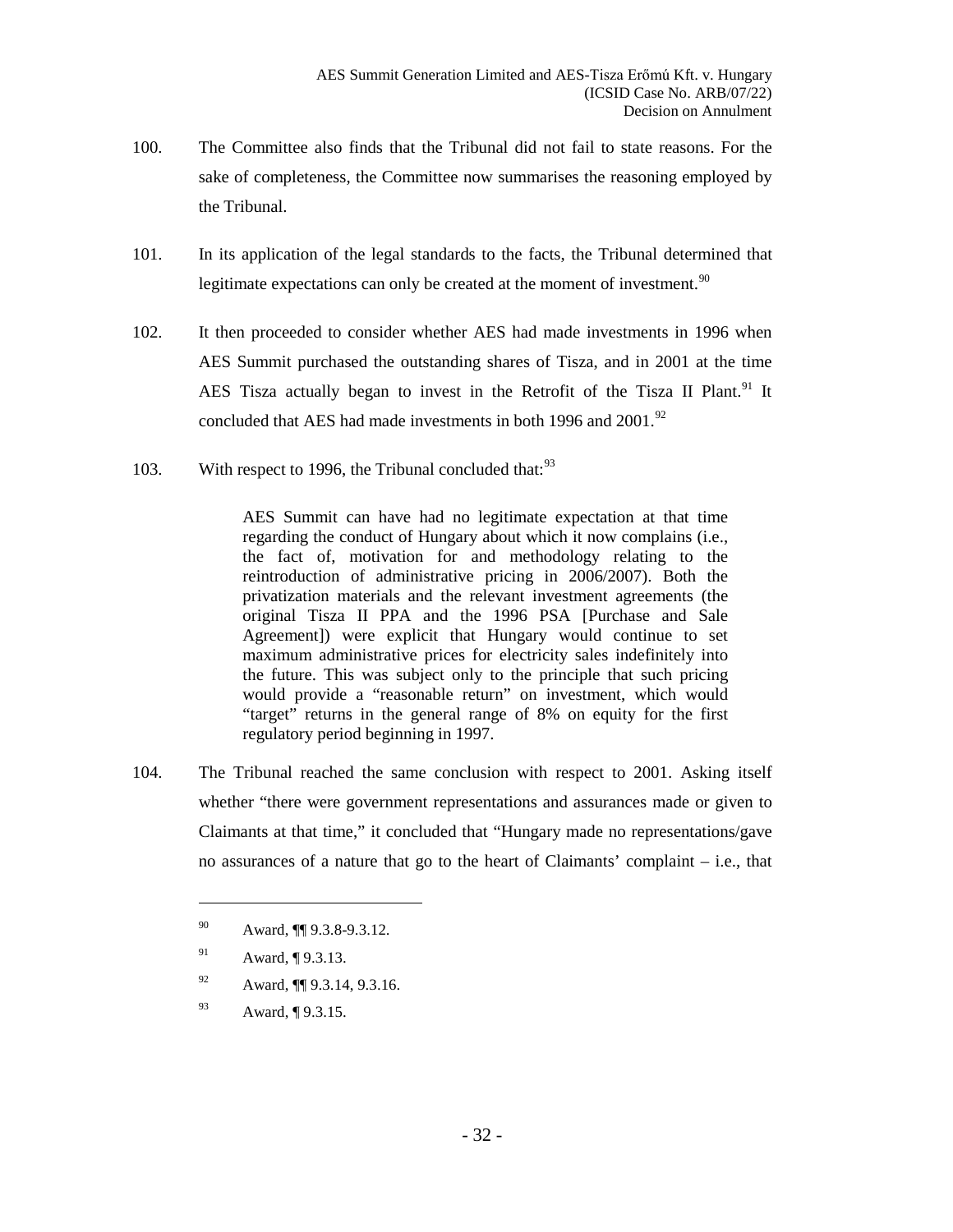100. The Committee also finds that the Tribunal did not fail to state reasons. For the sake of completeness, the Committee now summarises the reasoning employed by the Tribunal.

101. In its application of the legal standards to the facts, the Tribunal determined that legitimate expectations can only be created at the moment of investment.[90]

102. It then proceeded to consider whether AES had made investments in 1996 when AES Summit purchased the outstanding shares of Tisza, and in 2001 at the time AES Tisza actually began to invest in the Retrofit of the Tisza II Plant.[91] It concluded that AES had made investments in both 1996 and 2001.[92]

103. With respect to 1996, the Tribunal concluded that:[93]

> AES Summit can have had no legitimate expectation at that time regarding the conduct of Hungary about which it now complains (i.e., the fact of, motivation for and methodology relating to the reintroduction of administrative pricing in 2006/2007). Both the privatization materials and the relevant investment agreements (the original Tisza II PPA and the 1996 PSA [Purchase and Sale Agreement]) were explicit that Hungary would continue to set maximum administrative prices for electricity sales indefinitely into the future. This was subject only to the principle that such pricing would provide a "reasonable return" on investment, which would "target" returns in the general range of 8% on equity for the first regulatory period beginning in 1997.

104. The Tribunal reached the same conclusion with respect to 2001. Asking itself whether "there were government representations and assurances made or given to Claimants at that time," it concluded that "Hungary made no representations/gave no assurances of a nature that go to the heart of Claimants' complaint – i.e., that

---

[90] Award, ¶¶ 9.3.8-9.3.12.

[91] Award, ¶ 9.3.13.

[92] Award, ¶¶ 9.3.14, 9.3.16.

[93] Award, ¶ 9.3.15.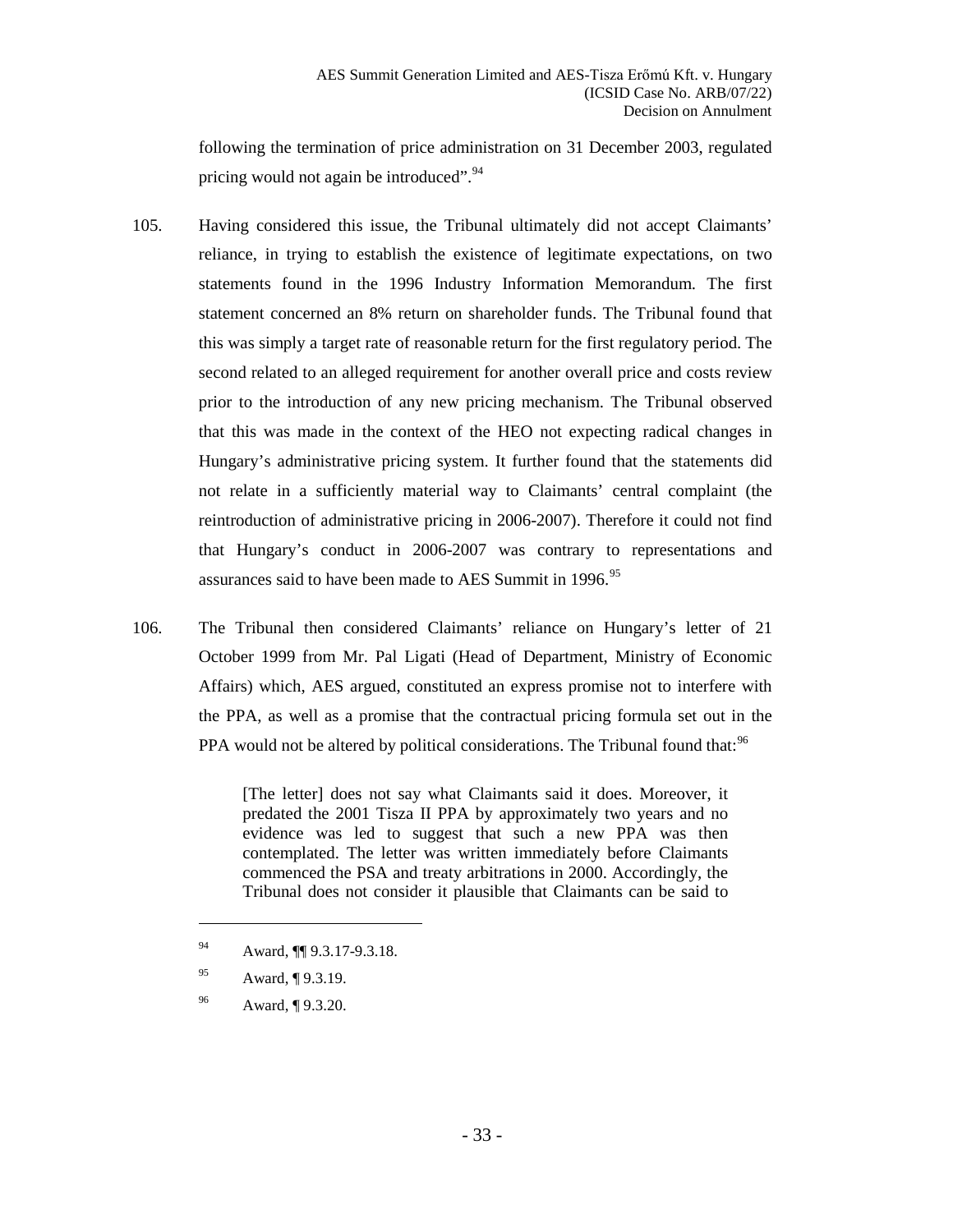following the termination of price administration on 31 December 2003, regulated pricing would not again be introduced".[94]

105. Having considered this issue, the Tribunal ultimately did not accept Claimants' reliance, in trying to establish the existence of legitimate expectations, on two statements found in the 1996 Industry Information Memorandum. The first statement concerned an 8% return on shareholder funds. The Tribunal found that this was simply a target rate of reasonable return for the first regulatory period. The second related to an alleged requirement for another overall price and costs review prior to the introduction of any new pricing mechanism. The Tribunal observed that this was made in the context of the HEO not expecting radical changes in Hungary's administrative pricing system. It further found that the statements did not relate in a sufficiently material way to Claimants' central complaint (the reintroduction of administrative pricing in 2006-2007). Therefore it could not find that Hungary's conduct in 2006-2007 was contrary to representations and assurances said to have been made to AES Summit in 1996.[95]

106. The Tribunal then considered Claimants' reliance on Hungary's letter of 21 October 1999 from Mr. Pal Ligati (Head of Department, Ministry of Economic Affairs) which, AES argued, constituted an express promise not to interfere with the PPA, as well as a promise that the contractual pricing formula set out in the PPA would not be altered by political considerations. The Tribunal found that:[96]

> [The letter] does not say what Claimants said it does. Moreover, it predated the 2001 Tisza II PPA by approximately two years and no evidence was led to suggest that such a new PPA was then contemplated. The letter was written immediately before Claimants commenced the PSA and treaty arbitrations in 2000. Accordingly, the Tribunal does not consider it plausible that Claimants can be said to

---

[94] Award, ¶¶ 9.3.17-9.3.18.

[95] Award, ¶ 9.3.19.

[96] Award, ¶ 9.3.20.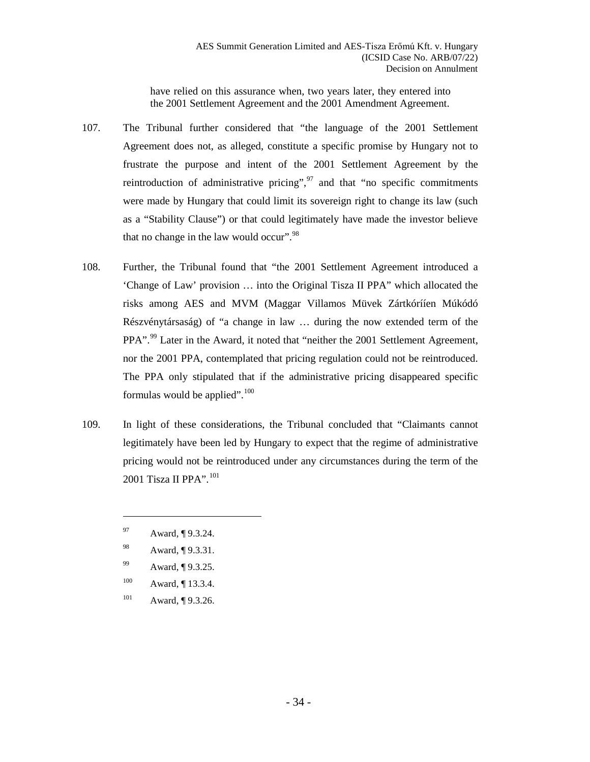have relied on this assurance when, two years later, they entered into the 2001 Settlement Agreement and the 2001 Amendment Agreement.

107. The Tribunal further considered that "the language of the 2001 Settlement Agreement does not, as alleged, constitute a specific promise by Hungary not to frustrate the purpose and intent of the 2001 Settlement Agreement by the reintroduction of administrative pricing",[97] and that "no specific commitments were made by Hungary that could limit its sovereign right to change its law (such as a "Stability Clause") or that could legitimately have made the investor believe that no change in the law would occur".[98]

108. Further, the Tribunal found that "the 2001 Settlement Agreement introduced a 'Change of Law' provision … into the Original Tisza II PPA" which allocated the risks among AES and MVM (Maggar Villamos Müvek Zártkóríien Múkódó Részvénytársaság) of "a change in law … during the now extended term of the PPA".[99] Later in the Award, it noted that "neither the 2001 Settlement Agreement, nor the 2001 PPA, contemplated that pricing regulation could not be reintroduced. The PPA only stipulated that if the administrative pricing disappeared specific formulas would be applied".[100]

109. In light of these considerations, the Tribunal concluded that "Claimants cannot legitimately have been led by Hungary to expect that the regime of administrative pricing would not be reintroduced under any circumstances during the term of the 2001 Tisza II PPA".[101]

---

[97] Award, ¶ 9.3.24.

[98] Award, ¶ 9.3.31.

[99] Award, ¶ 9.3.25.

[100] Award, ¶ 13.3.4.

[101] Award, ¶ 9.3.26.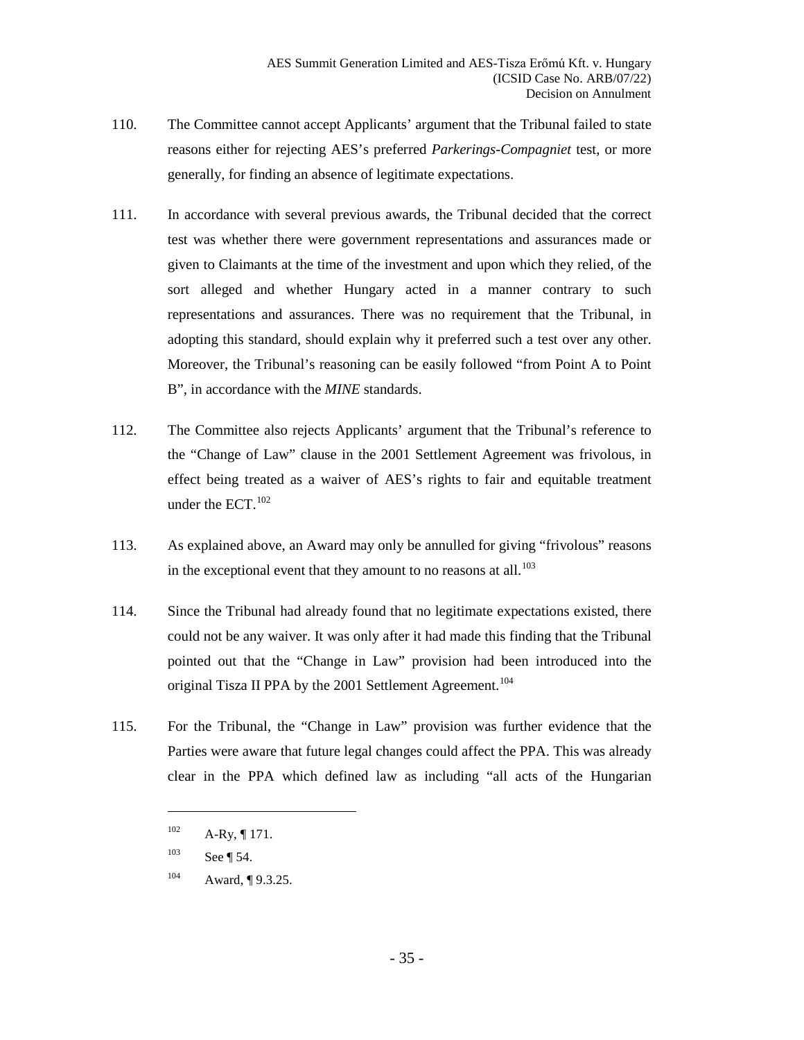110. The Committee cannot accept Applicants' argument that the Tribunal failed to state reasons either for rejecting AES's preferred *Parkerings-Compagniet* test, or more generally, for finding an absence of legitimate expectations.

111. In accordance with several previous awards, the Tribunal decided that the correct test was whether there were government representations and assurances made or given to Claimants at the time of the investment and upon which they relied, of the sort alleged and whether Hungary acted in a manner contrary to such representations and assurances. There was no requirement that the Tribunal, in adopting this standard, should explain why it preferred such a test over any other. Moreover, the Tribunal's reasoning can be easily followed "from Point A to Point B", in accordance with the *MINE* standards.

112. The Committee also rejects Applicants' argument that the Tribunal's reference to the "Change of Law" clause in the 2001 Settlement Agreement was frivolous, in effect being treated as a waiver of AES's rights to fair and equitable treatment under the ECT.[102]

113. As explained above, an Award may only be annulled for giving "frivolous" reasons in the exceptional event that they amount to no reasons at all.[103]

114. Since the Tribunal had already found that no legitimate expectations existed, there could not be any waiver. It was only after it had made this finding that the Tribunal pointed out that the "Change in Law" provision had been introduced into the original Tisza II PPA by the 2001 Settlement Agreement.[104]

115. For the Tribunal, the "Change in Law" provision was further evidence that the Parties were aware that future legal changes could affect the PPA. This was already clear in the PPA which defined law as including "all acts of the Hungarian

---

[102] A-Ry, ¶ 171.

[103] See ¶ 54.

[104] Award, ¶ 9.3.25.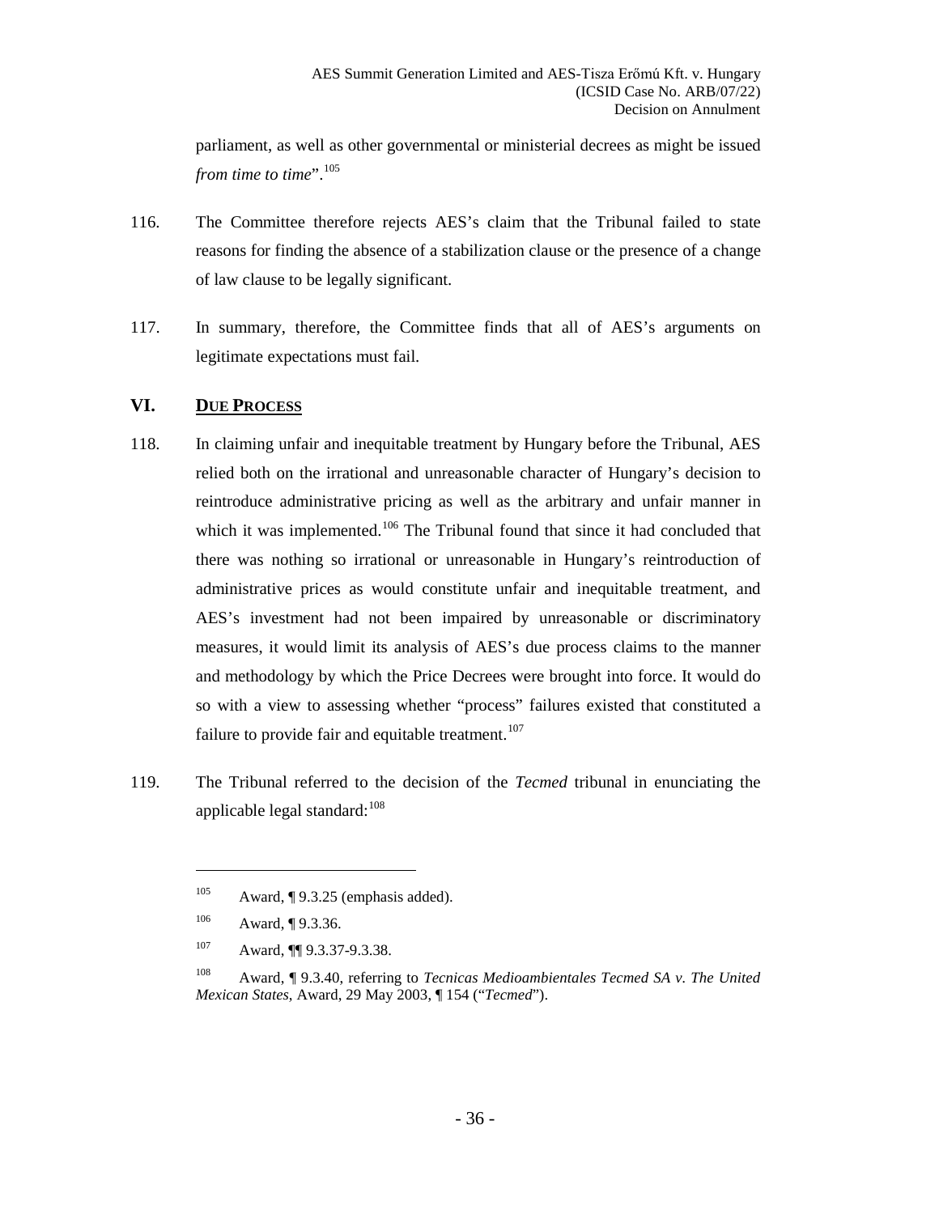parliament, as well as other governmental or ministerial decrees as might be issued *from time to time*".[105]

116. The Committee therefore rejects AES's claim that the Tribunal failed to state reasons for finding the absence of a stabilization clause or the presence of a change of law clause to be legally significant.

117. In summary, therefore, the Committee finds that all of AES's arguments on legitimate expectations must fail.

## VI. DUE PROCESS

118. In claiming unfair and inequitable treatment by Hungary before the Tribunal, AES relied both on the irrational and unreasonable character of Hungary's decision to reintroduce administrative pricing as well as the arbitrary and unfair manner in which it was implemented.[106] The Tribunal found that since it had concluded that there was nothing so irrational or unreasonable in Hungary's reintroduction of administrative prices as would constitute unfair and inequitable treatment, and AES's investment had not been impaired by unreasonable or discriminatory measures, it would limit its analysis of AES's due process claims to the manner and methodology by which the Price Decrees were brought into force. It would do so with a view to assessing whether "process" failures existed that constituted a failure to provide fair and equitable treatment.[107]

119. The Tribunal referred to the decision of the *Tecmed* tribunal in enunciating the applicable legal standard:[108]

---

[105] Award, ¶ 9.3.25 (emphasis added).

[106] Award, ¶ 9.3.36.

[107] Award, ¶¶ 9.3.37-9.3.38.

[108] Award, ¶ 9.3.40, referring to *Tecnicas Medioambientales Tecmed SA v. The United Mexican States*, Award, 29 May 2003, ¶ 154 ("*Tecmed*").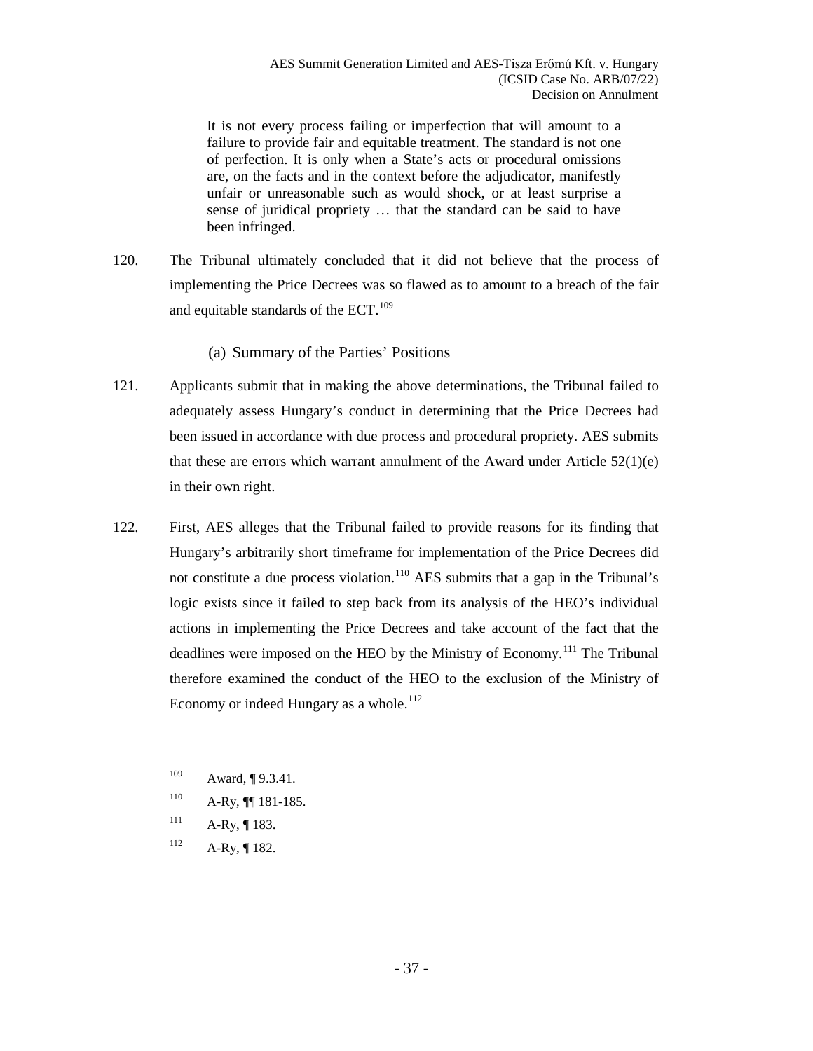> It is not every process failing or imperfection that will amount to a failure to provide fair and equitable treatment. The standard is not one of perfection. It is only when a State's acts or procedural omissions are, on the facts and in the context before the adjudicator, manifestly unfair or unreasonable such as would shock, or at least surprise a sense of juridical propriety … that the standard can be said to have been infringed.

120. The Tribunal ultimately concluded that it did not believe that the process of implementing the Price Decrees was so flawed as to amount to a breach of the fair and equitable standards of the ECT.[109]

### (a) Summary of the Parties' Positions

121. Applicants submit that in making the above determinations, the Tribunal failed to adequately assess Hungary's conduct in determining that the Price Decrees had been issued in accordance with due process and procedural propriety. AES submits that these are errors which warrant annulment of the Award under Article 52(1)(e) in their own right.

122. First, AES alleges that the Tribunal failed to provide reasons for its finding that Hungary's arbitrarily short timeframe for implementation of the Price Decrees did not constitute a due process violation.[110] AES submits that a gap in the Tribunal's logic exists since it failed to step back from its analysis of the HEO's individual actions in implementing the Price Decrees and take account of the fact that the deadlines were imposed on the HEO by the Ministry of Economy.[111] The Tribunal therefore examined the conduct of the HEO to the exclusion of the Ministry of Economy or indeed Hungary as a whole.[112]

---

[109] Award, ¶ 9.3.41.

[110] A-Ry, ¶¶ 181-185.

[111] A-Ry, ¶ 183.

[112] A-Ry, ¶ 182.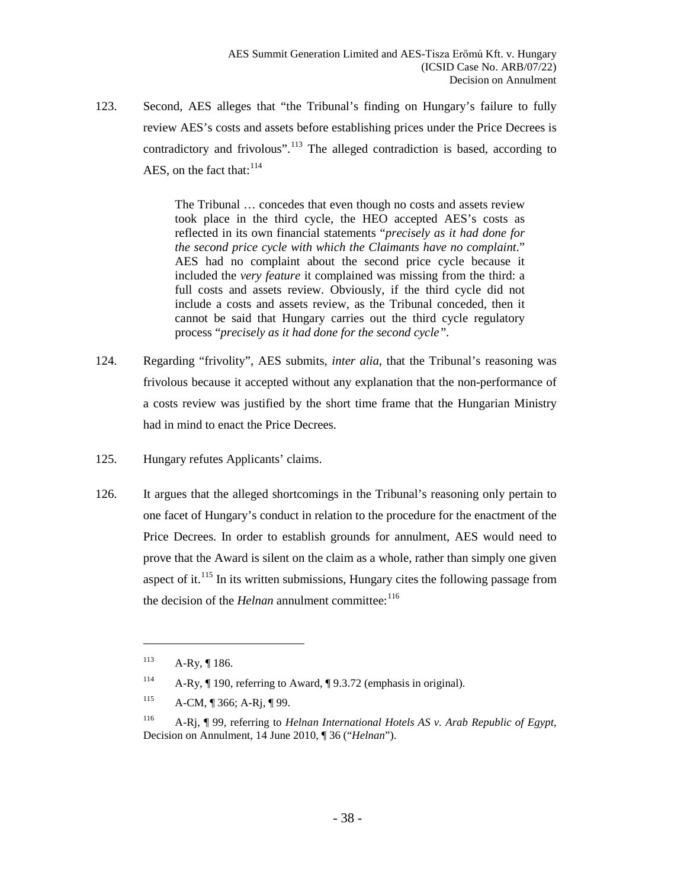123. Second, AES alleges that "the Tribunal's finding on Hungary's failure to fully review AES's costs and assets before establishing prices under the Price Decrees is contradictory and frivolous".[113] The alleged contradiction is based, according to AES, on the fact that:[114]

> The Tribunal … concedes that even though no costs and assets review took place in the third cycle, the HEO accepted AES's costs as reflected in its own financial statements "*precisely as it had done for the second price cycle with which the Claimants have no complaint*." AES had no complaint about the second price cycle because it included the *very feature* it complained was missing from the third: a full costs and assets review. Obviously, if the third cycle did not include a costs and assets review, as the Tribunal conceded, then it cannot be said that Hungary carries out the third cycle regulatory process "*precisely as it had done for the second cycle".*

124. Regarding "frivolity", AES submits, *inter alia*, that the Tribunal's reasoning was frivolous because it accepted without any explanation that the non-performance of a costs review was justified by the short time frame that the Hungarian Ministry had in mind to enact the Price Decrees.

125. Hungary refutes Applicants' claims.

126. It argues that the alleged shortcomings in the Tribunal's reasoning only pertain to one facet of Hungary's conduct in relation to the procedure for the enactment of the Price Decrees. In order to establish grounds for annulment, AES would need to prove that the Award is silent on the claim as a whole, rather than simply one given aspect of it.[115] In its written submissions, Hungary cites the following passage from the decision of the *Helnan* annulment committee:[116]

---

[113] A-Ry, ¶ 186.

[114] A-Ry, ¶ 190, referring to Award, ¶ 9.3.72 (emphasis in original).

[115] A-CM, ¶ 366; A-Rj, ¶ 99.

[116] A-Rj, ¶ 99, referring to *Helnan International Hotels AS v. Arab Republic of Egypt*, Decision on Annulment, 14 June 2010, ¶ 36 ("*Helnan*").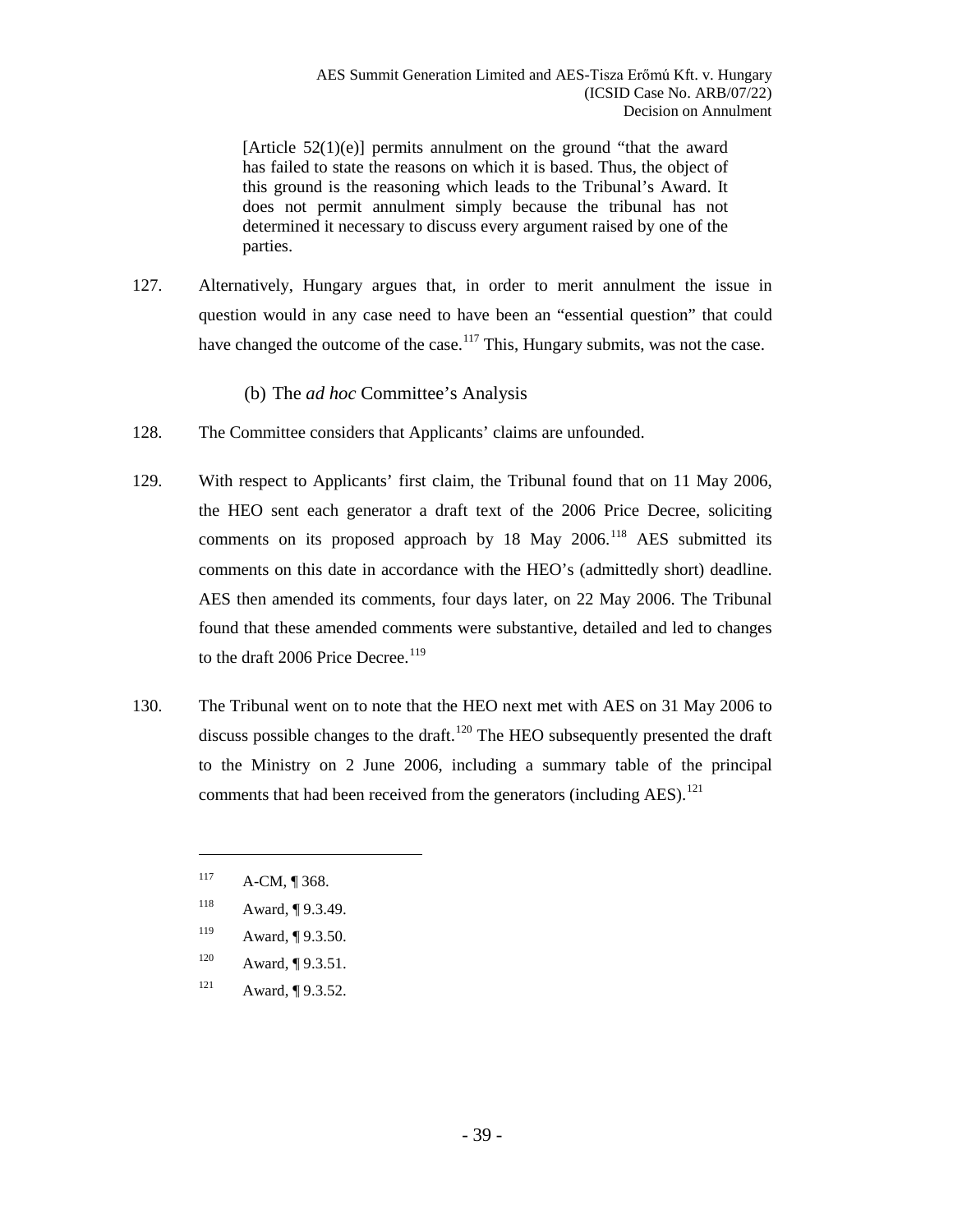> [Article 52(1)(e)] permits annulment on the ground "that the award has failed to state the reasons on which it is based. Thus, the object of this ground is the reasoning which leads to the Tribunal's Award. It does not permit annulment simply because the tribunal has not determined it necessary to discuss every argument raised by one of the parties.

127. Alternatively, Hungary argues that, in order to merit annulment the issue in question would in any case need to have been an "essential question" that could have changed the outcome of the case.[117] This, Hungary submits, was not the case.

### (b) The *ad hoc* Committee's Analysis

128. The Committee considers that Applicants' claims are unfounded.

129. With respect to Applicants' first claim, the Tribunal found that on 11 May 2006, the HEO sent each generator a draft text of the 2006 Price Decree, soliciting comments on its proposed approach by 18 May 2006.[118] AES submitted its comments on this date in accordance with the HEO's (admittedly short) deadline. AES then amended its comments, four days later, on 22 May 2006. The Tribunal found that these amended comments were substantive, detailed and led to changes to the draft 2006 Price Decree.[119]

130. The Tribunal went on to note that the HEO next met with AES on 31 May 2006 to discuss possible changes to the draft.[120] The HEO subsequently presented the draft to the Ministry on 2 June 2006, including a summary table of the principal comments that had been received from the generators (including AES).[121]

---

[117] A-CM, ¶ 368.

[118] Award, ¶ 9.3.49.

[119] Award, ¶ 9.3.50.

[120] Award, ¶ 9.3.51.

[121] Award, ¶ 9.3.52.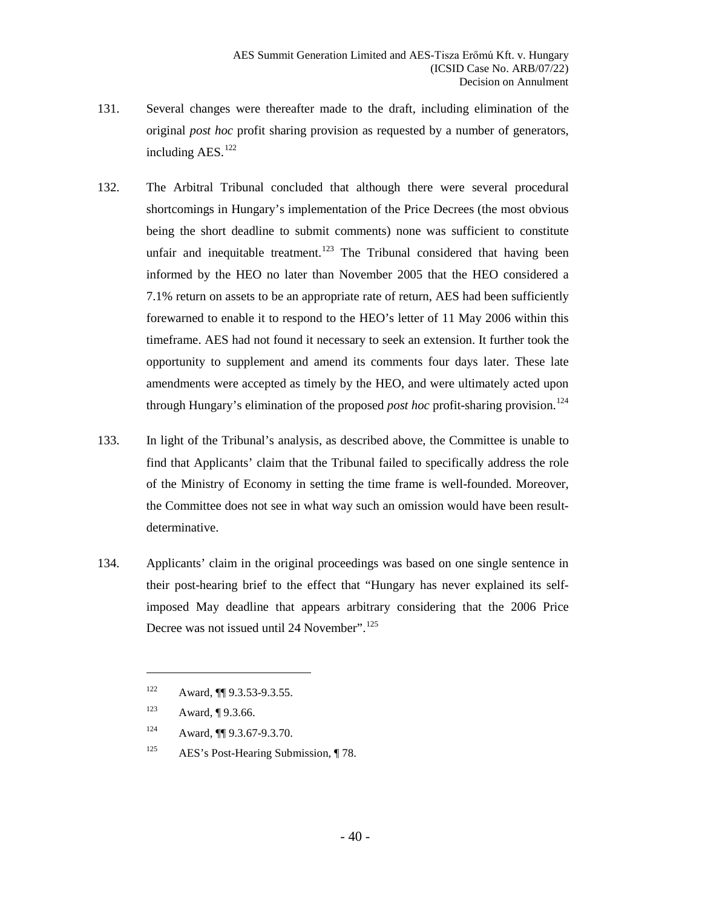131. Several changes were thereafter made to the draft, including elimination of the original *post hoc* profit sharing provision as requested by a number of generators, including AES.[122]

132. The Arbitral Tribunal concluded that although there were several procedural shortcomings in Hungary's implementation of the Price Decrees (the most obvious being the short deadline to submit comments) none was sufficient to constitute unfair and inequitable treatment.[123] The Tribunal considered that having been informed by the HEO no later than November 2005 that the HEO considered a 7.1% return on assets to be an appropriate rate of return, AES had been sufficiently forewarned to enable it to respond to the HEO's letter of 11 May 2006 within this timeframe. AES had not found it necessary to seek an extension. It further took the opportunity to supplement and amend its comments four days later. These late amendments were accepted as timely by the HEO, and were ultimately acted upon through Hungary's elimination of the proposed *post hoc* profit-sharing provision.[124]

133. In light of the Tribunal's analysis, as described above, the Committee is unable to find that Applicants' claim that the Tribunal failed to specifically address the role of the Ministry of Economy in setting the time frame is well-founded. Moreover, the Committee does not see in what way such an omission would have been result-determinative.

134. Applicants' claim in the original proceedings was based on one single sentence in their post-hearing brief to the effect that "Hungary has never explained its self-imposed May deadline that appears arbitrary considering that the 2006 Price Decree was not issued until 24 November".[125]

---

[122] Award, ¶¶ 9.3.53-9.3.55.

[123] Award, ¶ 9.3.66.

[124] Award, ¶¶ 9.3.67-9.3.70.

[125] AES's Post-Hearing Submission, ¶ 78.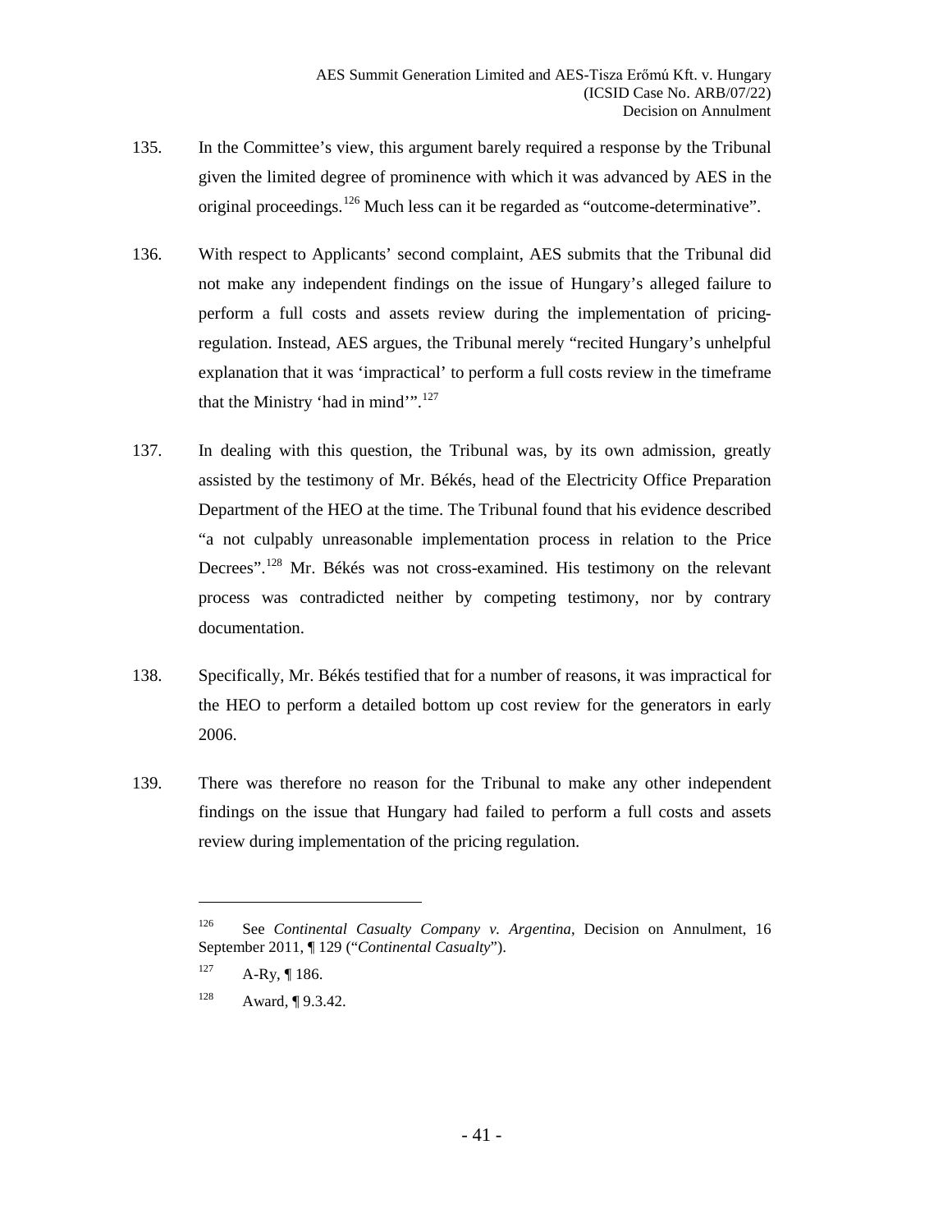135. In the Committee's view, this argument barely required a response by the Tribunal given the limited degree of prominence with which it was advanced by AES in the original proceedings.[126] Much less can it be regarded as "outcome-determinative".

136. With respect to Applicants' second complaint, AES submits that the Tribunal did not make any independent findings on the issue of Hungary's alleged failure to perform a full costs and assets review during the implementation of pricing-regulation. Instead, AES argues, the Tribunal merely "recited Hungary's unhelpful explanation that it was 'impractical' to perform a full costs review in the timeframe that the Ministry 'had in mind'".[127]

137. In dealing with this question, the Tribunal was, by its own admission, greatly assisted by the testimony of Mr. Békés, head of the Electricity Office Preparation Department of the HEO at the time. The Tribunal found that his evidence described "a not culpably unreasonable implementation process in relation to the Price Decrees".[128] Mr. Békés was not cross-examined. His testimony on the relevant process was contradicted neither by competing testimony, nor by contrary documentation.

138. Specifically, Mr. Békés testified that for a number of reasons, it was impractical for the HEO to perform a detailed bottom up cost review for the generators in early 2006.

139. There was therefore no reason for the Tribunal to make any other independent findings on the issue that Hungary had failed to perform a full costs and assets review during implementation of the pricing regulation.

---

[126] See *Continental Casualty Company v. Argentina*, Decision on Annulment, 16 September 2011, ¶ 129 ("*Continental Casualty*").

[127] A-Ry, ¶ 186.

[128] Award, ¶ 9.3.42.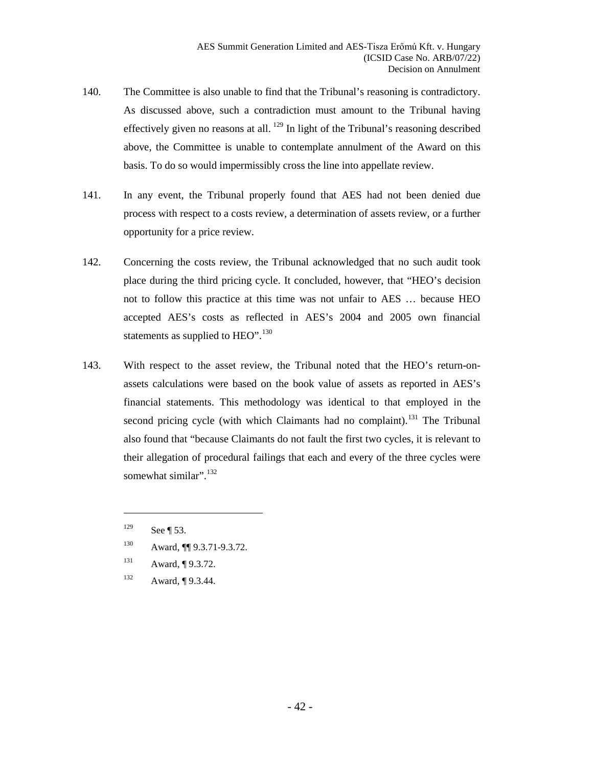140. The Committee is also unable to find that the Tribunal's reasoning is contradictory. As discussed above, such a contradiction must amount to the Tribunal having effectively given no reasons at all. [129] In light of the Tribunal's reasoning described above, the Committee is unable to contemplate annulment of the Award on this basis. To do so would impermissibly cross the line into appellate review.

141. In any event, the Tribunal properly found that AES had not been denied due process with respect to a costs review, a determination of assets review, or a further opportunity for a price review.

142. Concerning the costs review, the Tribunal acknowledged that no such audit took place during the third pricing cycle. It concluded, however, that "HEO's decision not to follow this practice at this time was not unfair to AES … because HEO accepted AES's costs as reflected in AES's 2004 and 2005 own financial statements as supplied to HEO".[130]

143. With respect to the asset review, the Tribunal noted that the HEO's return-on-assets calculations were based on the book value of assets as reported in AES's financial statements. This methodology was identical to that employed in the second pricing cycle (with which Claimants had no complaint).[131] The Tribunal also found that "because Claimants do not fault the first two cycles, it is relevant to their allegation of procedural failings that each and every of the three cycles were somewhat similar".[132]

---

[129] See ¶ 53.

[130] Award, ¶¶ 9.3.71-9.3.72.

[131] Award, ¶ 9.3.72.

[132] Award, ¶ 9.3.44.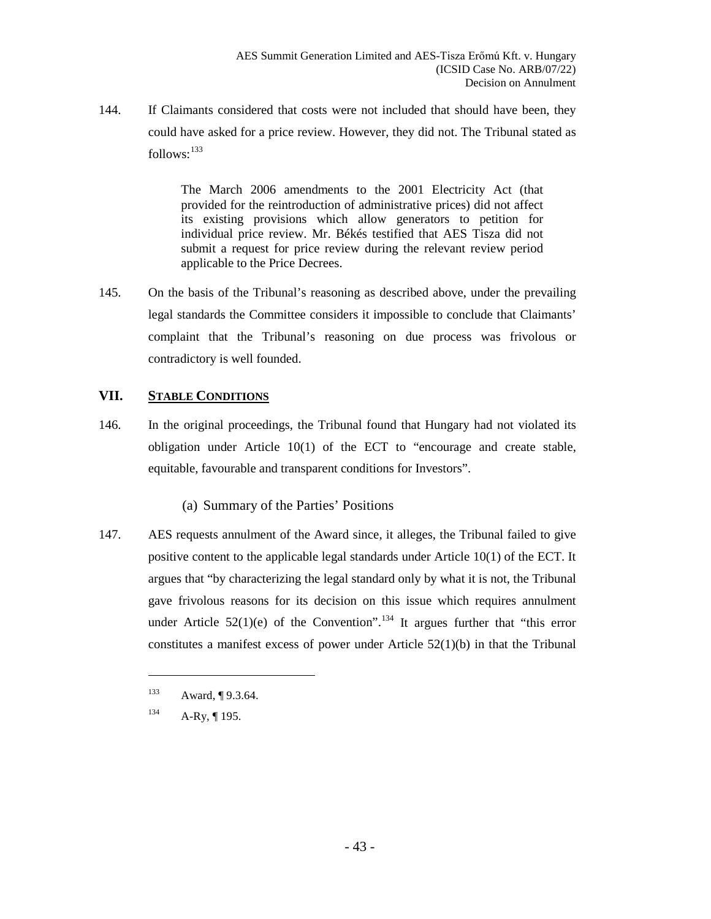144. If Claimants considered that costs were not included that should have been, they could have asked for a price review. However, they did not. The Tribunal stated as follows:[133]

> The March 2006 amendments to the 2001 Electricity Act (that provided for the reintroduction of administrative prices) did not affect its existing provisions which allow generators to petition for individual price review. Mr. Békés testified that AES Tisza did not submit a request for price review during the relevant review period applicable to the Price Decrees.

145. On the basis of the Tribunal's reasoning as described above, under the prevailing legal standards the Committee considers it impossible to conclude that Claimants' complaint that the Tribunal's reasoning on due process was frivolous or contradictory is well founded.

## VII. <u>Stable Conditions</u>

146. In the original proceedings, the Tribunal found that Hungary had not violated its obligation under Article 10(1) of the ECT to "encourage and create stable, equitable, favourable and transparent conditions for Investors".

### (a) Summary of the Parties' Positions

147. AES requests annulment of the Award since, it alleges, the Tribunal failed to give positive content to the applicable legal standards under Article 10(1) of the ECT. It argues that "by characterizing the legal standard only by what it is not, the Tribunal gave frivolous reasons for its decision on this issue which requires annulment under Article 52(1)(e) of the Convention".[134] It argues further that "this error constitutes a manifest excess of power under Article 52(1)(b) in that the Tribunal

---

[133] Award, ¶ 9.3.64.

[134] A-Ry, ¶ 195.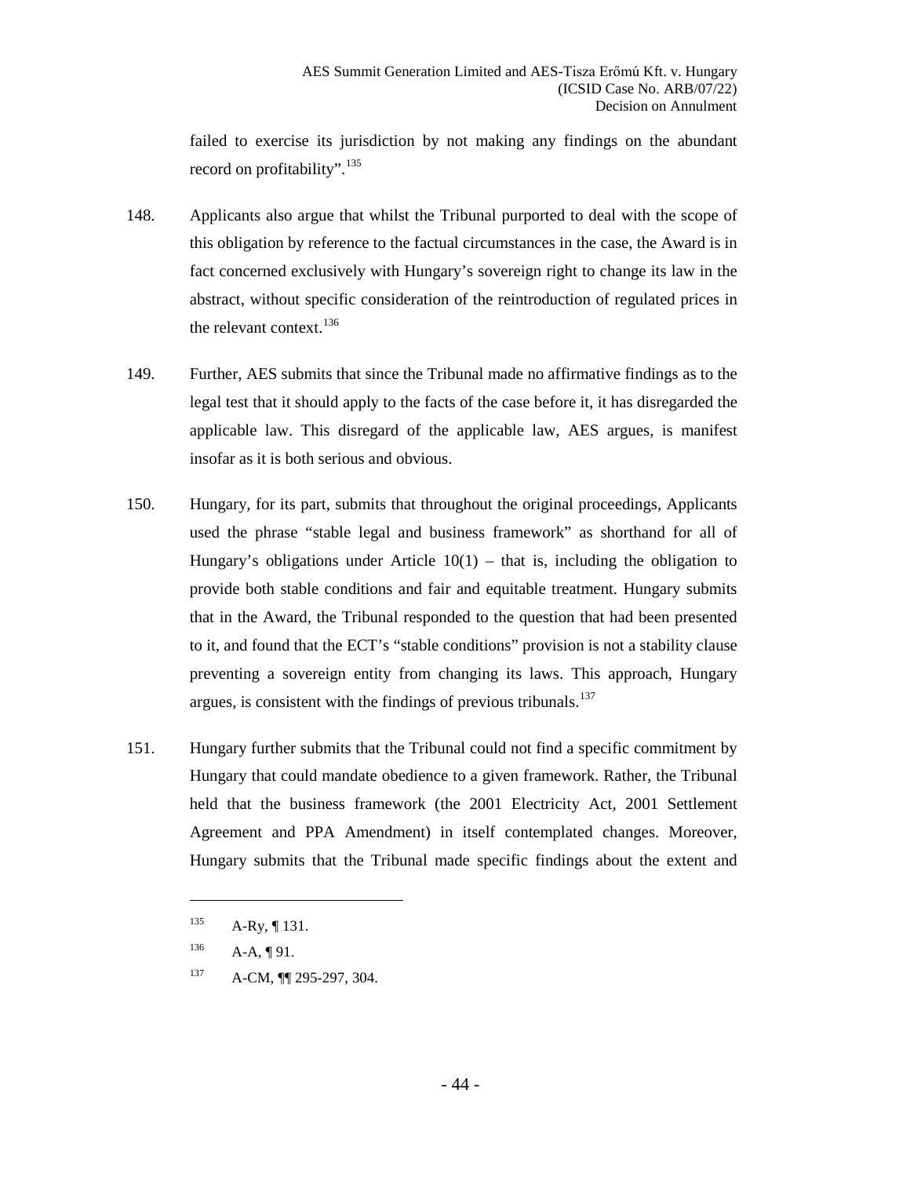failed to exercise its jurisdiction by not making any findings on the abundant record on profitability".[135]

148. Applicants also argue that whilst the Tribunal purported to deal with the scope of this obligation by reference to the factual circumstances in the case, the Award is in fact concerned exclusively with Hungary's sovereign right to change its law in the abstract, without specific consideration of the reintroduction of regulated prices in the relevant context.[136]

149. Further, AES submits that since the Tribunal made no affirmative findings as to the legal test that it should apply to the facts of the case before it, it has disregarded the applicable law. This disregard of the applicable law, AES argues, is manifest insofar as it is both serious and obvious.

150. Hungary, for its part, submits that throughout the original proceedings, Applicants used the phrase "stable legal and business framework" as shorthand for all of Hungary's obligations under Article 10(1) – that is, including the obligation to provide both stable conditions and fair and equitable treatment. Hungary submits that in the Award, the Tribunal responded to the question that had been presented to it, and found that the ECT's "stable conditions" provision is not a stability clause preventing a sovereign entity from changing its laws. This approach, Hungary argues, is consistent with the findings of previous tribunals.[137]

151. Hungary further submits that the Tribunal could not find a specific commitment by Hungary that could mandate obedience to a given framework. Rather, the Tribunal held that the business framework (the 2001 Electricity Act, 2001 Settlement Agreement and PPA Amendment) in itself contemplated changes. Moreover, Hungary submits that the Tribunal made specific findings about the extent and

---

[135] A-Ry, ¶ 131.

[136] A-A, ¶ 91.

[137] A-CM, ¶¶ 295-297, 304.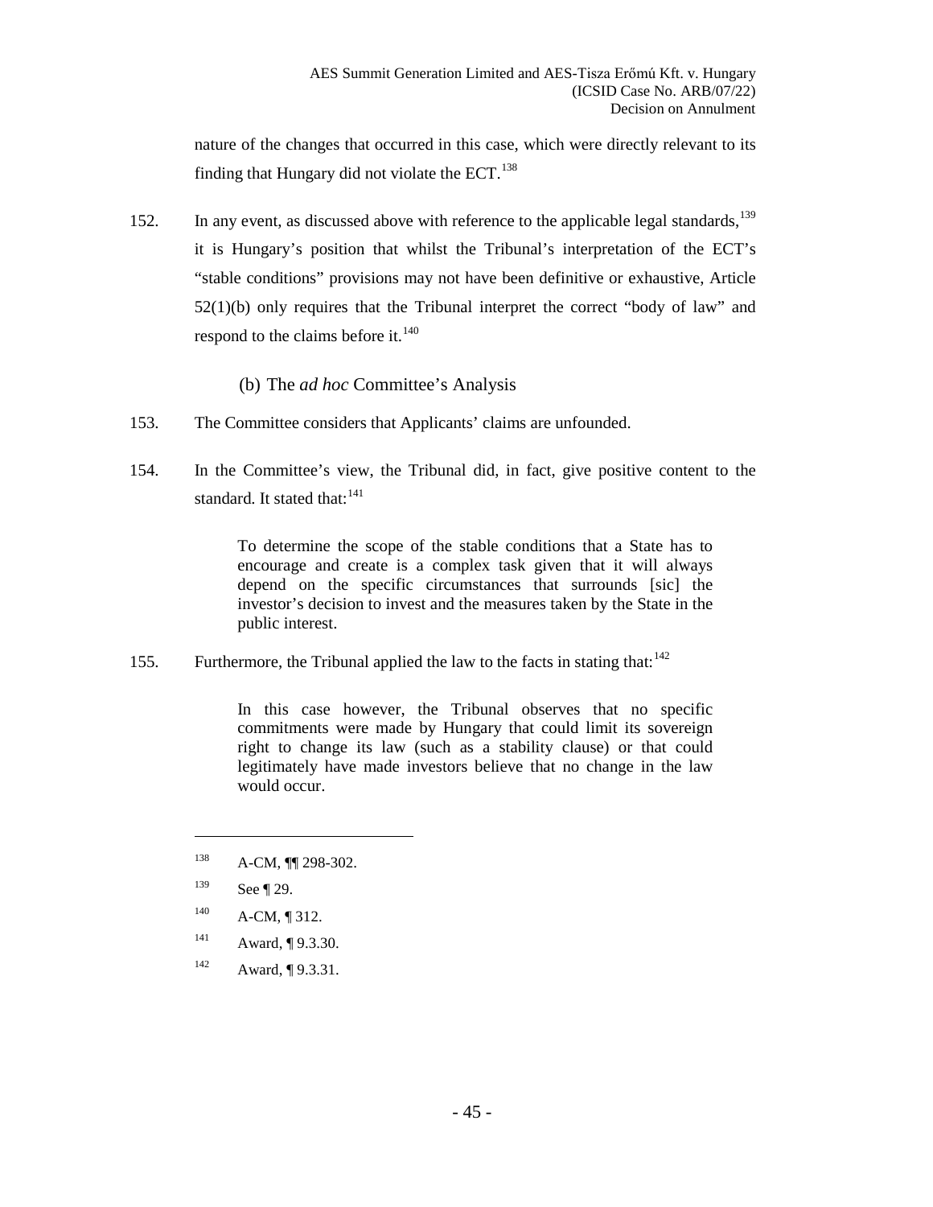nature of the changes that occurred in this case, which were directly relevant to its finding that Hungary did not violate the ECT.[138]

152. In any event, as discussed above with reference to the applicable legal standards,[139] it is Hungary's position that whilst the Tribunal's interpretation of the ECT's "stable conditions" provisions may not have been definitive or exhaustive, Article 52(1)(b) only requires that the Tribunal interpret the correct "body of law" and respond to the claims before it.[140]

#### (b) The *ad hoc* Committee's Analysis

153. The Committee considers that Applicants' claims are unfounded.

154. In the Committee's view, the Tribunal did, in fact, give positive content to the standard. It stated that:[141]

> To determine the scope of the stable conditions that a State has to encourage and create is a complex task given that it will always depend on the specific circumstances that surrounds [sic] the investor's decision to invest and the measures taken by the State in the public interest.

155. Furthermore, the Tribunal applied the law to the facts in stating that:[142]

> In this case however, the Tribunal observes that no specific commitments were made by Hungary that could limit its sovereign right to change its law (such as a stability clause) or that could legitimately have made investors believe that no change in the law would occur.

---

[138] A-CM, ¶¶ 298-302.

[139] See ¶ 29.

[140] A-CM, ¶ 312.

[141] Award, ¶ 9.3.30.

[142] Award, ¶ 9.3.31.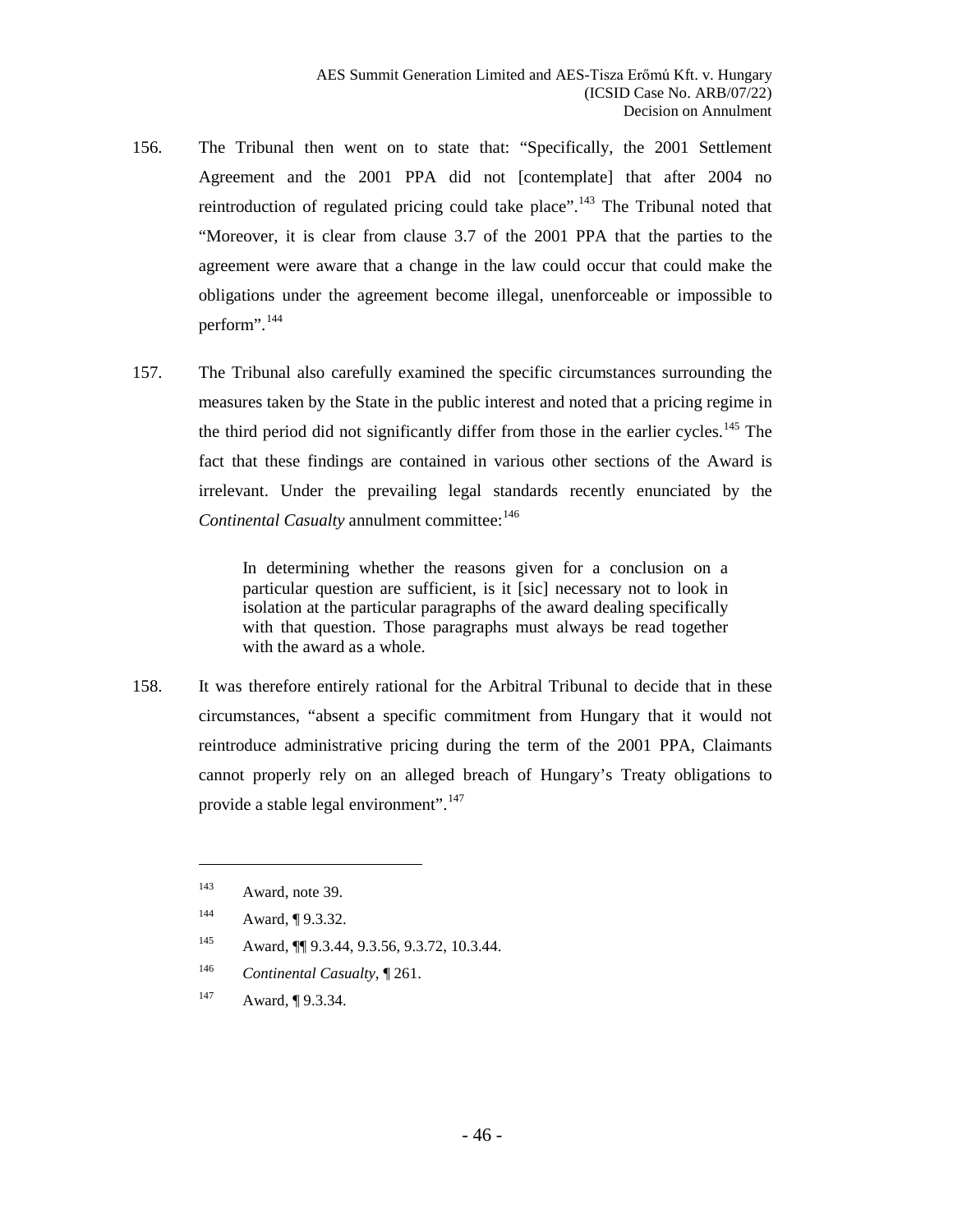156. The Tribunal then went on to state that: "Specifically, the 2001 Settlement Agreement and the 2001 PPA did not [contemplate] that after 2004 no reintroduction of regulated pricing could take place".[143] The Tribunal noted that "Moreover, it is clear from clause 3.7 of the 2001 PPA that the parties to the agreement were aware that a change in the law could occur that could make the obligations under the agreement become illegal, unenforceable or impossible to perform".[144]

157. The Tribunal also carefully examined the specific circumstances surrounding the measures taken by the State in the public interest and noted that a pricing regime in the third period did not significantly differ from those in the earlier cycles.[145] The fact that these findings are contained in various other sections of the Award is irrelevant. Under the prevailing legal standards recently enunciated by the *Continental Casualty* annulment committee:[146]

> In determining whether the reasons given for a conclusion on a particular question are sufficient, is it [sic] necessary not to look in isolation at the particular paragraphs of the award dealing specifically with that question. Those paragraphs must always be read together with the award as a whole.

158. It was therefore entirely rational for the Arbitral Tribunal to decide that in these circumstances, "absent a specific commitment from Hungary that it would not reintroduce administrative pricing during the term of the 2001 PPA, Claimants cannot properly rely on an alleged breach of Hungary's Treaty obligations to provide a stable legal environment".[147]

---

[143] Award, note 39.

[144] Award, ¶ 9.3.32.

[145] Award, ¶¶ 9.3.44, 9.3.56, 9.3.72, 10.3.44.

[146] *Continental Casualty*, ¶ 261.

[147] Award, ¶ 9.3.34.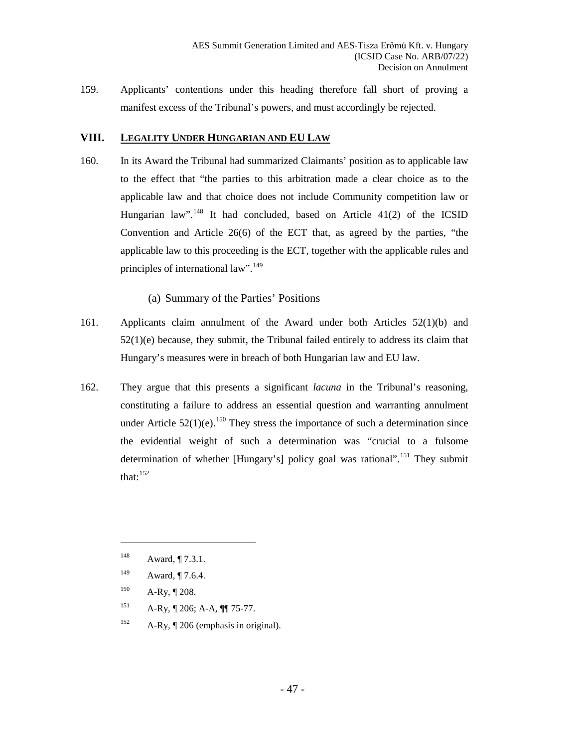159. Applicants' contentions under this heading therefore fall short of proving a manifest excess of the Tribunal's powers, and must accordingly be rejected.

## VIII. LEGALITY UNDER HUNGARIAN AND EU LAW

160. In its Award the Tribunal had summarized Claimants' position as to applicable law to the effect that "the parties to this arbitration made a clear choice as to the applicable law and that choice does not include Community competition law or Hungarian law".[148] It had concluded, based on Article 41(2) of the ICSID Convention and Article 26(6) of the ECT that, as agreed by the parties, "the applicable law to this proceeding is the ECT, together with the applicable rules and principles of international law".[149]

### (a) Summary of the Parties' Positions

161. Applicants claim annulment of the Award under both Articles 52(1)(b) and 52(1)(e) because, they submit, the Tribunal failed entirely to address its claim that Hungary's measures were in breach of both Hungarian law and EU law.

162. They argue that this presents a significant *lacuna* in the Tribunal's reasoning, constituting a failure to address an essential question and warranting annulment under Article 52(1)(e).[150] They stress the importance of such a determination since the evidential weight of such a determination was "crucial to a fulsome determination of whether [Hungary's] policy goal was rational".[151] They submit that:[152]

---

[148] Award, ¶ 7.3.1.

[149] Award, ¶ 7.6.4.

[150] A-Ry, ¶ 208.

[151] A-Ry, ¶ 206; A-A, ¶¶ 75-77.

[152] A-Ry, ¶ 206 (emphasis in original).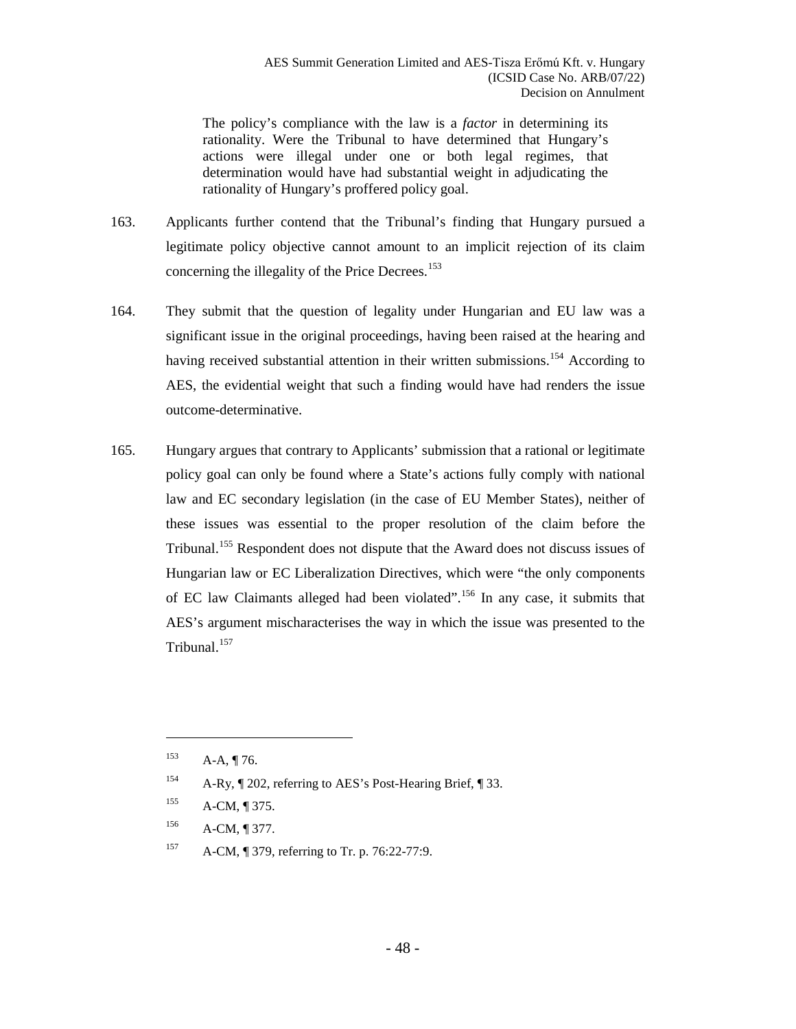> The policy's compliance with the law is a *factor* in determining its rationality. Were the Tribunal to have determined that Hungary's actions were illegal under one or both legal regimes, that determination would have had substantial weight in adjudicating the rationality of Hungary's proffered policy goal.

163. Applicants further contend that the Tribunal's finding that Hungary pursued a legitimate policy objective cannot amount to an implicit rejection of its claim concerning the illegality of the Price Decrees.[153]

164. They submit that the question of legality under Hungarian and EU law was a significant issue in the original proceedings, having been raised at the hearing and having received substantial attention in their written submissions.[154] According to AES, the evidential weight that such a finding would have had renders the issue outcome-determinative.

165. Hungary argues that contrary to Applicants' submission that a rational or legitimate policy goal can only be found where a State's actions fully comply with national law and EC secondary legislation (in the case of EU Member States), neither of these issues was essential to the proper resolution of the claim before the Tribunal.[155] Respondent does not dispute that the Award does not discuss issues of Hungarian law or EC Liberalization Directives, which were "the only components of EC law Claimants alleged had been violated".[156] In any case, it submits that AES's argument mischaracterises the way in which the issue was presented to the Tribunal.[157]

---

[153] A-A, ¶ 76.

[154] A-Ry, ¶ 202, referring to AES's Post-Hearing Brief, ¶ 33.

[155] A-CM, ¶ 375.

[156] A-CM, ¶ 377.

[157] A-CM, ¶ 379, referring to Tr. p. 76:22-77:9.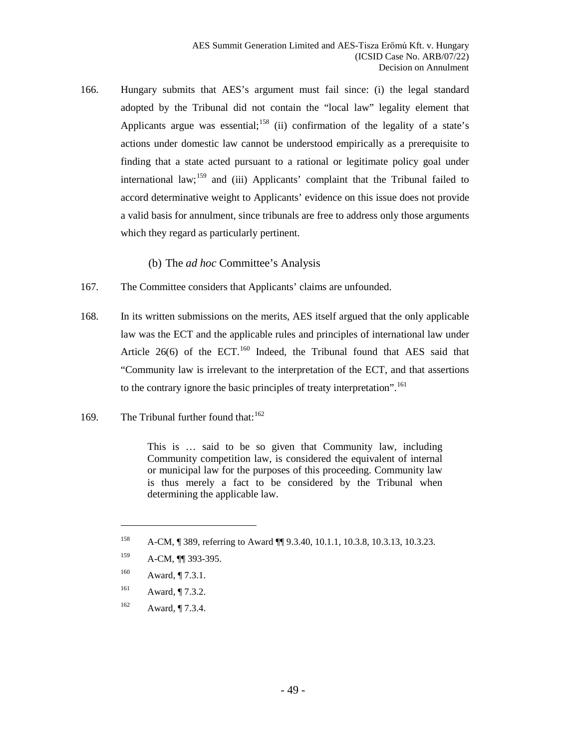166. Hungary submits that AES's argument must fail since: (i) the legal standard adopted by the Tribunal did not contain the "local law" legality element that Applicants argue was essential;[158] (ii) confirmation of the legality of a state's actions under domestic law cannot be understood empirically as a prerequisite to finding that a state acted pursuant to a rational or legitimate policy goal under international law;[159] and (iii) Applicants' complaint that the Tribunal failed to accord determinative weight to Applicants' evidence on this issue does not provide a valid basis for annulment, since tribunals are free to address only those arguments which they regard as particularly pertinent.

### (b) The *ad hoc* Committee's Analysis

167. The Committee considers that Applicants' claims are unfounded.

168. In its written submissions on the merits, AES itself argued that the only applicable law was the ECT and the applicable rules and principles of international law under Article 26(6) of the ECT.[160] Indeed, the Tribunal found that AES said that "Community law is irrelevant to the interpretation of the ECT, and that assertions to the contrary ignore the basic principles of treaty interpretation".[161]

169. The Tribunal further found that:[162]

> This is … said to be so given that Community law, including Community competition law, is considered the equivalent of internal or municipal law for the purposes of this proceeding. Community law is thus merely a fact to be considered by the Tribunal when determining the applicable law.

---

[158] A-CM, ¶ 389, referring to Award ¶¶ 9.3.40, 10.1.1, 10.3.8, 10.3.13, 10.3.23.

[159] A-CM, ¶¶ 393-395.

[160] Award, ¶ 7.3.1.

[161] Award, ¶ 7.3.2.

[162] Award, ¶ 7.3.4.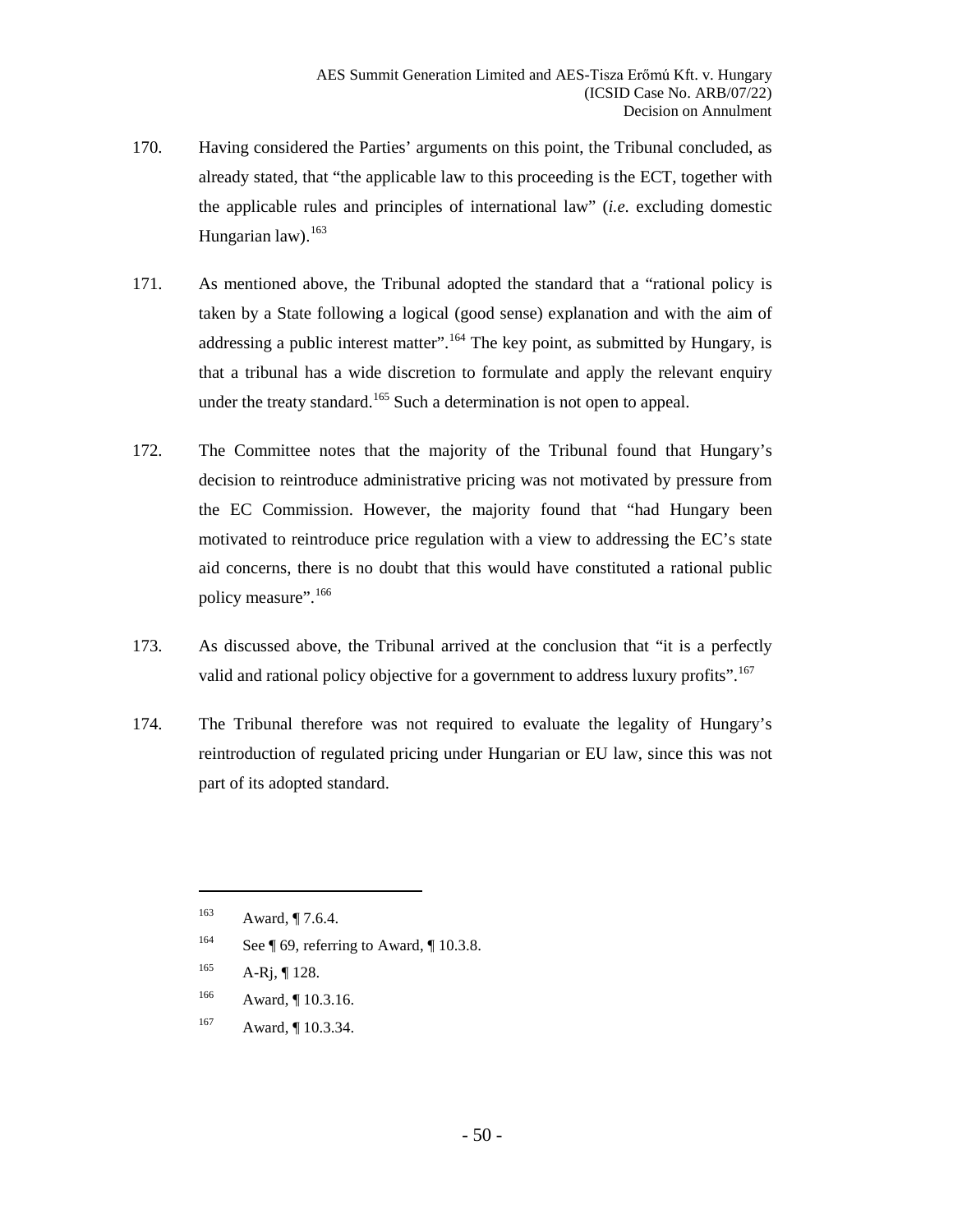170. Having considered the Parties' arguments on this point, the Tribunal concluded, as already stated, that "the applicable law to this proceeding is the ECT, together with the applicable rules and principles of international law" (*i.e.* excluding domestic Hungarian law).[163]

171. As mentioned above, the Tribunal adopted the standard that a "rational policy is taken by a State following a logical (good sense) explanation and with the aim of addressing a public interest matter".[164] The key point, as submitted by Hungary, is that a tribunal has a wide discretion to formulate and apply the relevant enquiry under the treaty standard.[165] Such a determination is not open to appeal.

172. The Committee notes that the majority of the Tribunal found that Hungary's decision to reintroduce administrative pricing was not motivated by pressure from the EC Commission. However, the majority found that "had Hungary been motivated to reintroduce price regulation with a view to addressing the EC's state aid concerns, there is no doubt that this would have constituted a rational public policy measure".[166]

173. As discussed above, the Tribunal arrived at the conclusion that "it is a perfectly valid and rational policy objective for a government to address luxury profits".[167]

174. The Tribunal therefore was not required to evaluate the legality of Hungary's reintroduction of regulated pricing under Hungarian or EU law, since this was not part of its adopted standard.

---

[163] Award, ¶ 7.6.4.

[164] See ¶ 69, referring to Award, ¶ 10.3.8.

[165] A-Rj, ¶ 128.

[166] Award, ¶ 10.3.16.

[167] Award, ¶ 10.3.34.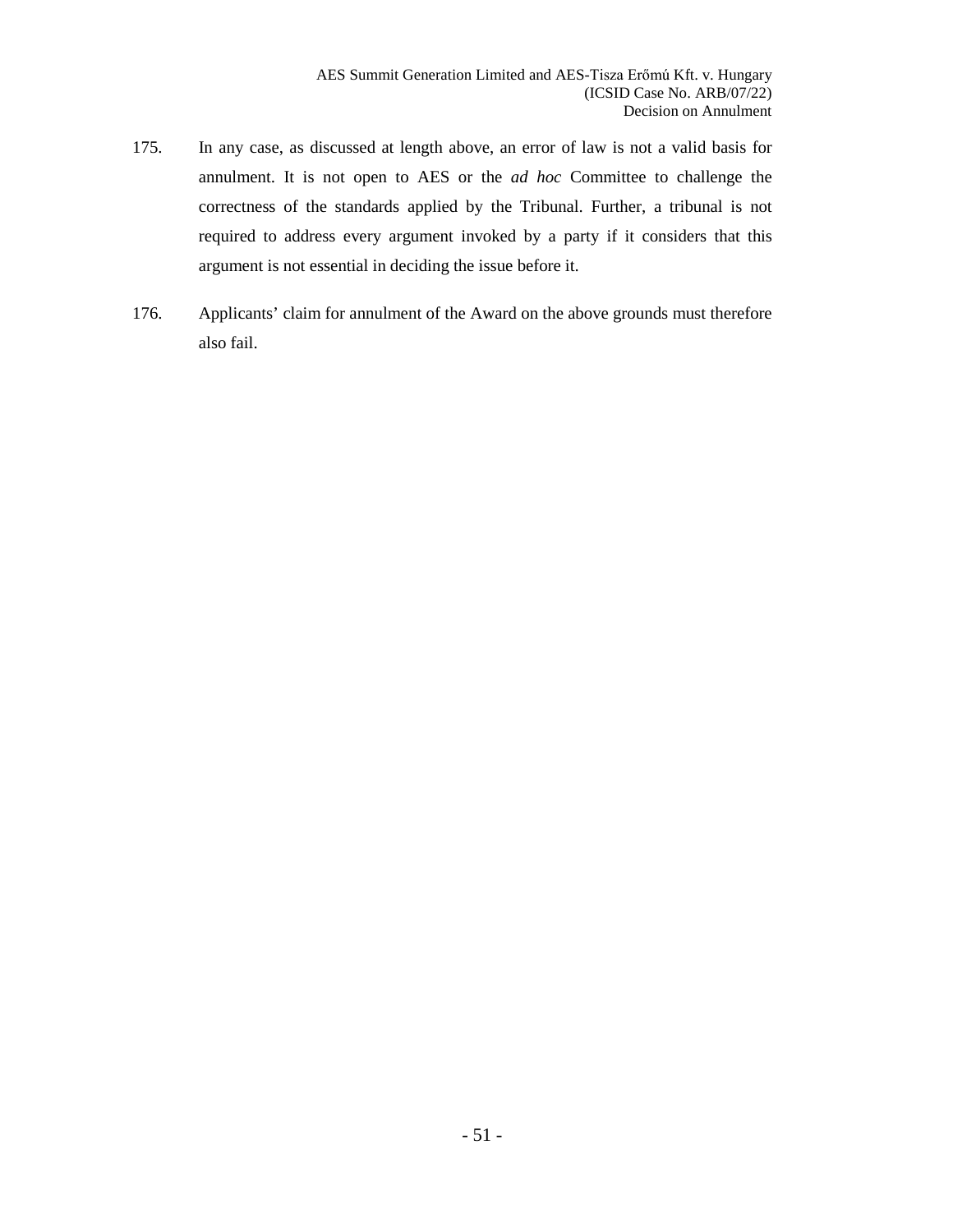175. In any case, as discussed at length above, an error of law is not a valid basis for annulment. It is not open to AES or the *ad hoc* Committee to challenge the correctness of the standards applied by the Tribunal. Further, a tribunal is not required to address every argument invoked by a party if it considers that this argument is not essential in deciding the issue before it.

176. Applicants' claim for annulment of the Award on the above grounds must therefore also fail.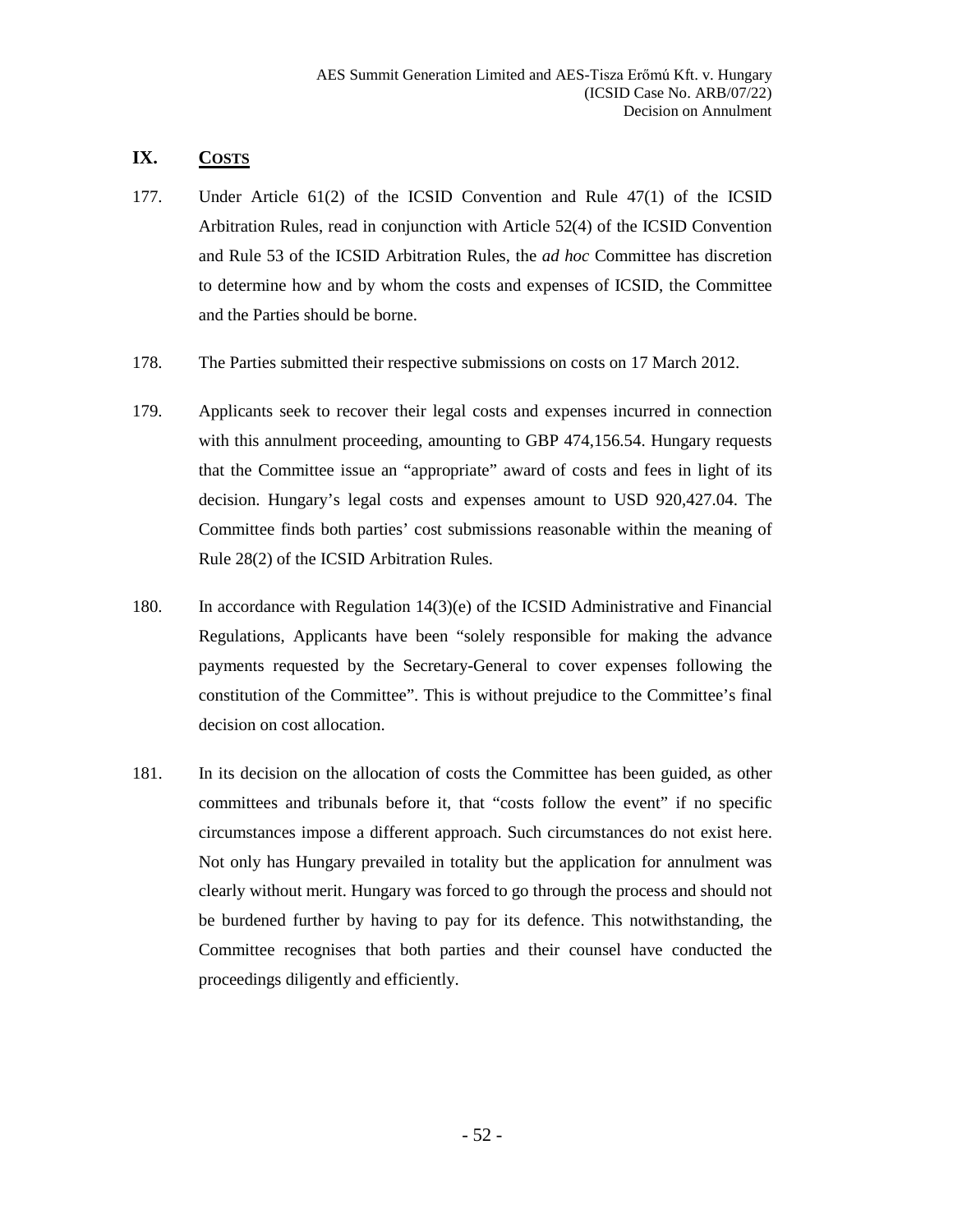## IX. COSTS

177. Under Article 61(2) of the ICSID Convention and Rule 47(1) of the ICSID Arbitration Rules, read in conjunction with Article 52(4) of the ICSID Convention and Rule 53 of the ICSID Arbitration Rules, the *ad hoc* Committee has discretion to determine how and by whom the costs and expenses of ICSID, the Committee and the Parties should be borne.

178. The Parties submitted their respective submissions on costs on 17 March 2012.

179. Applicants seek to recover their legal costs and expenses incurred in connection with this annulment proceeding, amounting to GBP 474,156.54. Hungary requests that the Committee issue an "appropriate" award of costs and fees in light of its decision. Hungary's legal costs and expenses amount to USD 920,427.04. The Committee finds both parties' cost submissions reasonable within the meaning of Rule 28(2) of the ICSID Arbitration Rules.

180. In accordance with Regulation 14(3)(e) of the ICSID Administrative and Financial Regulations, Applicants have been "solely responsible for making the advance payments requested by the Secretary-General to cover expenses following the constitution of the Committee". This is without prejudice to the Committee's final decision on cost allocation.

181. In its decision on the allocation of costs the Committee has been guided, as other committees and tribunals before it, that "costs follow the event" if no specific circumstances impose a different approach. Such circumstances do not exist here. Not only has Hungary prevailed in totality but the application for annulment was clearly without merit. Hungary was forced to go through the process and should not be burdened further by having to pay for its defence. This notwithstanding, the Committee recognises that both parties and their counsel have conducted the proceedings diligently and efficiently.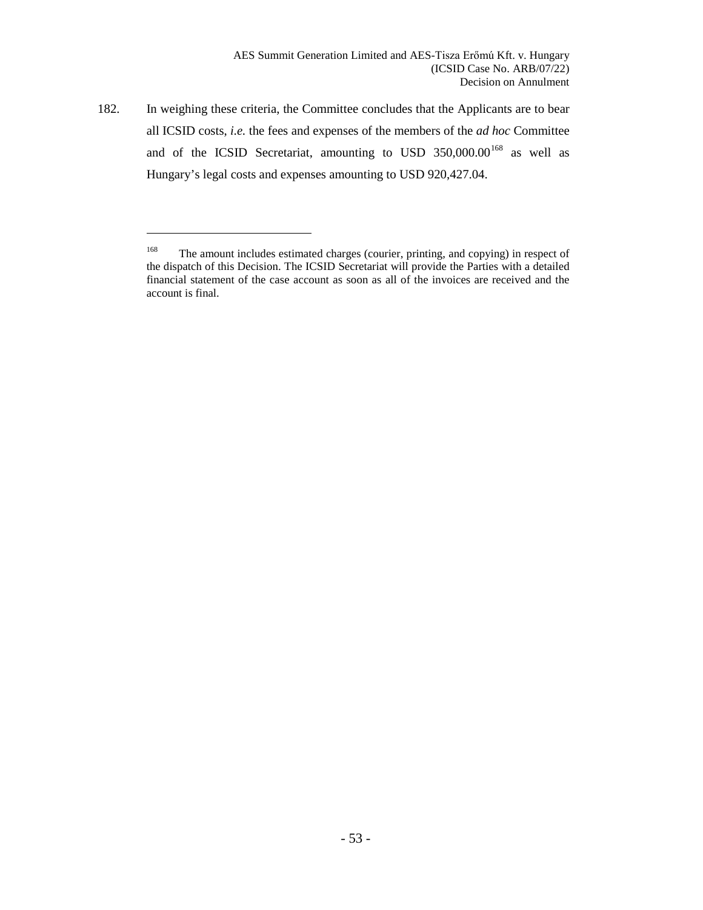182. In weighing these criteria, the Committee concludes that the Applicants are to bear all ICSID costs, *i.e.* the fees and expenses of the members of the *ad hoc* Committee and of the ICSID Secretariat, amounting to USD 350,000.00[168] as well as Hungary's legal costs and expenses amounting to USD 920,427.04.

---

[168] The amount includes estimated charges (courier, printing, and copying) in respect of the dispatch of this Decision. The ICSID Secretariat will provide the Parties with a detailed financial statement of the case account as soon as all of the invoices are received and the account is final.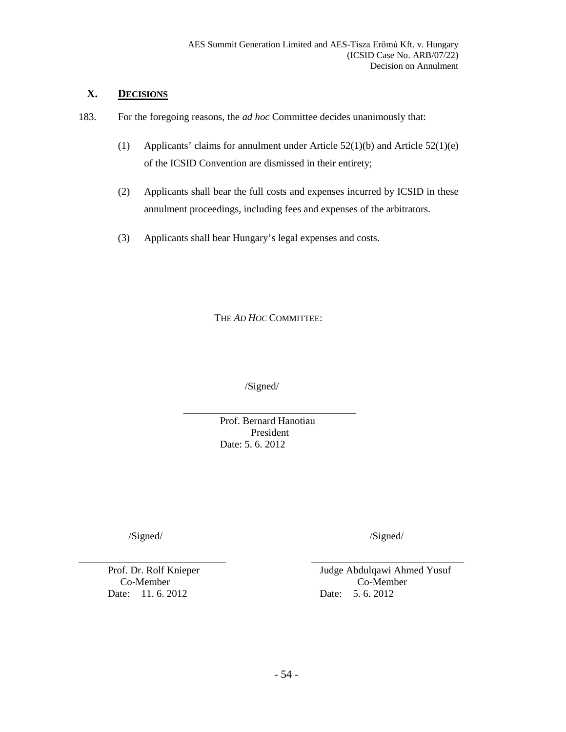## X. DECISIONS

183. For the foregoing reasons, the *ad hoc* Committee decides unanimously that:

(1) Applicants' claims for annulment under Article 52(1)(b) and Article 52(1)(e) of the ICSID Convention are dismissed in their entirety;

(2) Applicants shall bear the full costs and expenses incurred by ICSID in these annulment proceedings, including fees and expenses of the arbitrators.

(3) Applicants shall bear Hungary's legal expenses and costs.

THE *AD HOC* COMMITTEE:

/Signed/

Prof. Bernard Hanotiau
President
Date: 5. 6. 2012

/Signed/

Prof. Dr. Rolf Knieper
Co-Member
Date: 11. 6. 2012

/Signed/

Judge Abdulqawi Ahmed Yusuf
Co-Member
Date: 5. 6. 2012